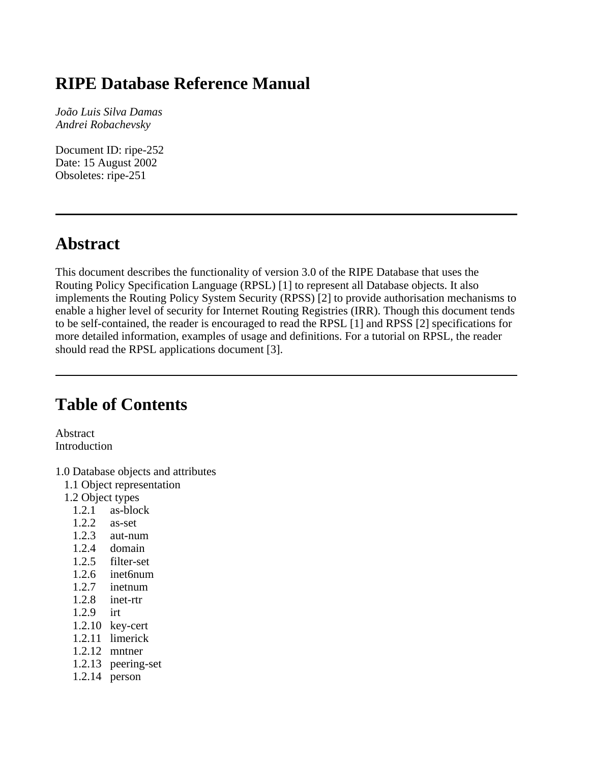# RIPE Database Reference Manual

*João Luis Silva Damas*
*Andrei Robachevsky*

Document ID: ripe-252
Date: 15 August 2002
Obsoletes: ripe-251

---

## Abstract

This document describes the functionality of version 3.0 of the RIPE Database that uses the Routing Policy Specification Language (RPSL) [1] to represent all Database objects. It also implements the Routing Policy System Security (RPSS) [2] to provide authorisation mechanisms to enable a higher level of security for Internet Routing Registries (IRR). Though this document tends to be self-contained, the reader is encouraged to read the RPSL [1] and RPSS [2] specifications for more detailed information, examples of usage and definitions. For a tutorial on RPSL, the reader should read the RPSL applications document [3].

---

## Table of Contents

Abstract
Introduction

1.0 Database objects and attributes
- 1.1 Object representation
- 1.2 Object types
  - 1.2.1 as-block
  - 1.2.2 as-set
  - 1.2.3 aut-num
  - 1.2.4 domain
  - 1.2.5 filter-set
  - 1.2.6 inet6num
  - 1.2.7 inetnum
  - 1.2.8 inet-rtr
  - 1.2.9 irt
  - 1.2.10 key-cert
  - 1.2.11 limerick
  - 1.2.12 mntner
  - 1.2.13 peering-set
  - 1.2.14 person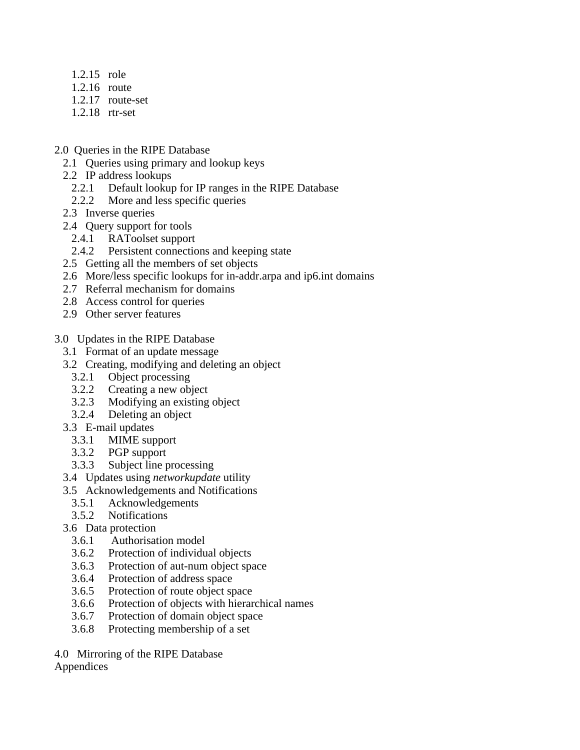- 1.2.15 role
- 1.2.16 route
- 1.2.17 route-set
- 1.2.18 rtr-set

2.0 Queries in the RIPE Database
- 2.1 Queries using primary and lookup keys
- 2.2 IP address lookups
  - 2.2.1 Default lookup for IP ranges in the RIPE Database
  - 2.2.2 More and less specific queries
- 2.3 Inverse queries
- 2.4 Query support for tools
  - 2.4.1 RAToolset support
  - 2.4.2 Persistent connections and keeping state
- 2.5 Getting all the members of set objects
- 2.6 More/less specific lookups for in-addr.arpa and ip6.int domains
- 2.7 Referral mechanism for domains
- 2.8 Access control for queries
- 2.9 Other server features

3.0 Updates in the RIPE Database
- 3.1 Format of an update message
- 3.2 Creating, modifying and deleting an object
  - 3.2.1 Object processing
  - 3.2.2 Creating a new object
  - 3.2.3 Modifying an existing object
  - 3.2.4 Deleting an object
- 3.3 E-mail updates
  - 3.3.1 MIME support
  - 3.3.2 PGP support
  - 3.3.3 Subject line processing
- 3.4 Updates using *networkupdate* utility
- 3.5 Acknowledgements and Notifications
  - 3.5.1 Acknowledgements
  - 3.5.2 Notifications
- 3.6 Data protection
  - 3.6.1 Authorisation model
  - 3.6.2 Protection of individual objects
  - 3.6.3 Protection of aut-num object space
  - 3.6.4 Protection of address space
  - 3.6.5 Protection of route object space
  - 3.6.6 Protection of objects with hierarchical names
  - 3.6.7 Protection of domain object space
  - 3.6.8 Protecting membership of a set

4.0 Mirroring of the RIPE Database

Appendices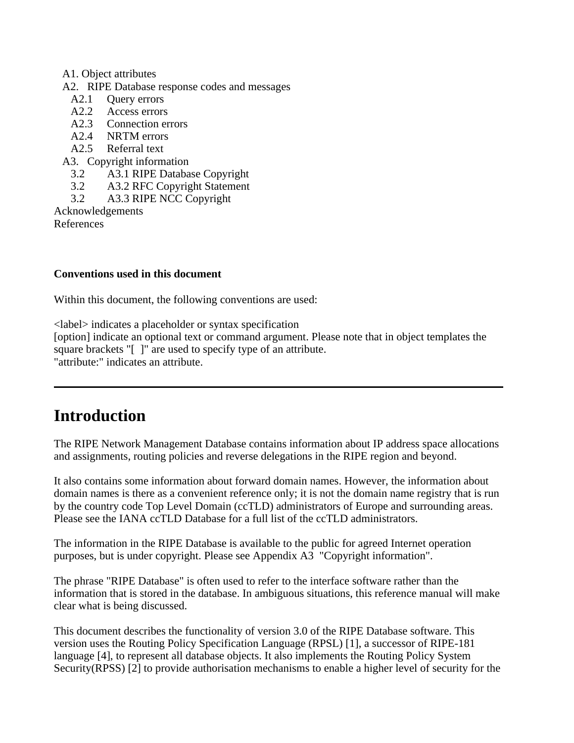- A1. Object attributes
- A2. RIPE Database response codes and messages
  - A2.1 Query errors
  - A2.2 Access errors
  - A2.3 Connection errors
  - A2.4 NRTM errors
  - A2.5 Referral text
- A3. Copyright information
  - 3.2 A3.1 RIPE Database Copyright
  - 3.2 A3.2 RFC Copyright Statement
  - 3.2 A3.3 RIPE NCC Copyright

Acknowledgements

References

**Conventions used in this document**

Within this document, the following conventions are used:

<label> indicates a placeholder or syntax specification
[option] indicate an optional text or command argument. Please note that in object templates the square brackets "[ ]" are used to specify type of an attribute.
"attribute:" indicates an attribute.

---

# Introduction

The RIPE Network Management Database contains information about IP address space allocations and assignments, routing policies and reverse delegations in the RIPE region and beyond.

It also contains some information about forward domain names. However, the information about domain names is there as a convenient reference only; it is not the domain name registry that is run by the country code Top Level Domain (ccTLD) administrators of Europe and surrounding areas. Please see the IANA ccTLD Database for a full list of the ccTLD administrators.

The information in the RIPE Database is available to the public for agreed Internet operation purposes, but is under copyright. Please see Appendix A3 "Copyright information".

The phrase "RIPE Database" is often used to refer to the interface software rather than the information that is stored in the database. In ambiguous situations, this reference manual will make clear what is being discussed.

This document describes the functionality of version 3.0 of the RIPE Database software. This version uses the Routing Policy Specification Language (RPSL) [1], a successor of RIPE-181 language [4], to represent all database objects. It also implements the Routing Policy System Security(RPSS) [2] to provide authorisation mechanisms to enable a higher level of security for the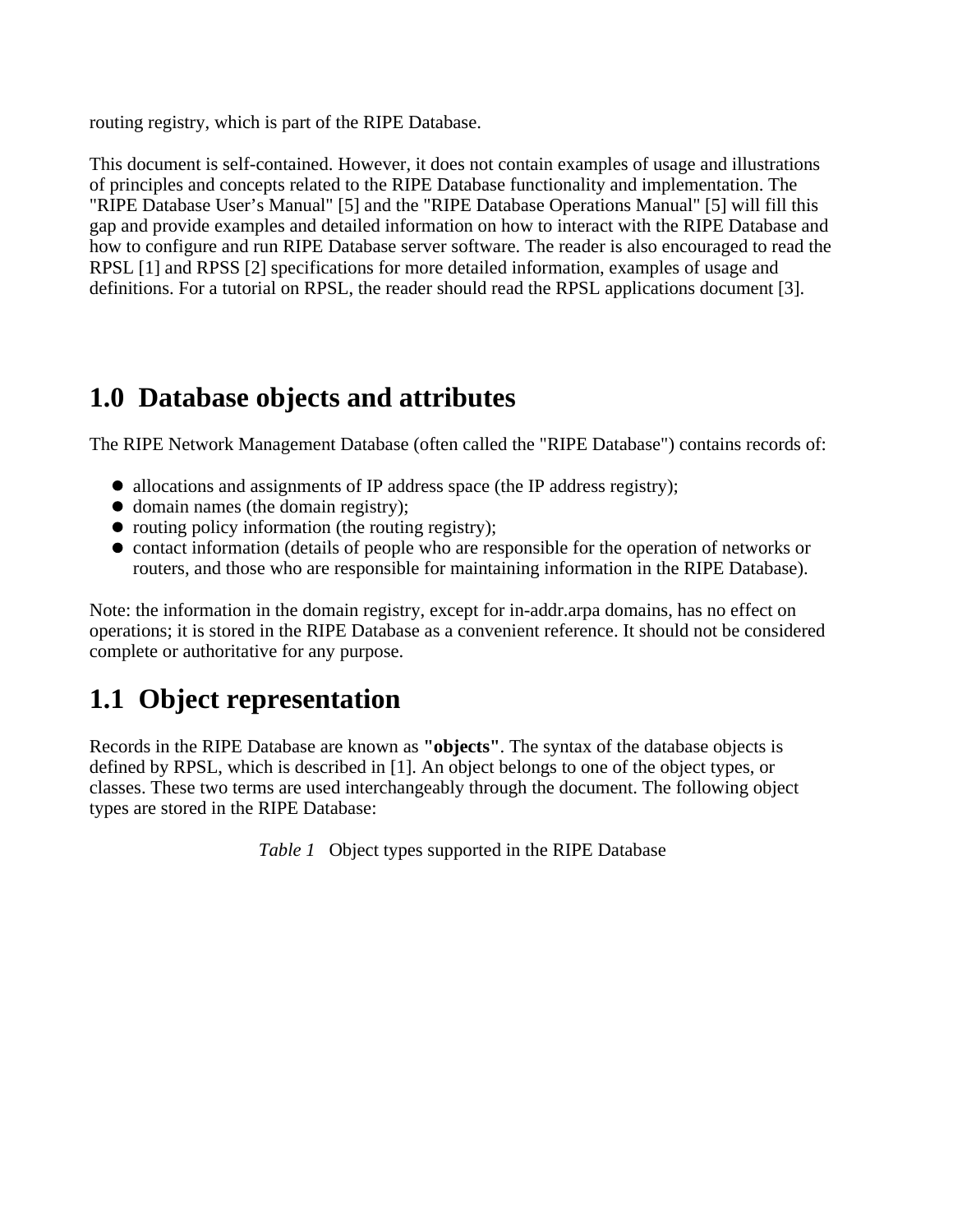routing registry, which is part of the RIPE Database.

This document is self-contained. However, it does not contain examples of usage and illustrations of principles and concepts related to the RIPE Database functionality and implementation. The "RIPE Database User's Manual" [5] and the "RIPE Database Operations Manual" [5] will fill this gap and provide examples and detailed information on how to interact with the RIPE Database and how to configure and run RIPE Database server software. The reader is also encouraged to read the RPSL [1] and RPSS [2] specifications for more detailed information, examples of usage and definitions. For a tutorial on RPSL, the reader should read the RPSL applications document [3].

# 1.0 Database objects and attributes

The RIPE Network Management Database (often called the "RIPE Database") contains records of:

- allocations and assignments of IP address space (the IP address registry);
- domain names (the domain registry);
- routing policy information (the routing registry);
- contact information (details of people who are responsible for the operation of networks or routers, and those who are responsible for maintaining information in the RIPE Database).

Note: the information in the domain registry, except for in-addr.arpa domains, has no effect on operations; it is stored in the RIPE Database as a convenient reference. It should not be considered complete or authoritative for any purpose.

## 1.1 Object representation

Records in the RIPE Database are known as **"objects"**. The syntax of the database objects is defined by RPSL, which is described in [1]. An object belongs to one of the object types, or classes. These two terms are used interchangeably through the document. The following object types are stored in the RIPE Database:

*Table 1* Object types supported in the RIPE Database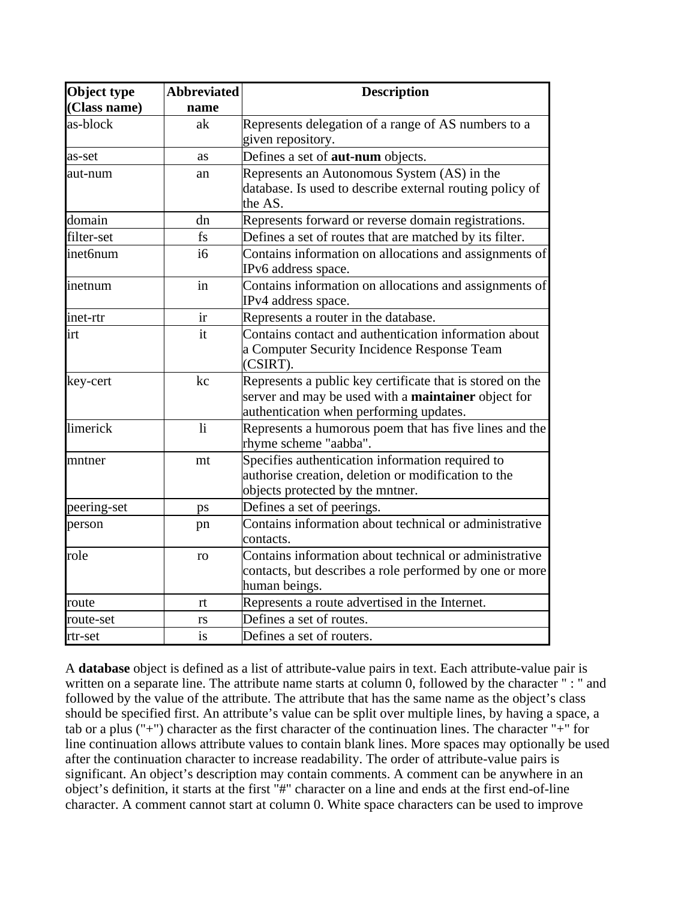| Object type (Class name) | Abbreviated name | Description |
|---|---|---|
| as-block | ak | Represents delegation of a range of AS numbers to a given repository. |
| as-set | as | Defines a set of **aut-num** objects. |
| aut-num | an | Represents an Autonomous System (AS) in the database. Is used to describe external routing policy of the AS. |
| domain | dn | Represents forward or reverse domain registrations. |
| filter-set | fs | Defines a set of routes that are matched by its filter. |
| inet6num | i6 | Contains information on allocations and assignments of IPv6 address space. |
| inetnum | in | Contains information on allocations and assignments of IPv4 address space. |
| inet-rtr | ir | Represents a router in the database. |
| irt | it | Contains contact and authentication information about a Computer Security Incidence Response Team (CSIRT). |
| key-cert | kc | Represents a public key certificate that is stored on the server and may be used with a **maintainer** object for authentication when performing updates. |
| limerick | li | Represents a humorous poem that has five lines and the rhyme scheme "aabba". |
| mntner | mt | Specifies authentication information required to authorise creation, deletion or modification to the objects protected by the mntner. |
| peering-set | ps | Defines a set of peerings. |
| person | pn | Contains information about technical or administrative contacts. |
| role | ro | Contains information about technical or administrative contacts, but describes a role performed by one or more human beings. |
| route | rt | Represents a route advertised in the Internet. |
| route-set | rs | Defines a set of routes. |
| rtr-set | is | Defines a set of routers. |

A **database** object is defined as a list of attribute-value pairs in text. Each attribute-value pair is written on a separate line. The attribute name starts at column 0, followed by the character " : " and followed by the value of the attribute. The attribute that has the same name as the object's class should be specified first. An attribute's value can be split over multiple lines, by having a space, a tab or a plus ("+") character as the first character of the continuation lines. The character "+" for line continuation allows attribute values to contain blank lines. More spaces may optionally be used after the continuation character to increase readability. The order of attribute-value pairs is significant. An object's description may contain comments. A comment can be anywhere in an object's definition, it starts at the first "#" character on a line and ends at the first end-of-line character. A comment cannot start at column 0. White space characters can be used to improve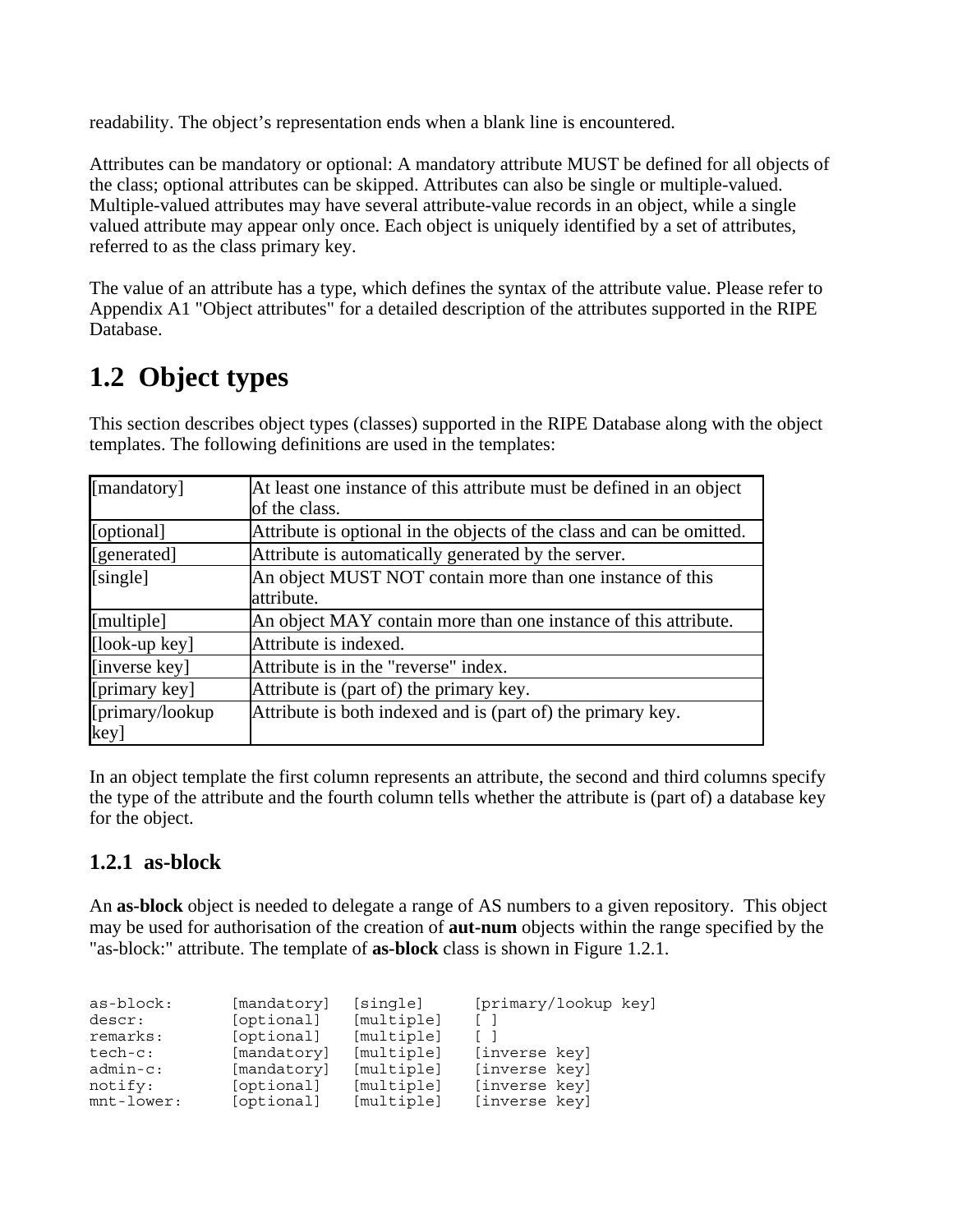readability. The object's representation ends when a blank line is encountered.

Attributes can be mandatory or optional: A mandatory attribute MUST be defined for all objects of the class; optional attributes can be skipped. Attributes can also be single or multiple-valued. Multiple-valued attributes may have several attribute-value records in an object, while a single valued attribute may appear only once. Each object is uniquely identified by a set of attributes, referred to as the class primary key.

The value of an attribute has a type, which defines the syntax of the attribute value. Please refer to Appendix A1 "Object attributes" for a detailed description of the attributes supported in the RIPE Database.

## 1.2 Object types

This section describes object types (classes) supported in the RIPE Database along with the object templates. The following definitions are used in the templates:

| | |
|---|---|
| [mandatory] | At least one instance of this attribute must be defined in an object of the class. |
| [optional] | Attribute is optional in the objects of the class and can be omitted. |
| [generated] | Attribute is automatically generated by the server. |
| [single] | An object MUST NOT contain more than one instance of this attribute. |
| [multiple] | An object MAY contain more than one instance of this attribute. |
| [look-up key] | Attribute is indexed. |
| [inverse key] | Attribute is in the "reverse" index. |
| [primary key] | Attribute is (part of) the primary key. |
| [primary/lookup key] | Attribute is both indexed and is (part of) the primary key. |

In an object template the first column represents an attribute, the second and third columns specify the type of the attribute and the fourth column tells whether the attribute is (part of) a database key for the object.

### 1.2.1 as-block

An **as-block** object is needed to delegate a range of AS numbers to a given repository. This object may be used for authorisation of the creation of **aut-num** objects within the range specified by the "as-block:" attribute. The template of **as-block** class is shown in Figure 1.2.1.

```
as-block:      [mandatory]  [single]     [primary/lookup key]
descr:         [optional]   [multiple]   [ ]
remarks:       [optional]   [multiple]   [ ]
tech-c:        [mandatory]  [multiple]   [inverse key]
admin-c:       [mandatory]  [multiple]   [inverse key]
notify:        [optional]   [multiple]   [inverse key]
mnt-lower:     [optional]   [multiple]   [inverse key]
```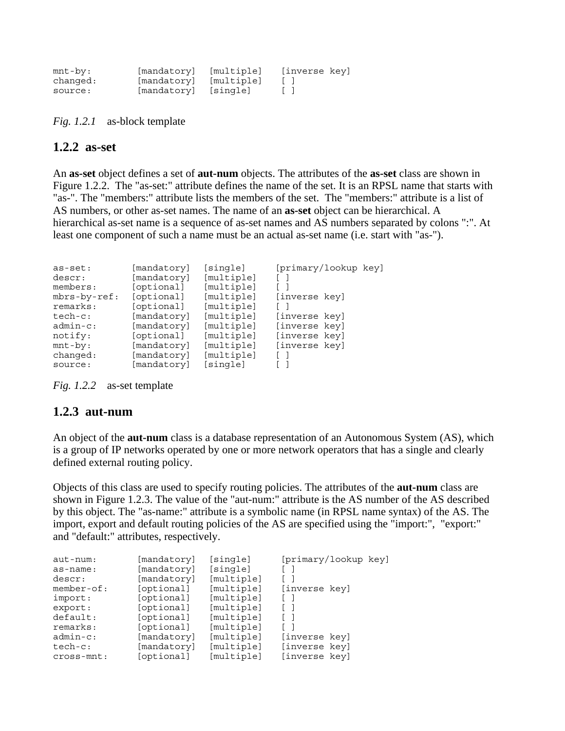```
mnt-by:        [mandatory]  [multiple]   [inverse key]
changed:       [mandatory]  [multiple]   [ ]
source:        [mandatory]  [single]     [ ]
```

*Fig. 1.2.1* as-block template

### 1.2.2 as-set

An **as-set** object defines a set of **aut-num** objects. The attributes of the **as-set** class are shown in Figure 1.2.2. The "as-set:" attribute defines the name of the set. It is an RPSL name that starts with "as-". The "members:" attribute lists the members of the set. The "members:" attribute is a list of AS numbers, or other as-set names. The name of an **as-set** object can be hierarchical. A hierarchical as-set name is a sequence of as-set names and AS numbers separated by colons ":". At least one component of such a name must be an actual as-set name (i.e. start with "as-").

```
as-set:        [mandatory]  [single]     [primary/lookup key]
descr:         [mandatory]  [multiple]   [ ]
members:       [optional]   [multiple]   [ ]
mbrs-by-ref:   [optional]   [multiple]   [inverse key]
remarks:       [optional]   [multiple]   [ ]
tech-c:        [mandatory]  [multiple]   [inverse key]
admin-c:       [mandatory]  [multiple]   [inverse key]
notify:        [optional]   [multiple]   [inverse key]
mnt-by:        [mandatory]  [multiple]   [inverse key]
changed:       [mandatory]  [multiple]   [ ]
source:        [mandatory]  [single]     [ ]
```

*Fig. 1.2.2* as-set template

### 1.2.3 aut-num

An object of the **aut-num** class is a database representation of an Autonomous System (AS), which is a group of IP networks operated by one or more network operators that has a single and clearly defined external routing policy.

Objects of this class are used to specify routing policies. The attributes of the **aut-num** class are shown in Figure 1.2.3. The value of the "aut-num:" attribute is the AS number of the AS described by this object. The "as-name:" attribute is a symbolic name (in RPSL name syntax) of the AS. The import, export and default routing policies of the AS are specified using the "import:", "export:" and "default:" attributes, respectively.

```
aut-num:       [mandatory]  [single]     [primary/lookup key]
as-name:       [mandatory]  [single]     [ ]
descr:         [mandatory]  [multiple]   [ ]
member-of:     [optional]   [multiple]   [inverse key]
import:        [optional]   [multiple]   [ ]
export:        [optional]   [multiple]   [ ]
default:       [optional]   [multiple]   [ ]
remarks:       [optional]   [multiple]   [ ]
admin-c:       [mandatory]  [multiple]   [inverse key]
tech-c:        [mandatory]  [multiple]   [inverse key]
cross-mnt:     [optional]   [multiple]   [inverse key]
```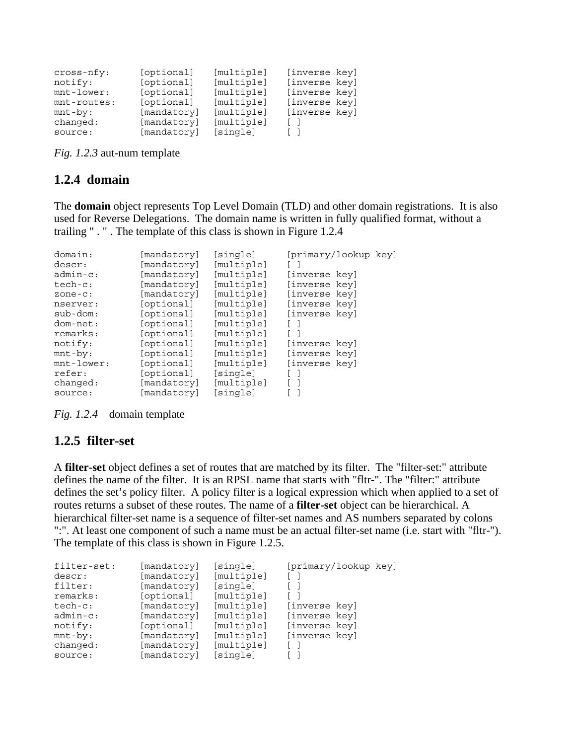```
cross-nfy:      [optional]   [multiple]   [inverse key]
notify:         [optional]   [multiple]   [inverse key]
mnt-lower:      [optional]   [multiple]   [inverse key]
mnt-routes:     [optional]   [multiple]   [inverse key]
mnt-by:         [mandatory]  [multiple]   [inverse key]
changed:        [mandatory]  [multiple]   [ ]
source:         [mandatory]  [single]     [ ]
```

*Fig. 1.2.3* aut-num template

### 1.2.4 domain

The **domain** object represents Top Level Domain (TLD) and other domain registrations. It is also used for Reverse Delegations. The domain name is written in fully qualified format, without a trailing " . " . The template of this class is shown in Figure 1.2.4

```
domain:         [mandatory]  [single]     [primary/lookup key]
descr:          [mandatory]  [multiple]   [ ]
admin-c:        [mandatory]  [multiple]   [inverse key]
tech-c:         [mandatory]  [multiple]   [inverse key]
zone-c:         [mandatory]  [multiple]   [inverse key]
nserver:        [optional]   [multiple]   [inverse key]
sub-dom:        [optional]   [multiple]   [inverse key]
dom-net:        [optional]   [multiple]   [ ]
remarks:        [optional]   [multiple]   [ ]
notify:         [optional]   [multiple]   [inverse key]
mnt-by:         [optional]   [multiple]   [inverse key]
mnt-lower:      [optional]   [multiple]   [inverse key]
refer:          [optional]   [single]     [ ]
changed:        [mandatory]  [multiple]   [ ]
source:         [mandatory]  [single]     [ ]
```

*Fig. 1.2.4* domain template

### 1.2.5 filter-set

A **filter-set** object defines a set of routes that are matched by its filter. The "filter-set:" attribute defines the name of the filter. It is an RPSL name that starts with "fltr-". The "filter:" attribute defines the set's policy filter. A policy filter is a logical expression which when applied to a set of routes returns a subset of these routes. The name of a **filter-set** object can be hierarchical. A hierarchical filter-set name is a sequence of filter-set names and AS numbers separated by colons ":". At least one component of such a name must be an actual filter-set name (i.e. start with "fltr-"). The template of this class is shown in Figure 1.2.5.

```
filter-set:     [mandatory]  [single]     [primary/lookup key]
descr:          [mandatory]  [multiple]   [ ]
filter:         [mandatory]  [single]     [ ]
remarks:        [optional]   [multiple]   [ ]
tech-c:         [mandatory]  [multiple]   [inverse key]
admin-c:        [mandatory]  [multiple]   [inverse key]
notify:         [optional]   [multiple]   [inverse key]
mnt-by:         [mandatory]  [multiple]   [inverse key]
changed:        [mandatory]  [multiple]   [ ]
source:         [mandatory]  [single]     [ ]
```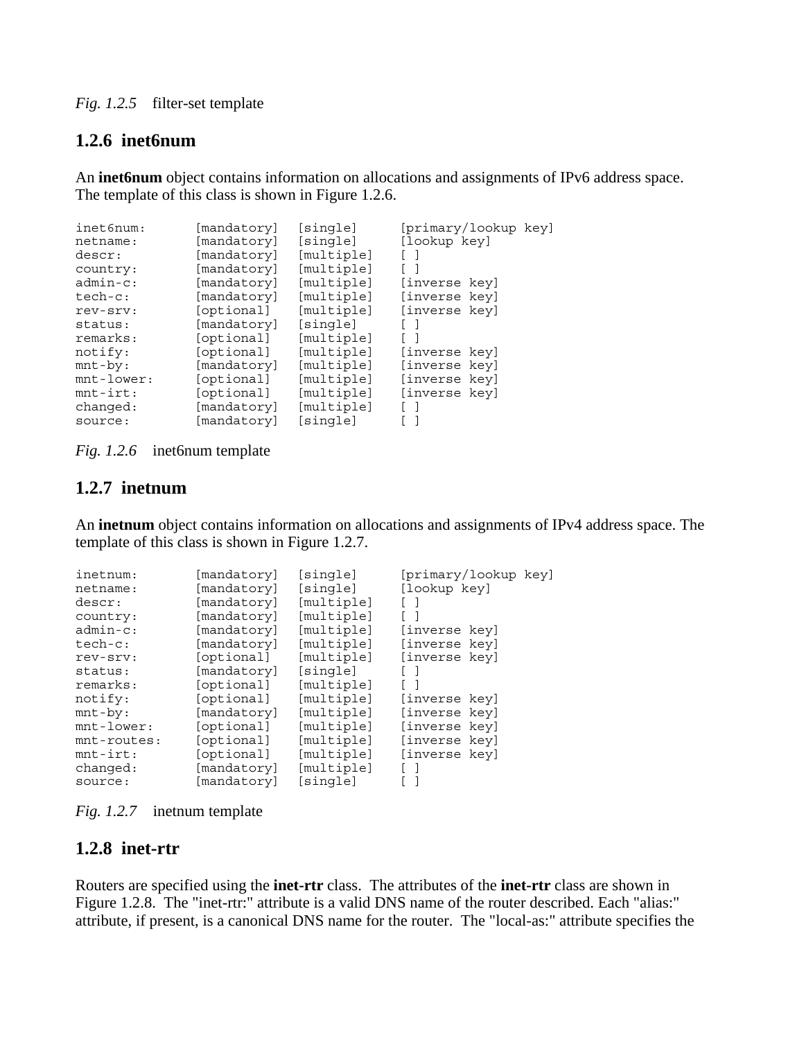*Fig. 1.2.5* filter-set template

## 1.2.6 inet6num

An **inet6num** object contains information on allocations and assignments of IPv6 address space. The template of this class is shown in Figure 1.2.6.

```
inet6num:      [mandatory]  [single]     [primary/lookup key]
netname:       [mandatory]  [single]     [lookup key]
descr:         [mandatory]  [multiple]   [ ]
country:       [mandatory]  [multiple]   [ ]
admin-c:       [mandatory]  [multiple]   [inverse key]
tech-c:        [mandatory]  [multiple]   [inverse key]
rev-srv:       [optional]   [multiple]   [inverse key]
status:        [mandatory]  [single]     [ ]
remarks:       [optional]   [multiple]   [ ]
notify:        [optional]   [multiple]   [inverse key]
mnt-by:        [mandatory]  [multiple]   [inverse key]
mnt-lower:     [optional]   [multiple]   [inverse key]
mnt-irt:       [optional]   [multiple]   [inverse key]
changed:       [mandatory]  [multiple]   [ ]
source:        [mandatory]  [single]     [ ]
```

*Fig. 1.2.6* inet6num template

## 1.2.7 inetnum

An **inetnum** object contains information on allocations and assignments of IPv4 address space. The template of this class is shown in Figure 1.2.7.

```
inetnum:       [mandatory]  [single]     [primary/lookup key]
netname:       [mandatory]  [single]     [lookup key]
descr:         [mandatory]  [multiple]   [ ]
country:       [mandatory]  [multiple]   [ ]
admin-c:       [mandatory]  [multiple]   [inverse key]
tech-c:        [mandatory]  [multiple]   [inverse key]
rev-srv:       [optional]   [multiple]   [inverse key]
status:        [mandatory]  [single]     [ ]
remarks:       [optional]   [multiple]   [ ]
notify:        [optional]   [multiple]   [inverse key]
mnt-by:        [mandatory]  [multiple]   [inverse key]
mnt-lower:     [optional]   [multiple]   [inverse key]
mnt-routes:    [optional]   [multiple]   [inverse key]
mnt-irt:       [optional]   [multiple]   [inverse key]
changed:       [mandatory]  [multiple]   [ ]
source:        [mandatory]  [single]     [ ]
```

*Fig. 1.2.7* inetnum template

## 1.2.8 inet-rtr

Routers are specified using the **inet-rtr** class. The attributes of the **inet-rtr** class are shown in Figure 1.2.8. The "inet-rtr:" attribute is a valid DNS name of the router described. Each "alias:" attribute, if present, is a canonical DNS name for the router. The "local-as:" attribute specifies the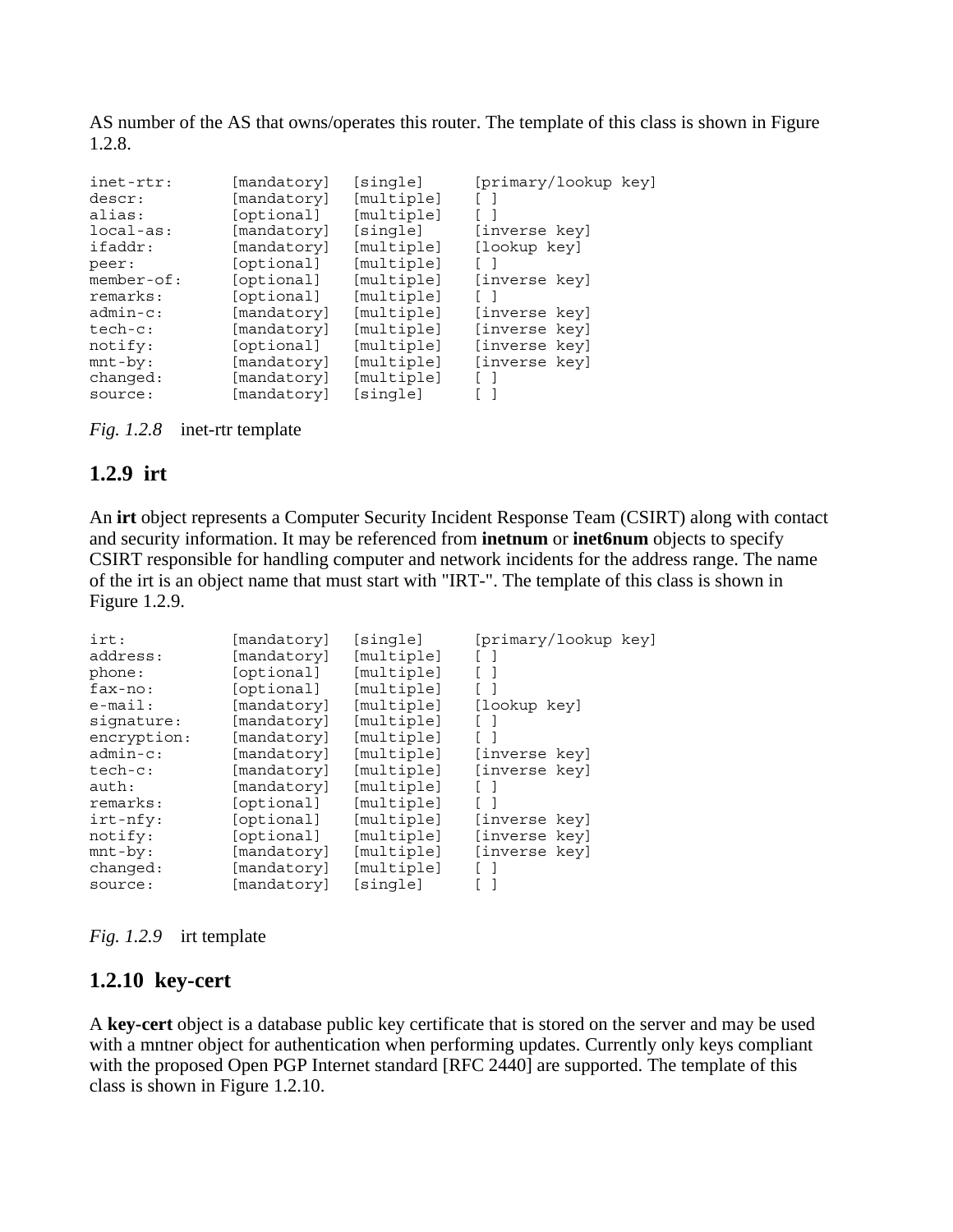AS number of the AS that owns/operates this router. The template of this class is shown in Figure 1.2.8.

```
inet-rtr:       [mandatory]  [single]     [primary/lookup key]
descr:          [mandatory]  [multiple]   [ ]
alias:          [optional]   [multiple]   [ ]
local-as:       [mandatory]  [single]     [inverse key]
ifaddr:         [mandatory]  [multiple]   [lookup key]
peer:           [optional]   [multiple]   [ ]
member-of:      [optional]   [multiple]   [inverse key]
remarks:        [optional]   [multiple]   [ ]
admin-c:        [mandatory]  [multiple]   [inverse key]
tech-c:         [mandatory]  [multiple]   [inverse key]
notify:         [optional]   [multiple]   [inverse key]
mnt-by:         [mandatory]  [multiple]   [inverse key]
changed:        [mandatory]  [multiple]   [ ]
source:         [mandatory]  [single]     [ ]
```

*Fig. 1.2.8* inet-rtr template

## 1.2.9 irt

An **irt** object represents a Computer Security Incident Response Team (CSIRT) along with contact and security information. It may be referenced from **inetnum** or **inet6num** objects to specify CSIRT responsible for handling computer and network incidents for the address range. The name of the irt is an object name that must start with "IRT-". The template of this class is shown in Figure 1.2.9.

```
irt:            [mandatory]  [single]     [primary/lookup key]
address:        [mandatory]  [multiple]   [ ]
phone:          [optional]   [multiple]   [ ]
fax-no:         [optional]   [multiple]   [ ]
e-mail:         [mandatory]  [multiple]   [lookup key]
signature:      [mandatory]  [multiple]   [ ]
encryption:     [mandatory]  [multiple]   [ ]
admin-c:        [mandatory]  [multiple]   [inverse key]
tech-c:         [mandatory]  [multiple]   [inverse key]
auth:           [mandatory]  [multiple]   [ ]
remarks:        [optional]   [multiple]   [ ]
irt-nfy:        [optional]   [multiple]   [inverse key]
notify:         [optional]   [multiple]   [inverse key]
mnt-by:         [mandatory]  [multiple]   [inverse key]
changed:        [mandatory]  [multiple]   [ ]
source:         [mandatory]  [single]     [ ]
```

*Fig. 1.2.9* irt template

## 1.2.10 key-cert

A **key-cert** object is a database public key certificate that is stored on the server and may be used with a mntner object for authentication when performing updates. Currently only keys compliant with the proposed Open PGP Internet standard [RFC 2440] are supported. The template of this class is shown in Figure 1.2.10.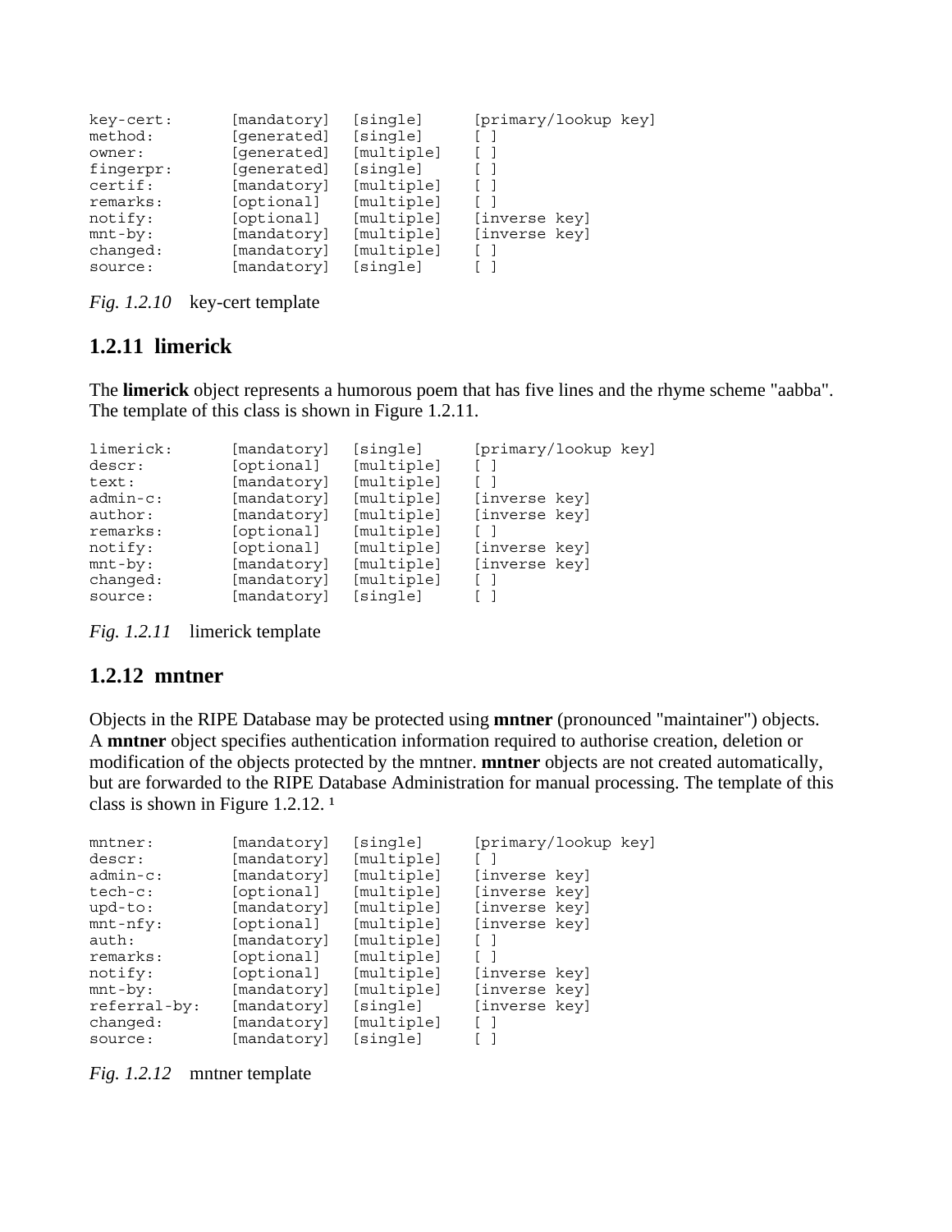```
key-cert:       [mandatory]  [single]     [primary/lookup key]
method:         [generated]  [single]     [ ]
owner:          [generated]  [multiple]   [ ]
fingerpr:       [generated]  [single]     [ ]
certif:         [mandatory]  [multiple]   [ ]
remarks:        [optional]   [multiple]   [ ]
notify:         [optional]   [multiple]   [inverse key]
mnt-by:         [mandatory]  [multiple]   [inverse key]
changed:        [mandatory]  [multiple]   [ ]
source:         [mandatory]  [single]     [ ]
```

*Fig. 1.2.10* key-cert template

### 1.2.11 limerick

The **limerick** object represents a humorous poem that has five lines and the rhyme scheme "aabba". The template of this class is shown in Figure 1.2.11.

```
limerick:       [mandatory]  [single]     [primary/lookup key]
descr:          [optional]   [multiple]   [ ]
text:           [mandatory]  [multiple]   [ ]
admin-c:        [mandatory]  [multiple]   [inverse key]
author:         [mandatory]  [multiple]   [inverse key]
remarks:        [optional]   [multiple]   [ ]
notify:         [optional]   [multiple]   [inverse key]
mnt-by:         [mandatory]  [multiple]   [inverse key]
changed:        [mandatory]  [multiple]   [ ]
source:         [mandatory]  [single]     [ ]
```

*Fig. 1.2.11* limerick template

### 1.2.12 mntner

Objects in the RIPE Database may be protected using **mntner** (pronounced "maintainer") objects. A **mntner** object specifies authentication information required to authorise creation, deletion or modification of the objects protected by the mntner. **mntner** objects are not created automatically, but are forwarded to the RIPE Database Administration for manual processing. The template of this class is shown in Figure 1.2.12. [1]

```
mntner:         [mandatory]  [single]     [primary/lookup key]
descr:          [mandatory]  [multiple]   [ ]
admin-c:        [mandatory]  [multiple]   [inverse key]
tech-c:         [optional]   [multiple]   [inverse key]
upd-to:         [mandatory]  [multiple]   [inverse key]
mnt-nfy:        [optional]   [multiple]   [inverse key]
auth:           [mandatory]  [multiple]   [ ]
remarks:        [optional]   [multiple]   [ ]
notify:         [optional]   [multiple]   [inverse key]
mnt-by:         [mandatory]  [multiple]   [inverse key]
referral-by:    [mandatory]  [single]     [inverse key]
changed:        [mandatory]  [multiple]   [ ]
source:         [mandatory]  [single]     [ ]
```

*Fig. 1.2.12* mntner template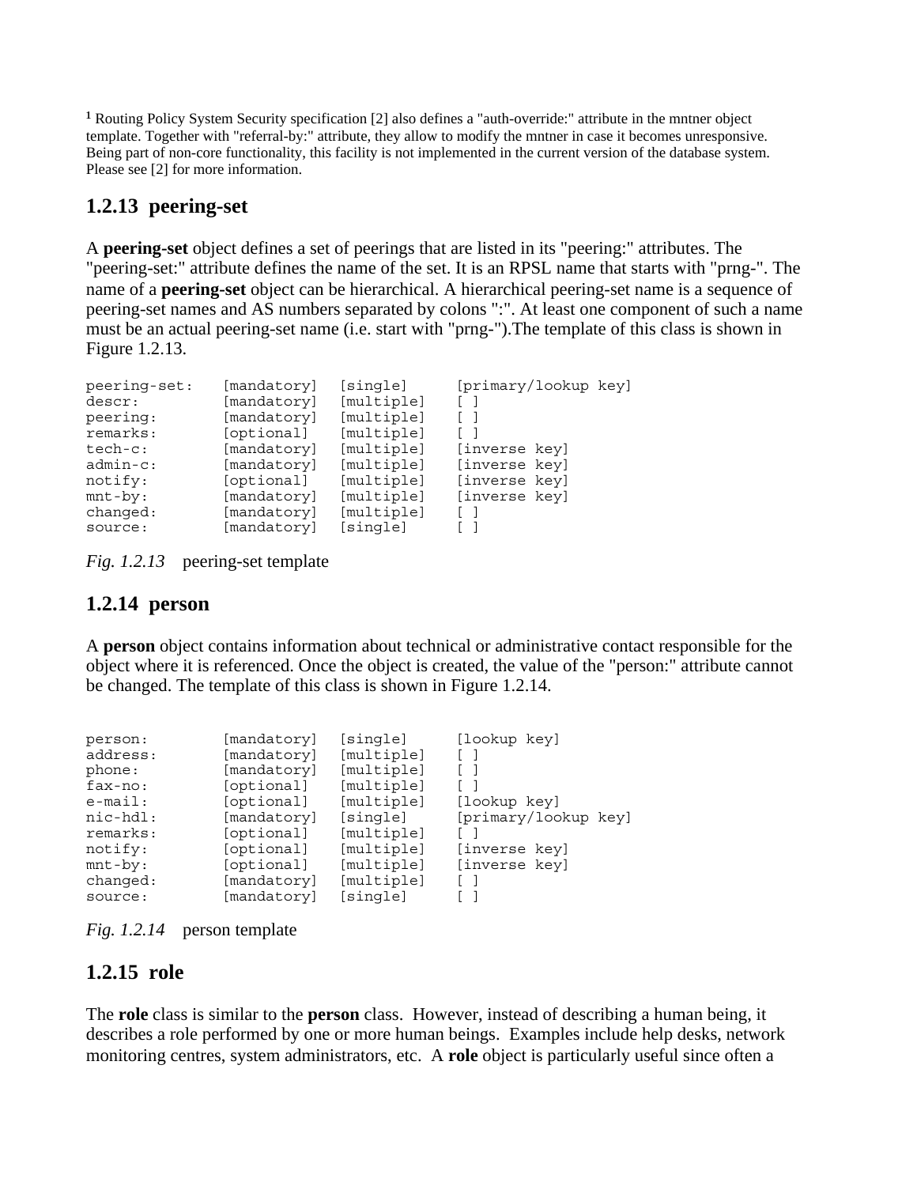[1] Routing Policy System Security specification [2] also defines a "auth-override:" attribute in the mntner object template. Together with "referral-by:" attribute, they allow to modify the mntner in case it becomes unresponsive. Being part of non-core functionality, this facility is not implemented in the current version of the database system. Please see [2] for more information.

### 1.2.13 peering-set

A **peering-set** object defines a set of peerings that are listed in its "peering:" attributes. The "peering-set:" attribute defines the name of the set. It is an RPSL name that starts with "prng-". The name of a **peering-set** object can be hierarchical. A hierarchical peering-set name is a sequence of peering-set names and AS numbers separated by colons ":". At least one component of such a name must be an actual peering-set name (i.e. start with "prng-").The template of this class is shown in Figure 1.2.13.

```
peering-set:   [mandatory]  [single]     [primary/lookup key]
descr:         [mandatory]  [multiple]   [ ]
peering:       [mandatory]  [multiple]   [ ]
remarks:       [optional]   [multiple]   [ ]
tech-c:        [mandatory]  [multiple]   [inverse key]
admin-c:       [mandatory]  [multiple]   [inverse key]
notify:        [optional]   [multiple]   [inverse key]
mnt-by:        [mandatory]  [multiple]   [inverse key]
changed:       [mandatory]  [multiple]   [ ]
source:        [mandatory]  [single]     [ ]
```

*Fig. 1.2.13* peering-set template

### 1.2.14 person

A **person** object contains information about technical or administrative contact responsible for the object where it is referenced. Once the object is created, the value of the "person:" attribute cannot be changed. The template of this class is shown in Figure 1.2.14.

```
person:        [mandatory]  [single]     [lookup key]
address:       [mandatory]  [multiple]   [ ]
phone:         [mandatory]  [multiple]   [ ]
fax-no:        [optional]   [multiple]   [ ]
e-mail:        [optional]   [multiple]   [lookup key]
nic-hdl:       [mandatory]  [single]     [primary/lookup key]
remarks:       [optional]   [multiple]   [ ]
notify:        [optional]   [multiple]   [inverse key]
mnt-by:        [optional]   [multiple]   [inverse key]
changed:       [mandatory]  [multiple]   [ ]
source:        [mandatory]  [single]     [ ]
```

*Fig. 1.2.14* person template

### 1.2.15 role

The **role** class is similar to the **person** class. However, instead of describing a human being, it describes a role performed by one or more human beings. Examples include help desks, network monitoring centres, system administrators, etc. A **role** object is particularly useful since often a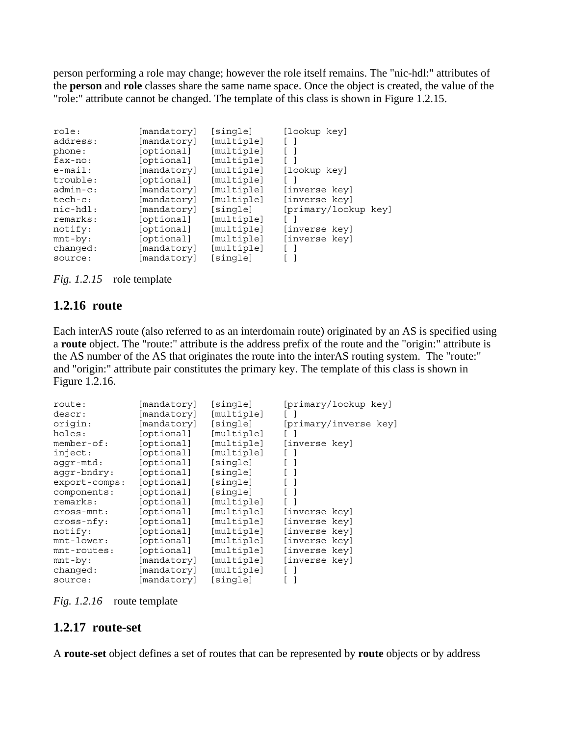person performing a role may change; however the role itself remains. The "nic-hdl:" attributes of the **person** and **role** classes share the same name space. Once the object is created, the value of the "role:" attribute cannot be changed. The template of this class is shown in Figure 1.2.15.

```
role:          [mandatory]  [single]     [lookup key]
address:       [mandatory]  [multiple]   [ ]
phone:         [optional]   [multiple]   [ ]
fax-no:        [optional]   [multiple]   [ ]
e-mail:        [mandatory]  [multiple]   [lookup key]
trouble:       [optional]   [multiple]   [ ]
admin-c:       [mandatory]  [multiple]   [inverse key]
tech-c:        [mandatory]  [multiple]   [inverse key]
nic-hdl:       [mandatory]  [single]     [primary/lookup key]
remarks:       [optional]   [multiple]   [ ]
notify:        [optional]   [multiple]   [inverse key]
mnt-by:        [optional]   [multiple]   [inverse key]
changed:       [mandatory]  [multiple]   [ ]
source:        [mandatory]  [single]     [ ]
```

*Fig. 1.2.15* role template

## 1.2.16 route

Each interAS route (also referred to as an interdomain route) originated by an AS is specified using a **route** object. The "route:" attribute is the address prefix of the route and the "origin:" attribute is the AS number of the AS that originates the route into the interAS routing system. The "route:" and "origin:" attribute pair constitutes the primary key. The template of this class is shown in Figure 1.2.16.

```
route:         [mandatory]  [single]     [primary/lookup key]
descr:         [mandatory]  [multiple]   [ ]
origin:        [mandatory]  [single]     [primary/inverse key]
holes:         [optional]   [multiple]   [ ]
member-of:     [optional]   [multiple]   [inverse key]
inject:        [optional]   [multiple]   [ ]
aggr-mtd:      [optional]   [single]     [ ]
aggr-bndry:    [optional]   [single]     [ ]
export-comps:  [optional]   [single]     [ ]
components:    [optional]   [single]     [ ]
remarks:       [optional]   [multiple]   [ ]
cross-mnt:     [optional]   [multiple]   [inverse key]
cross-nfy:     [optional]   [multiple]   [inverse key]
notify:        [optional]   [multiple]   [inverse key]
mnt-lower:     [optional]   [multiple]   [inverse key]
mnt-routes:    [optional]   [multiple]   [inverse key]
mnt-by:        [mandatory]  [multiple]   [inverse key]
changed:       [mandatory]  [multiple]   [ ]
source:        [mandatory]  [single]     [ ]
```

*Fig. 1.2.16* route template

## 1.2.17 route-set

A **route-set** object defines a set of routes that can be represented by **route** objects or by address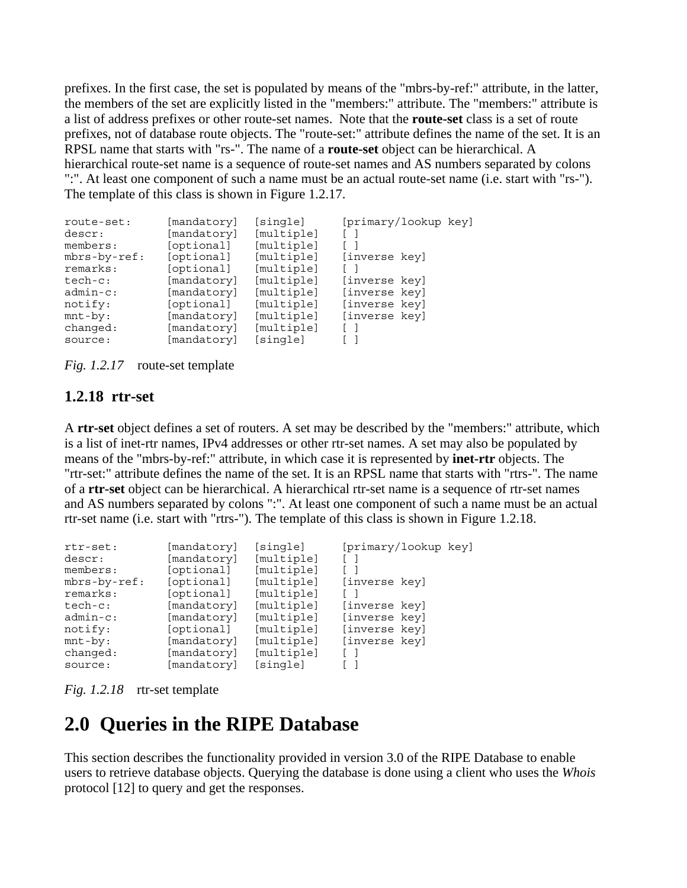prefixes. In the first case, the set is populated by means of the "mbrs-by-ref:" attribute, in the latter, the members of the set are explicitly listed in the "members:" attribute. The "members:" attribute is a list of address prefixes or other route-set names. Note that the **route-set** class is a set of route prefixes, not of database route objects. The "route-set:" attribute defines the name of the set. It is an RPSL name that starts with "rs-". The name of a **route-set** object can be hierarchical. A hierarchical route-set name is a sequence of route-set names and AS numbers separated by colons ":". At least one component of such a name must be an actual route-set name (i.e. start with "rs-"). The template of this class is shown in Figure 1.2.17.

```
route-set:      [mandatory]  [single]     [primary/lookup key]
descr:          [mandatory]  [multiple]   [ ]
members:        [optional]   [multiple]   [ ]
mbrs-by-ref:    [optional]   [multiple]   [inverse key]
remarks:        [optional]   [multiple]   [ ]
tech-c:         [mandatory]  [multiple]   [inverse key]
admin-c:        [mandatory]  [multiple]   [inverse key]
notify:         [optional]   [multiple]   [inverse key]
mnt-by:         [mandatory]  [multiple]   [inverse key]
changed:        [mandatory]  [multiple]   [ ]
source:         [mandatory]  [single]     [ ]
```

*Fig. 1.2.17* route-set template

### 1.2.18 rtr-set

A **rtr-set** object defines a set of routers. A set may be described by the "members:" attribute, which is a list of inet-rtr names, IPv4 addresses or other rtr-set names. A set may also be populated by means of the "mbrs-by-ref:" attribute, in which case it is represented by **inet-rtr** objects. The "rtr-set:" attribute defines the name of the set. It is an RPSL name that starts with "rtrs-". The name of a **rtr-set** object can be hierarchical. A hierarchical rtr-set name is a sequence of rtr-set names and AS numbers separated by colons ":". At least one component of such a name must be an actual rtr-set name (i.e. start with "rtrs-"). The template of this class is shown in Figure 1.2.18.

```
rtr-set:        [mandatory]  [single]     [primary/lookup key]
descr:          [mandatory]  [multiple]   [ ]
members:        [optional]   [multiple]   [ ]
mbrs-by-ref:    [optional]   [multiple]   [inverse key]
remarks:        [optional]   [multiple]   [ ]
tech-c:         [mandatory]  [multiple]   [inverse key]
admin-c:        [mandatory]  [multiple]   [inverse key]
notify:         [optional]   [multiple]   [inverse key]
mnt-by:         [mandatory]  [multiple]   [inverse key]
changed:        [mandatory]  [multiple]   [ ]
source:         [mandatory]  [single]     [ ]
```

*Fig. 1.2.18* rtr-set template

# 2.0 Queries in the RIPE Database

This section describes the functionality provided in version 3.0 of the RIPE Database to enable users to retrieve database objects. Querying the database is done using a client who uses the *Whois* protocol [12] to query and get the responses.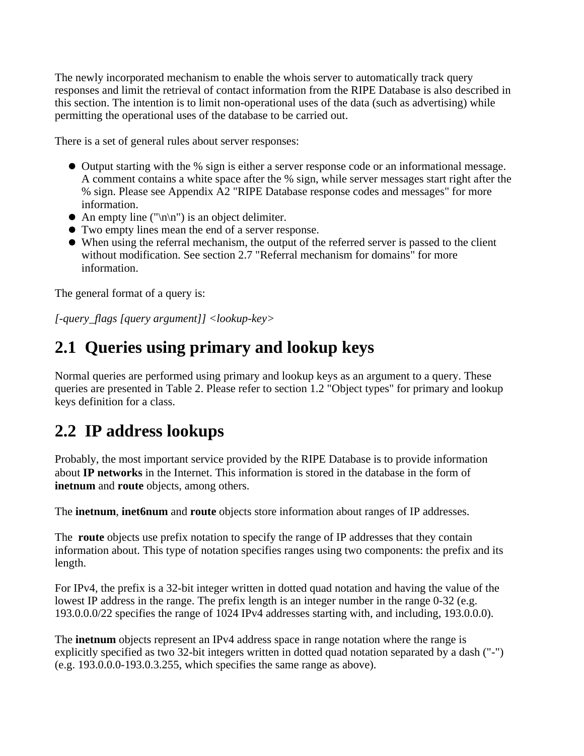The newly incorporated mechanism to enable the whois server to automatically track query responses and limit the retrieval of contact information from the RIPE Database is also described in this section. The intention is to limit non-operational uses of the data (such as advertising) while permitting the operational uses of the database to be carried out.

There is a set of general rules about server responses:

- Output starting with the % sign is either a server response code or an informational message. A comment contains a white space after the % sign, while server messages start right after the % sign. Please see Appendix A2 "RIPE Database response codes and messages" for more information.
- An empty line ("\n\n") is an object delimiter.
- Two empty lines mean the end of a server response.
- When using the referral mechanism, the output of the referred server is passed to the client without modification. See section 2.7 "Referral mechanism for domains" for more information.

The general format of a query is:

*[-query_flags [query argument]] <lookup-key>*

## 2.1 Queries using primary and lookup keys

Normal queries are performed using primary and lookup keys as an argument to a query. These queries are presented in Table 2. Please refer to section 1.2 "Object types" for primary and lookup keys definition for a class.

## 2.2 IP address lookups

Probably, the most important service provided by the RIPE Database is to provide information about **IP networks** in the Internet. This information is stored in the database in the form of **inetnum** and **route** objects, among others.

The **inetnum**, **inet6num** and **route** objects store information about ranges of IP addresses.

The **route** objects use prefix notation to specify the range of IP addresses that they contain information about. This type of notation specifies ranges using two components: the prefix and its length.

For IPv4, the prefix is a 32-bit integer written in dotted quad notation and having the value of the lowest IP address in the range. The prefix length is an integer number in the range 0-32 (e.g. 193.0.0.0/22 specifies the range of 1024 IPv4 addresses starting with, and including, 193.0.0.0).

The **inetnum** objects represent an IPv4 address space in range notation where the range is explicitly specified as two 32-bit integers written in dotted quad notation separated by a dash ("-") (e.g. 193.0.0.0-193.0.3.255, which specifies the same range as above).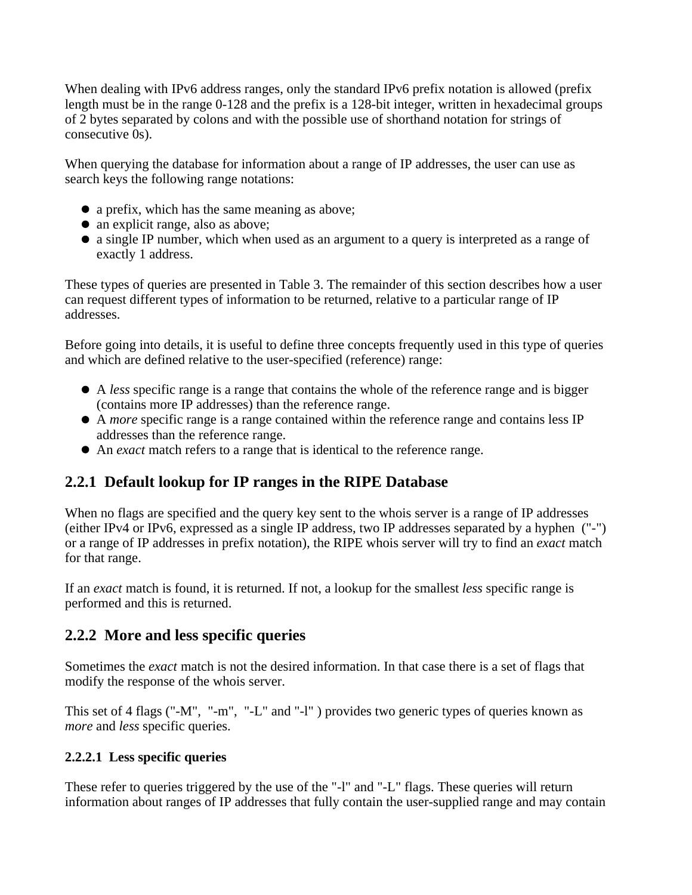When dealing with IPv6 address ranges, only the standard IPv6 prefix notation is allowed (prefix length must be in the range 0-128 and the prefix is a 128-bit integer, written in hexadecimal groups of 2 bytes separated by colons and with the possible use of shorthand notation for strings of consecutive 0s).

When querying the database for information about a range of IP addresses, the user can use as search keys the following range notations:

- a prefix, which has the same meaning as above;
- an explicit range, also as above;
- a single IP number, which when used as an argument to a query is interpreted as a range of exactly 1 address.

These types of queries are presented in Table 3. The remainder of this section describes how a user can request different types of information to be returned, relative to a particular range of IP addresses.

Before going into details, it is useful to define three concepts frequently used in this type of queries and which are defined relative to the user-specified (reference) range:

- A *less* specific range is a range that contains the whole of the reference range and is bigger (contains more IP addresses) than the reference range.
- A *more* specific range is a range contained within the reference range and contains less IP addresses than the reference range.
- An *exact* match refers to a range that is identical to the reference range.

## 2.2.1 Default lookup for IP ranges in the RIPE Database

When no flags are specified and the query key sent to the whois server is a range of IP addresses (either IPv4 or IPv6, expressed as a single IP address, two IP addresses separated by a hyphen ("-") or a range of IP addresses in prefix notation), the RIPE whois server will try to find an *exact* match for that range.

If an *exact* match is found, it is returned. If not, a lookup for the smallest *less* specific range is performed and this is returned.

## 2.2.2 More and less specific queries

Sometimes the *exact* match is not the desired information. In that case there is a set of flags that modify the response of the whois server.

This set of 4 flags ("-M", "-m", "-L" and "-l" ) provides two generic types of queries known as *more* and *less* specific queries.

### 2.2.2.1 Less specific queries

These refer to queries triggered by the use of the "-l" and "-L" flags. These queries will return information about ranges of IP addresses that fully contain the user-supplied range and may contain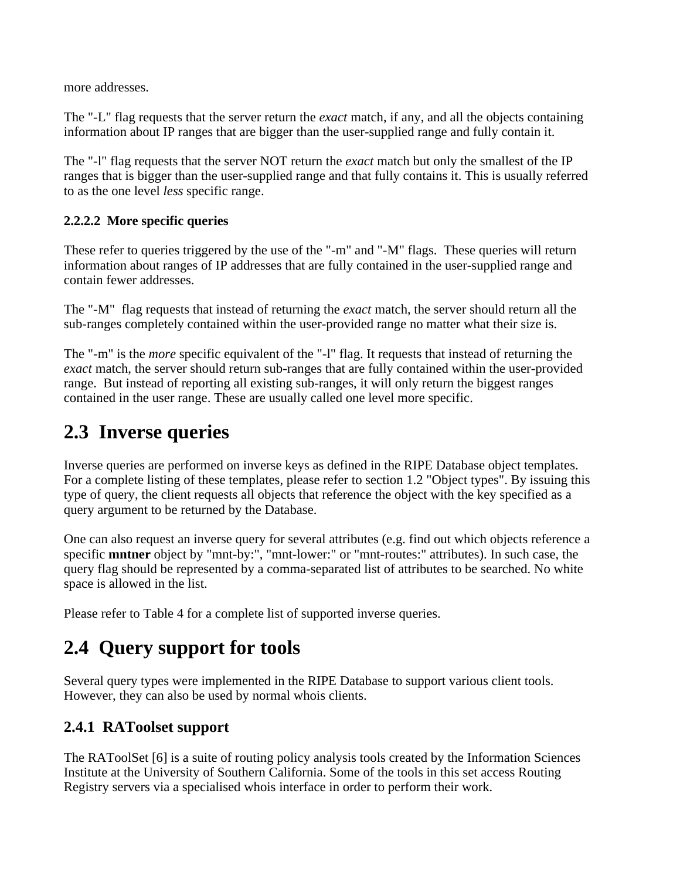more addresses.

The "-L" flag requests that the server return the *exact* match, if any, and all the objects containing information about IP ranges that are bigger than the user-supplied range and fully contain it.

The "-l" flag requests that the server NOT return the *exact* match but only the smallest of the IP ranges that is bigger than the user-supplied range and that fully contains it. This is usually referred to as the one level *less* specific range.

#### 2.2.2.2  More specific queries

These refer to queries triggered by the use of the "-m" and "-M" flags.  These queries will return information about ranges of IP addresses that are fully contained in the user-supplied range and contain fewer addresses.

The "-M"  flag requests that instead of returning the *exact* match, the server should return all the sub-ranges completely contained within the user-provided range no matter what their size is.

The "-m" is the *more* specific equivalent of the "-l" flag. It requests that instead of returning the *exact* match, the server should return sub-ranges that are fully contained within the user-provided range.  But instead of reporting all existing sub-ranges, it will only return the biggest ranges contained in the user range. These are usually called one level more specific.

## 2.3  Inverse queries

Inverse queries are performed on inverse keys as defined in the RIPE Database object templates. For a complete listing of these templates, please refer to section 1.2 "Object types". By issuing this type of query, the client requests all objects that reference the object with the key specified as a query argument to be returned by the Database.

One can also request an inverse query for several attributes (e.g. find out which objects reference a specific **mntner** object by "mnt-by:", "mnt-lower:" or "mnt-routes:" attributes). In such case, the query flag should be represented by a comma-separated list of attributes to be searched. No white space is allowed in the list.

Please refer to Table 4 for a complete list of supported inverse queries.

## 2.4  Query support for tools

Several query types were implemented in the RIPE Database to support various client tools. However, they can also be used by normal whois clients.

### 2.4.1  RAToolset support

The RAToolSet [6] is a suite of routing policy analysis tools created by the Information Sciences Institute at the University of Southern California. Some of the tools in this set access Routing Registry servers via a specialised whois interface in order to perform their work.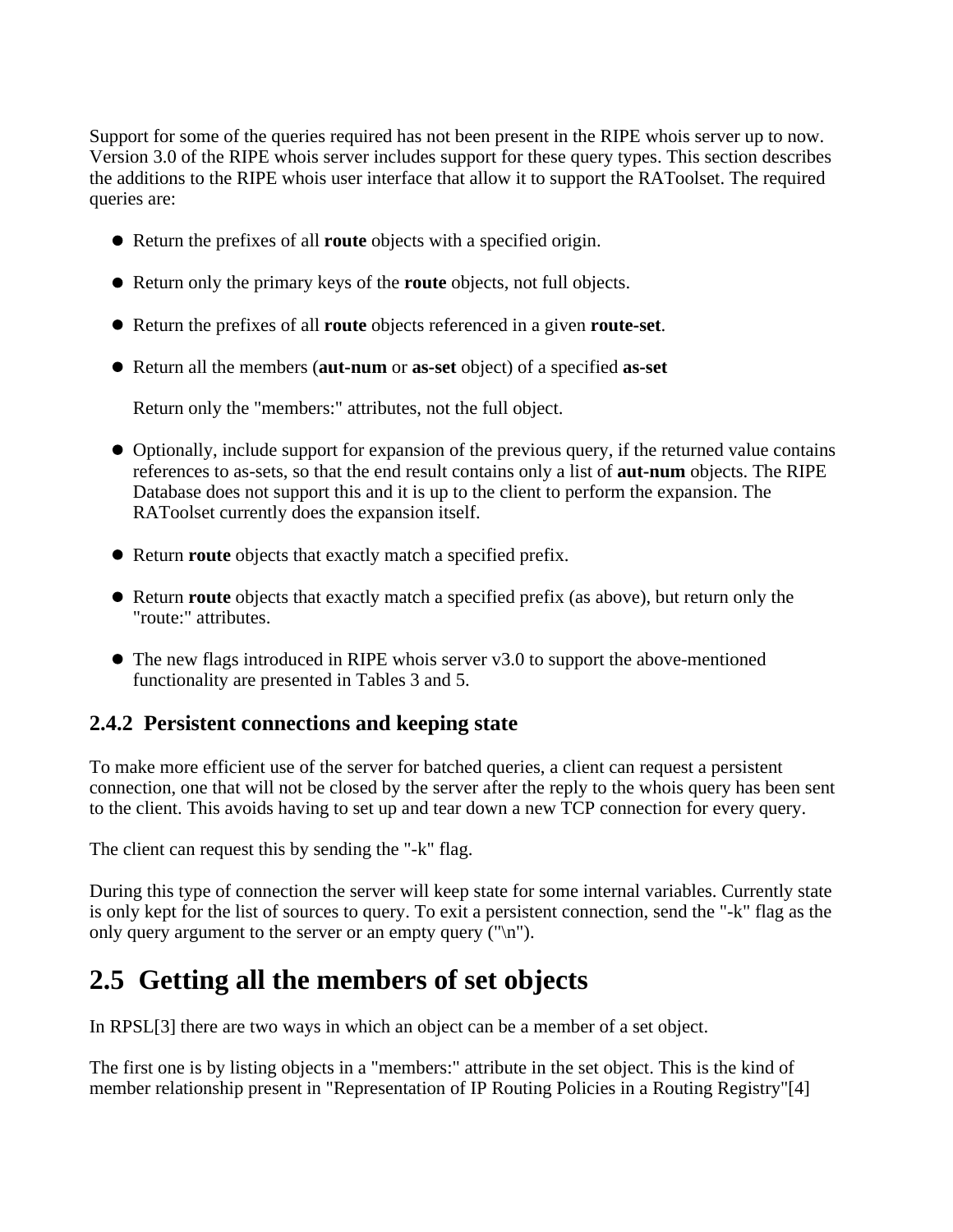Support for some of the queries required has not been present in the RIPE whois server up to now. Version 3.0 of the RIPE whois server includes support for these query types. This section describes the additions to the RIPE whois user interface that allow it to support the RAToolset. The required queries are:

- Return the prefixes of all **route** objects with a specified origin.
- Return only the primary keys of the **route** objects, not full objects.
- Return the prefixes of all **route** objects referenced in a given **route-set**.
- Return all the members (**aut-num** or **as-set** object) of a specified **as-set**

  Return only the "members:" attributes, not the full object.
- Optionally, include support for expansion of the previous query, if the returned value contains references to as-sets, so that the end result contains only a list of **aut-num** objects. The RIPE Database does not support this and it is up to the client to perform the expansion. The RAToolset currently does the expansion itself.
- Return **route** objects that exactly match a specified prefix.
- Return **route** objects that exactly match a specified prefix (as above), but return only the "route:" attributes.
- The new flags introduced in RIPE whois server v3.0 to support the above-mentioned functionality are presented in Tables 3 and 5.

### 2.4.2 Persistent connections and keeping state

To make more efficient use of the server for batched queries, a client can request a persistent connection, one that will not be closed by the server after the reply to the whois query has been sent to the client. This avoids having to set up and tear down a new TCP connection for every query.

The client can request this by sending the "-k" flag.

During this type of connection the server will keep state for some internal variables. Currently state is only kept for the list of sources to query. To exit a persistent connection, send the "-k" flag as the only query argument to the server or an empty query ("\n").

## 2.5 Getting all the members of set objects

In RPSL[3] there are two ways in which an object can be a member of a set object.

The first one is by listing objects in a "members:" attribute in the set object. This is the kind of member relationship present in "Representation of IP Routing Policies in a Routing Registry"[4]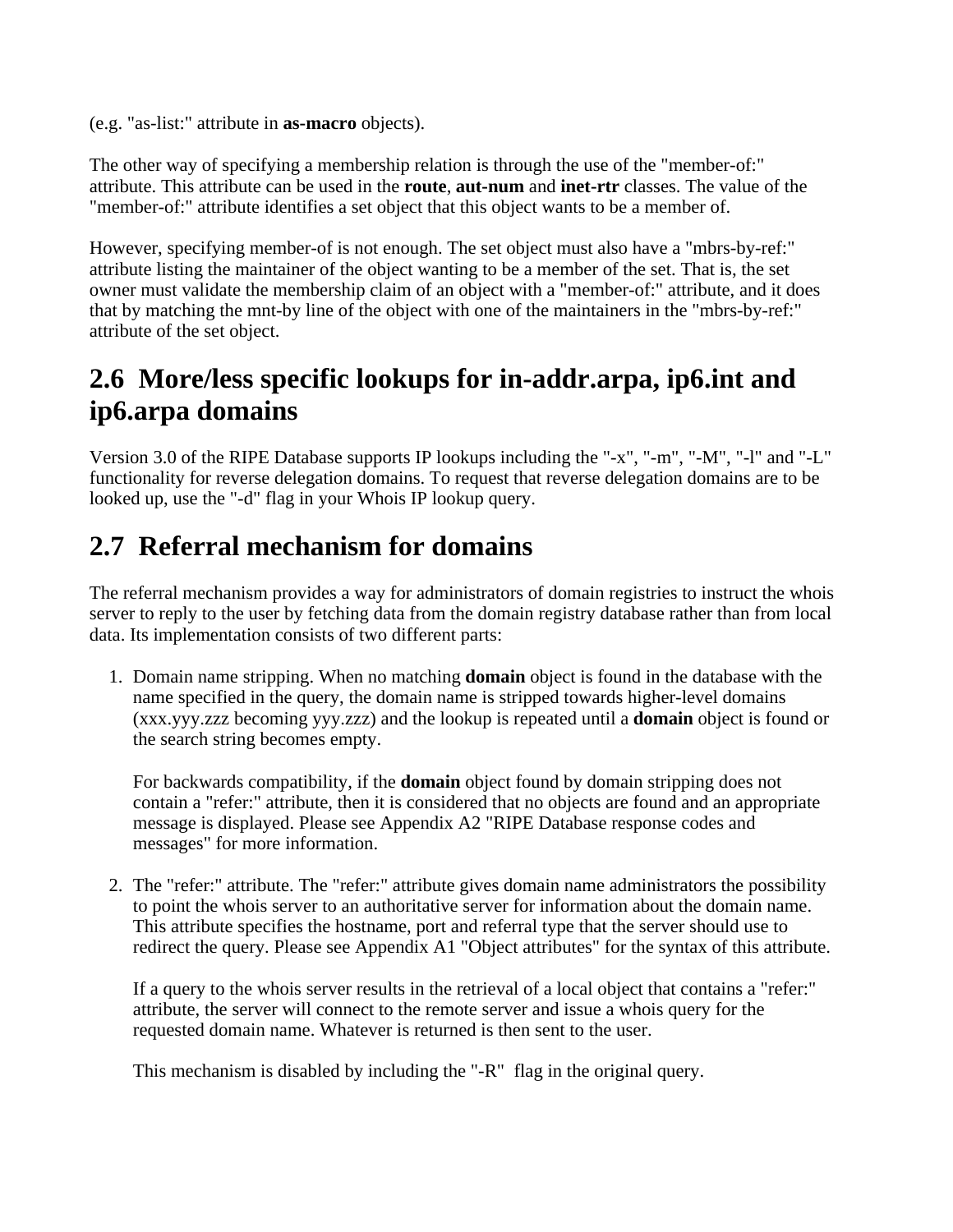(e.g. "as-list:" attribute in **as-macro** objects).

The other way of specifying a membership relation is through the use of the "member-of:" attribute. This attribute can be used in the **route**, **aut-num** and **inet-rtr** classes. The value of the "member-of:" attribute identifies a set object that this object wants to be a member of.

However, specifying member-of is not enough. The set object must also have a "mbrs-by-ref:" attribute listing the maintainer of the object wanting to be a member of the set. That is, the set owner must validate the membership claim of an object with a "member-of:" attribute, and it does that by matching the mnt-by line of the object with one of the maintainers in the "mbrs-by-ref:" attribute of the set object.

## 2.6 More/less specific lookups for in-addr.arpa, ip6.int and ip6.arpa domains

Version 3.0 of the RIPE Database supports IP lookups including the "-x", "-m", "-M", "-l" and "-L" functionality for reverse delegation domains. To request that reverse delegation domains are to be looked up, use the "-d" flag in your Whois IP lookup query.

## 2.7 Referral mechanism for domains

The referral mechanism provides a way for administrators of domain registries to instruct the whois server to reply to the user by fetching data from the domain registry database rather than from local data. Its implementation consists of two different parts:

1. Domain name stripping. When no matching **domain** object is found in the database with the name specified in the query, the domain name is stripped towards higher-level domains (xxx.yyy.zzz becoming yyy.zzz) and the lookup is repeated until a **domain** object is found or the search string becomes empty.

   For backwards compatibility, if the **domain** object found by domain stripping does not contain a "refer:" attribute, then it is considered that no objects are found and an appropriate message is displayed. Please see Appendix A2 "RIPE Database response codes and messages" for more information.

2. The "refer:" attribute. The "refer:" attribute gives domain name administrators the possibility to point the whois server to an authoritative server for information about the domain name. This attribute specifies the hostname, port and referral type that the server should use to redirect the query. Please see Appendix A1 "Object attributes" for the syntax of this attribute.

   If a query to the whois server results in the retrieval of a local object that contains a "refer:" attribute, the server will connect to the remote server and issue a whois query for the requested domain name. Whatever is returned is then sent to the user.

   This mechanism is disabled by including the "-R" flag in the original query.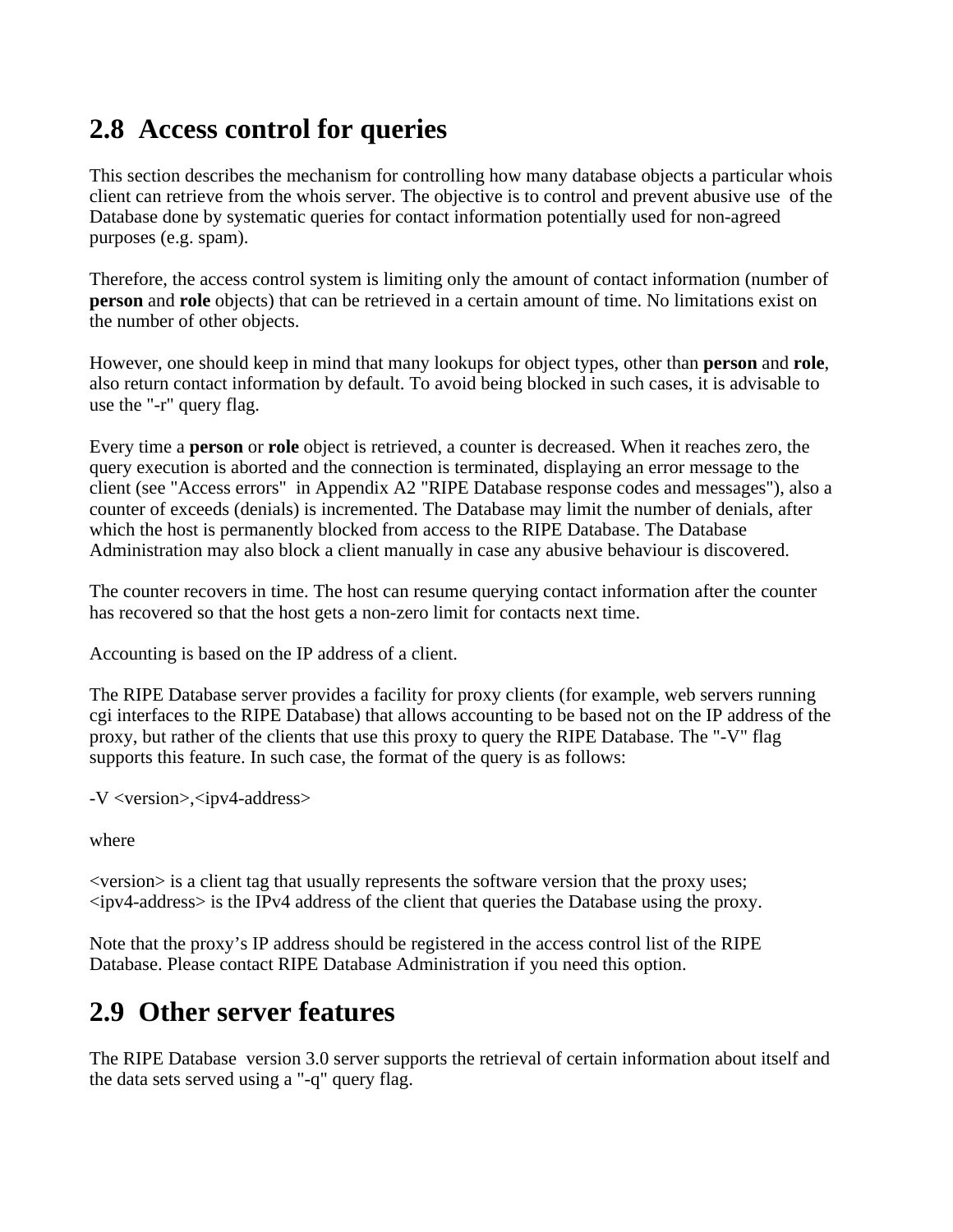## 2.8 Access control for queries

This section describes the mechanism for controlling how many database objects a particular whois client can retrieve from the whois server. The objective is to control and prevent abusive use of the Database done by systematic queries for contact information potentially used for non-agreed purposes (e.g. spam).

Therefore, the access control system is limiting only the amount of contact information (number of **person** and **role** objects) that can be retrieved in a certain amount of time. No limitations exist on the number of other objects.

However, one should keep in mind that many lookups for object types, other than **person** and **role**, also return contact information by default. To avoid being blocked in such cases, it is advisable to use the "-r" query flag.

Every time a **person** or **role** object is retrieved, a counter is decreased. When it reaches zero, the query execution is aborted and the connection is terminated, displaying an error message to the client (see "Access errors" in Appendix A2 "RIPE Database response codes and messages"), also a counter of exceeds (denials) is incremented. The Database may limit the number of denials, after which the host is permanently blocked from access to the RIPE Database. The Database Administration may also block a client manually in case any abusive behaviour is discovered.

The counter recovers in time. The host can resume querying contact information after the counter has recovered so that the host gets a non-zero limit for contacts next time.

Accounting is based on the IP address of a client.

The RIPE Database server provides a facility for proxy clients (for example, web servers running cgi interfaces to the RIPE Database) that allows accounting to be based not on the IP address of the proxy, but rather of the clients that use this proxy to query the RIPE Database. The "-V" flag supports this feature. In such case, the format of the query is as follows:

-V <version>,<ipv4-address>

where

<version> is a client tag that usually represents the software version that the proxy uses;
<ipv4-address> is the IPv4 address of the client that queries the Database using the proxy.

Note that the proxy's IP address should be registered in the access control list of the RIPE Database. Please contact RIPE Database Administration if you need this option.

## 2.9 Other server features

The RIPE Database version 3.0 server supports the retrieval of certain information about itself and the data sets served using a "-q" query flag.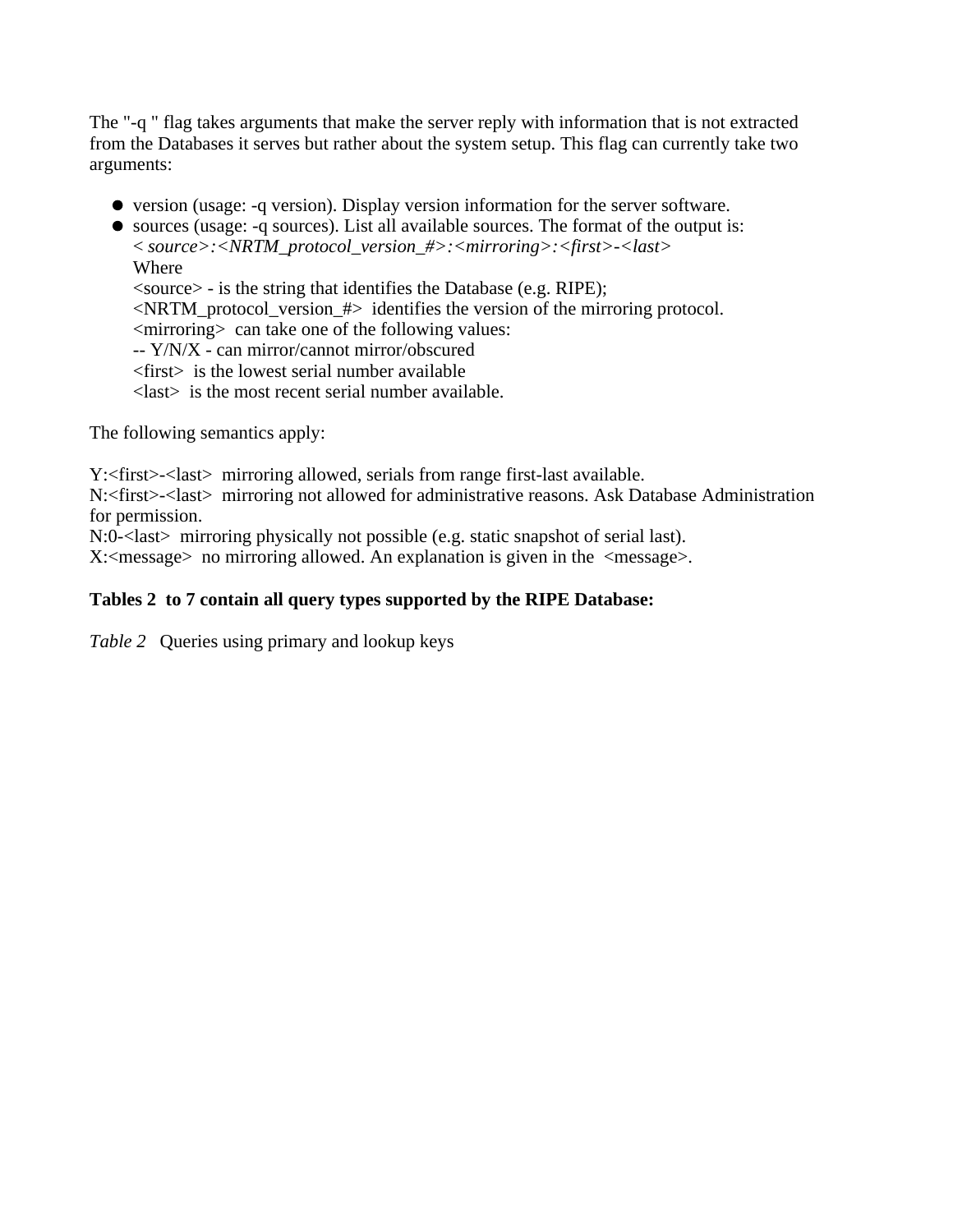The "-q " flag takes arguments that make the server reply with information that is not extracted from the Databases it serves but rather about the system setup. This flag can currently take two arguments:

- version (usage: -q version). Display version information for the server software.
- sources (usage: -q sources). List all available sources. The format of the output is:
  *< source>:<NRTM_protocol_version_#>:<mirroring>:<first>-<last>*
  Where
  <source> - is the string that identifies the Database (e.g. RIPE);
  <NRTM_protocol_version_#> identifies the version of the mirroring protocol.
  <mirroring> can take one of the following values:
  -- Y/N/X - can mirror/cannot mirror/obscured
  <first> is the lowest serial number available
  <last> is the most recent serial number available.

The following semantics apply:

Y:<first>-<last> mirroring allowed, serials from range first-last available.
N:<first>-<last> mirroring not allowed for administrative reasons. Ask Database Administration for permission.
N:0-<last> mirroring physically not possible (e.g. static snapshot of serial last).
X:<message> no mirroring allowed. An explanation is given in the <message>.

**Tables 2 to 7 contain all query types supported by the RIPE Database:**

*Table 2* Queries using primary and lookup keys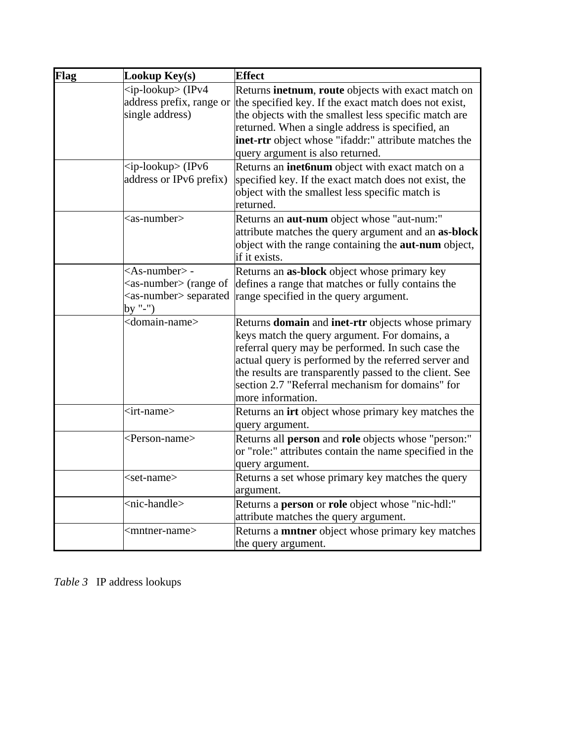| Flag | Lookup Key(s) | Effect |
|---|---|---|
| | <ip-lookup> (IPv4 address prefix, range or single address) | Returns **inetnum**, **route** objects with exact match on the specified key. If the exact match does not exist, the objects with the smallest less specific match are returned. When a single address is specified, an **inet-rtr** object whose "ifaddr:" attribute matches the query argument is also returned. |
| | <ip-lookup> (IPv6 address or IPv6 prefix) | Returns an **inet6num** object with exact match on a specified key. If the exact match does not exist, the object with the smallest less specific match is returned. |
| | <as-number> | Returns an **aut-num** object whose "aut-num:" attribute matches the query argument and an **as-block** object with the range containing the **aut-num** object, if it exists. |
| | <As-number> - <as-number> (range of <as-number> separated by "-") | Returns an **as-block** object whose primary key defines a range that matches or fully contains the range specified in the query argument. |
| | <domain-name> | Returns **domain** and **inet-rtr** objects whose primary keys match the query argument. For domains, a referral query may be performed. In such case the actual query is performed by the referred server and the results are transparently passed to the client. See section 2.7 "Referral mechanism for domains" for more information. |
| | <irt-name> | Returns an **irt** object whose primary key matches the query argument. |
| | <Person-name> | Returns all **person** and **role** objects whose "person:" or "role:" attributes contain the name specified in the query argument. |
| | <set-name> | Returns a set whose primary key matches the query argument. |
| | <nic-handle> | Returns a **person** or **role** object whose "nic-hdl:" attribute matches the query argument. |
| | <mntner-name> | Returns a **mntner** object whose primary key matches the query argument. |

*Table 3* IP address lookups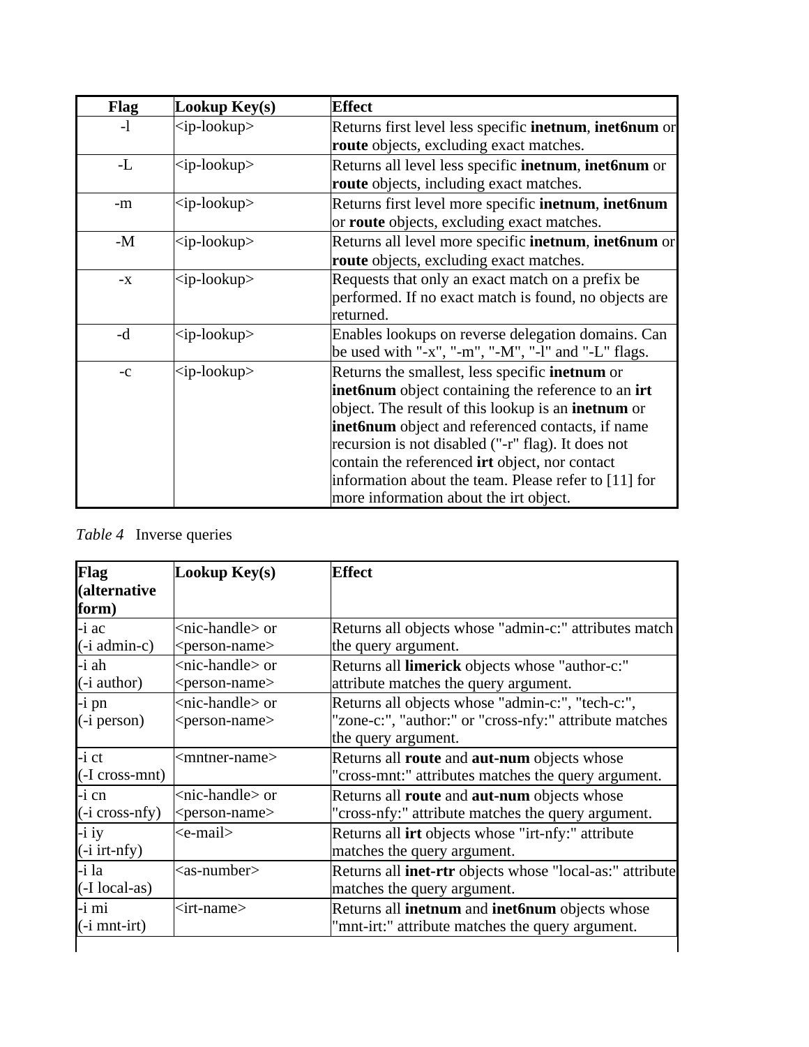| Flag | Lookup Key(s) | Effect |
|---|---|---|
| -l | <ip-lookup> | Returns first level less specific **inetnum**, **inet6num** or **route** objects, excluding exact matches. |
| -L | <ip-lookup> | Returns all level less specific **inetnum**, **inet6num** or **route** objects, including exact matches. |
| -m | <ip-lookup> | Returns first level more specific **inetnum**, **inet6num** or **route** objects, excluding exact matches. |
| -M | <ip-lookup> | Returns all level more specific **inetnum**, **inet6num** or **route** objects, excluding exact matches. |
| -x | <ip-lookup> | Requests that only an exact match on a prefix be performed. If no exact match is found, no objects are returned. |
| -d | <ip-lookup> | Enables lookups on reverse delegation domains. Can be used with "-x", "-m", "-M", "-l" and "-L" flags. |
| -c | <ip-lookup> | Returns the smallest, less specific **inetnum** or **inet6num** object containing the reference to an **irt** object. The result of this lookup is an **inetnum** or **inet6num** object and referenced contacts, if name recursion is not disabled ("-r" flag). It does not contain the referenced **irt** object, nor contact information about the team. Please refer to [11] for more information about the irt object. |

*Table 4* Inverse queries

| Flag (alternative form) | Lookup Key(s) | Effect |
|---|---|---|
| -i ac (-i admin-c) | <nic-handle> or <person-name> | Returns all objects whose "admin-c:" attributes match the query argument. |
| -i ah (-i author) | <nic-handle> or <person-name> | Returns all **limerick** objects whose "author-c:" attribute matches the query argument. |
| -i pn (-i person) | <nic-handle> or <person-name> | Returns all objects whose "admin-c:", "tech-c:", "zone-c:", "author:" or "cross-nfy:" attribute matches the query argument. |
| -i ct (-I cross-mnt) | <mntner-name> | Returns all **route** and **aut-num** objects whose "cross-mnt:" attributes matches the query argument. |
| -i cn (-i cross-nfy) | <nic-handle> or <person-name> | Returns all **route** and **aut-num** objects whose "cross-nfy:" attribute matches the query argument. |
| -i iy (-i irt-nfy) | <e-mail> | Returns all **irt** objects whose "irt-nfy:" attribute matches the query argument. |
| -i la (-I local-as) | <as-number> | Returns all **inet-rtr** objects whose "local-as:" attribute matches the query argument. |
| -i mi (-i mnt-irt) | <irt-name> | Returns all **inetnum** and **inet6num** objects whose "mnt-irt:" attribute matches the query argument. |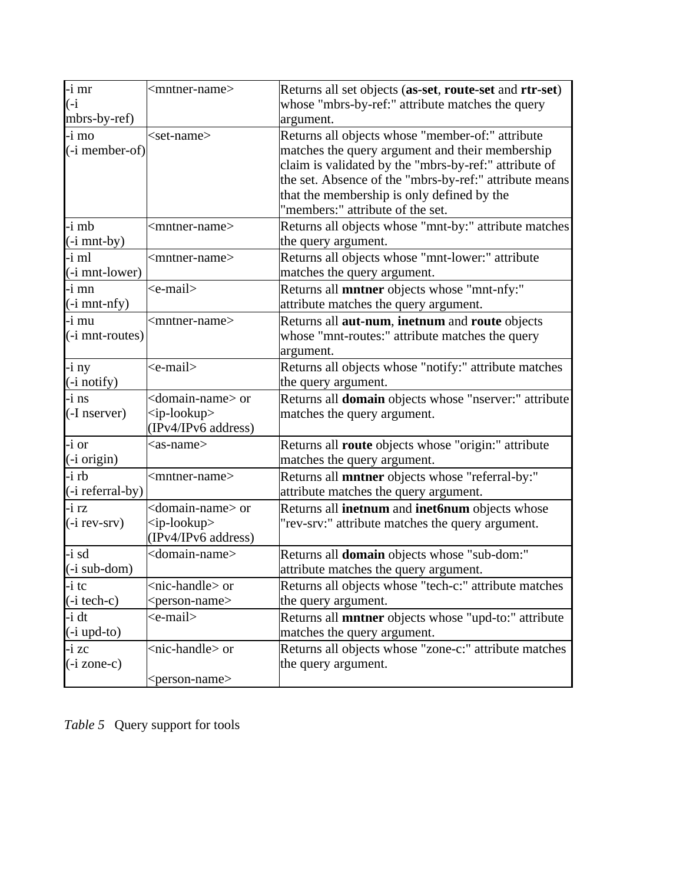| | | |
|---|---|---|
| -i mr (-i mbrs-by-ref) | <mntner-name> | Returns all set objects (**as-set**, **route-set** and **rtr-set**) whose "mbrs-by-ref:" attribute matches the query argument. |
| -i mo (-i member-of) | <set-name> | Returns all objects whose "member-of:" attribute matches the query argument and their membership claim is validated by the "mbrs-by-ref:" attribute of the set. Absence of the "mbrs-by-ref:" attribute means that the membership is only defined by the "members:" attribute of the set. |
| -i mb (-i mnt-by) | <mntner-name> | Returns all objects whose "mnt-by:" attribute matches the query argument. |
| -i ml (-i mnt-lower) | <mntner-name> | Returns all objects whose "mnt-lower:" attribute matches the query argument. |
| -i mn (-i mnt-nfy) | <e-mail> | Returns all **mntner** objects whose "mnt-nfy:" attribute matches the query argument. |
| -i mu (-i mnt-routes) | <mntner-name> | Returns all **aut-num**, **inetnum** and **route** objects whose "mnt-routes:" attribute matches the query argument. |
| -i ny (-i notify) | <e-mail> | Returns all objects whose "notify:" attribute matches the query argument. |
| -i ns (-I nserver) | <domain-name> or <ip-lookup> (IPv4/IPv6 address) | Returns all **domain** objects whose "nserver:" attribute matches the query argument. |
| -i or (-i origin) | <as-name> | Returns all **route** objects whose "origin:" attribute matches the query argument. |
| -i rb (-i referral-by) | <mntner-name> | Returns all **mntner** objects whose "referral-by:" attribute matches the query argument. |
| -i rz (-i rev-srv) | <domain-name> or <ip-lookup> (IPv4/IPv6 address) | Returns all **inetnum** and **inet6num** objects whose "rev-srv:" attribute matches the query argument. |
| -i sd (-i sub-dom) | <domain-name> | Returns all **domain** objects whose "sub-dom:" attribute matches the query argument. |
| -i tc (-i tech-c) | <nic-handle> or <person-name> | Returns all objects whose "tech-c:" attribute matches the query argument. |
| -i dt (-i upd-to) | <e-mail> | Returns all **mntner** objects whose "upd-to:" attribute matches the query argument. |
| -i zc (-i zone-c) | <nic-handle> or <person-name> | Returns all objects whose "zone-c:" attribute matches the query argument. |

*Table 5* Query support for tools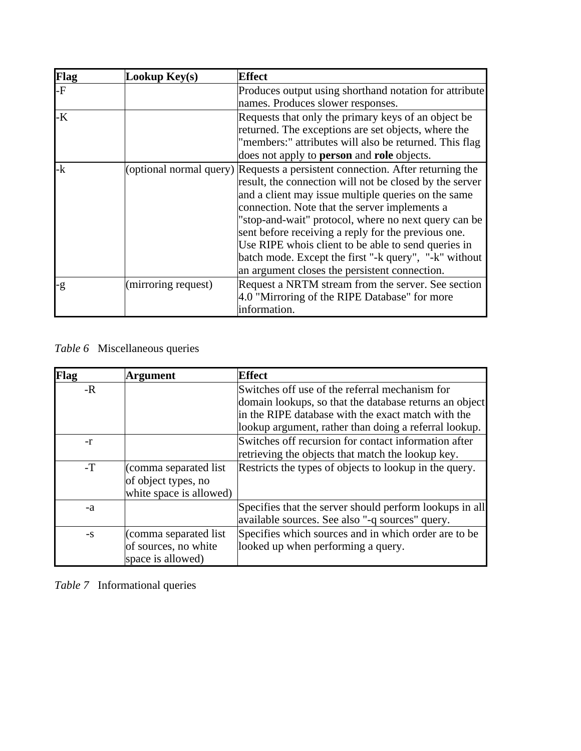| Flag | Lookup Key(s) | Effect |
|---|---|---|
| -F | | Produces output using shorthand notation for attribute names. Produces slower responses. |
| -K | | Requests that only the primary keys of an object be returned. The exceptions are set objects, where the "members:" attributes will also be returned. This flag does not apply to **person** and **role** objects. |
| -k | (optional normal query) | Requests a persistent connection. After returning the result, the connection will not be closed by the server and a client may issue multiple queries on the same connection. Note that the server implements a "stop-and-wait" protocol, where no next query can be sent before receiving a reply for the previous one. Use RIPE whois client to be able to send queries in batch mode. Except the first "-k query", "-k" without an argument closes the persistent connection. |
| -g | (mirroring request) | Request a NRTM stream from the server. See section 4.0 "Mirroring of the RIPE Database" for more information. |

*Table 6* Miscellaneous queries

| Flag | Argument | Effect |
|---|---|---|
| -R | | Switches off use of the referral mechanism for domain lookups, so that the database returns an object in the RIPE database with the exact match with the lookup argument, rather than doing a referral lookup. |
| -r | | Switches off recursion for contact information after retrieving the objects that match the lookup key. |
| -T | (comma separated list of object types, no white space is allowed) | Restricts the types of objects to lookup in the query. |
| -a | | Specifies that the server should perform lookups in all available sources. See also "-q sources" query. |
| -s | (comma separated list of sources, no white space is allowed) | Specifies which sources and in which order are to be looked up when performing a query. |

*Table 7* Informational queries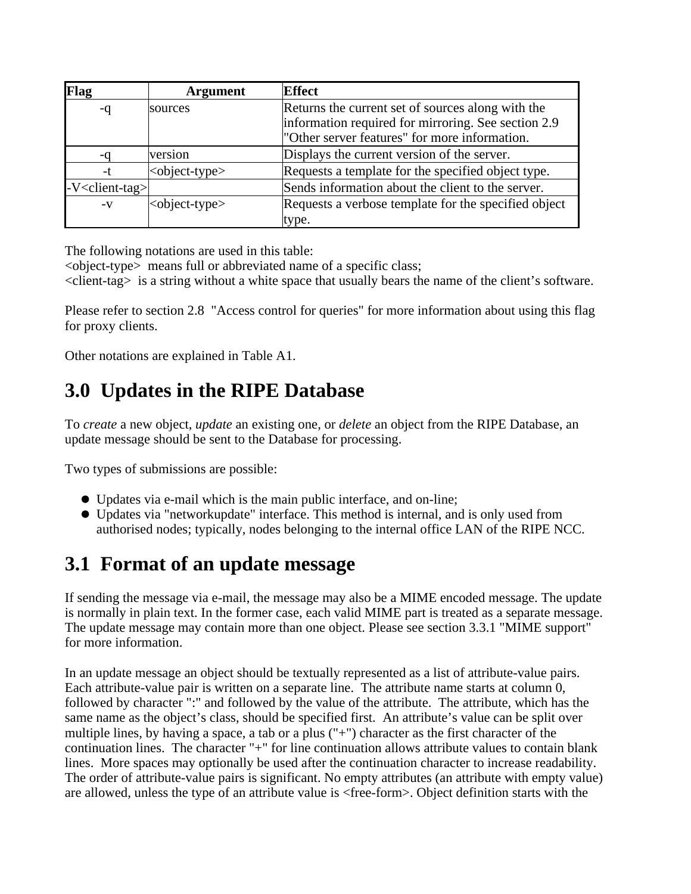| Flag | Argument | Effect |
| --- | --- | --- |
| -q | sources | Returns the current set of sources along with the information required for mirroring. See section 2.9 "Other server features" for more information. |
| -q | version | Displays the current version of the server. |
| -t | <object-type> | Requests a template for the specified object type. |
| -V<client-tag> | | Sends information about the client to the server. |
| -v | <object-type> | Requests a verbose template for the specified object type. |

The following notations are used in this table:
<object-type>  means full or abbreviated name of a specific class;
<client-tag>  is a string without a white space that usually bears the name of the client's software.

Please refer to section 2.8  "Access control for queries" for more information about using this flag for proxy clients.

Other notations are explained in Table A1.

# 3.0  Updates in the RIPE Database

To *create* a new object, *update* an existing one, or *delete* an object from the RIPE Database, an update message should be sent to the Database for processing.

Two types of submissions are possible:

- Updates via e-mail which is the main public interface, and on-line;
- Updates via "networkupdate" interface. This method is internal, and is only used from authorised nodes; typically, nodes belonging to the internal office LAN of the RIPE NCC.

# 3.1  Format of an update message

If sending the message via e-mail, the message may also be a MIME encoded message. The update is normally in plain text. In the former case, each valid MIME part is treated as a separate message. The update message may contain more than one object. Please see section 3.3.1 "MIME support" for more information.

In an update message an object should be textually represented as a list of attribute-value pairs. Each attribute-value pair is written on a separate line.  The attribute name starts at column 0, followed by character ":" and followed by the value of the attribute.  The attribute, which has the same name as the object's class, should be specified first.  An attribute's value can be split over multiple lines, by having a space, a tab or a plus ("+") character as the first character of the continuation lines.  The character "+" for line continuation allows attribute values to contain blank lines.  More spaces may optionally be used after the continuation character to increase readability. The order of attribute-value pairs is significant. No empty attributes (an attribute with empty value) are allowed, unless the type of an attribute value is <free-form>. Object definition starts with the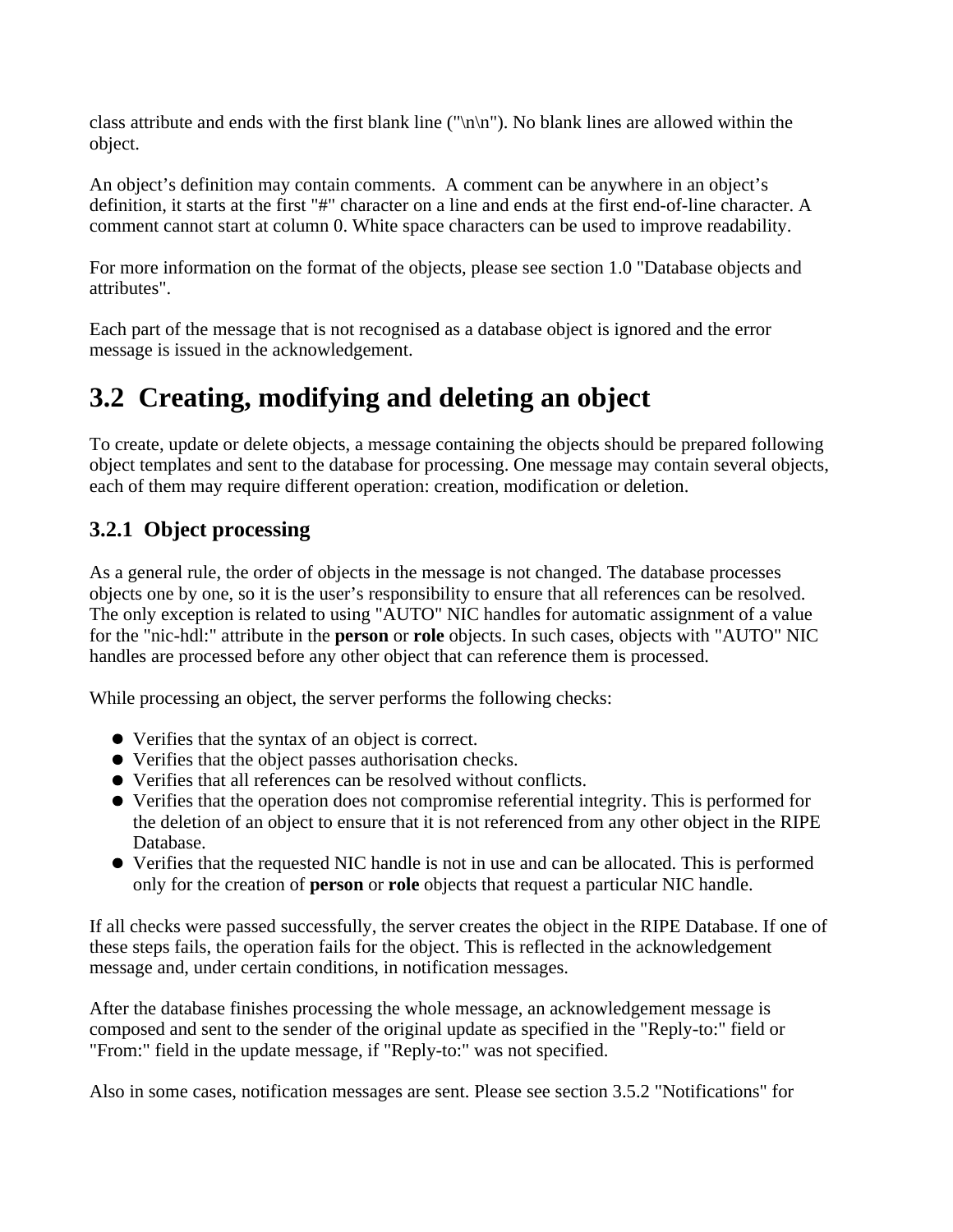class attribute and ends with the first blank line ("\n\n"). No blank lines are allowed within the object.

An object’s definition may contain comments.  A comment can be anywhere in an object’s definition, it starts at the first "#" character on a line and ends at the first end-of-line character. A comment cannot start at column 0. White space characters can be used to improve readability.

For more information on the format of the objects, please see section 1.0 "Database objects and attributes".

Each part of the message that is not recognised as a database object is ignored and the error message is issued in the acknowledgement.

## 3.2  Creating, modifying and deleting an object

To create, update or delete objects, a message containing the objects should be prepared following object templates and sent to the database for processing. One message may contain several objects, each of them may require different operation: creation, modification or deletion.

### 3.2.1  Object processing

As a general rule, the order of objects in the message is not changed. The database processes objects one by one, so it is the user’s responsibility to ensure that all references can be resolved. The only exception is related to using "AUTO" NIC handles for automatic assignment of a value for the "nic-hdl:" attribute in the **person** or **role** objects. In such cases, objects with "AUTO" NIC handles are processed before any other object that can reference them is processed.

While processing an object, the server performs the following checks:

- Verifies that the syntax of an object is correct.
- Verifies that the object passes authorisation checks.
- Verifies that all references can be resolved without conflicts.
- Verifies that the operation does not compromise referential integrity. This is performed for the deletion of an object to ensure that it is not referenced from any other object in the RIPE Database.
- Verifies that the requested NIC handle is not in use and can be allocated. This is performed only for the creation of **person** or **role** objects that request a particular NIC handle.

If all checks were passed successfully, the server creates the object in the RIPE Database. If one of these steps fails, the operation fails for the object. This is reflected in the acknowledgement message and, under certain conditions, in notification messages.

After the database finishes processing the whole message, an acknowledgement message is composed and sent to the sender of the original update as specified in the "Reply-to:" field or "From:" field in the update message, if "Reply-to:" was not specified.

Also in some cases, notification messages are sent. Please see section 3.5.2 "Notifications" for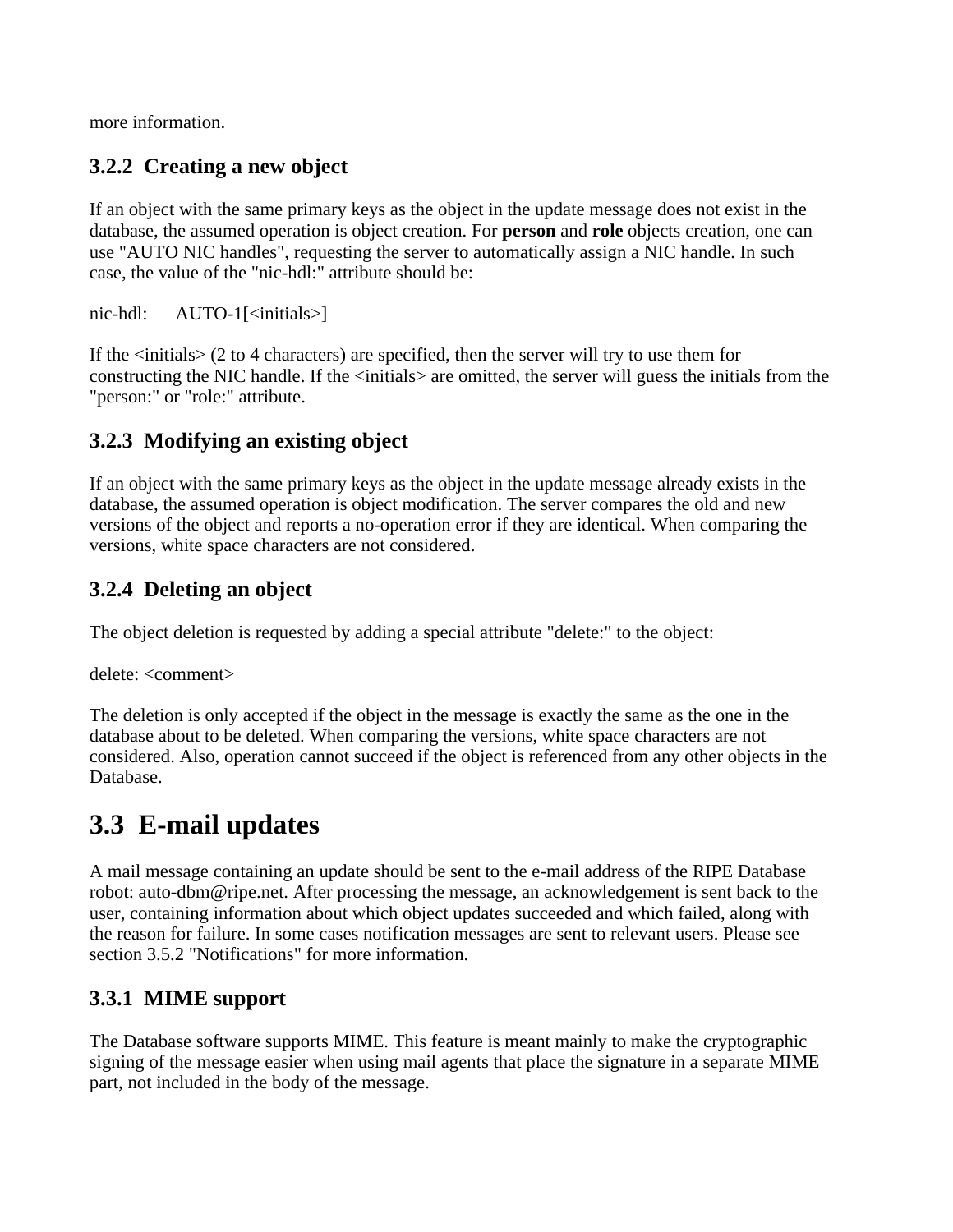more information.

### 3.2.2 Creating a new object

If an object with the same primary keys as the object in the update message does not exist in the database, the assumed operation is object creation. For **person** and **role** objects creation, one can use "AUTO NIC handles", requesting the server to automatically assign a NIC handle. In such case, the value of the "nic-hdl:" attribute should be:

nic-hdl:      AUTO-1[<initials>]

If the <initials> (2 to 4 characters) are specified, then the server will try to use them for constructing the NIC handle. If the <initials> are omitted, the server will guess the initials from the "person:" or "role:" attribute.

### 3.2.3 Modifying an existing object

If an object with the same primary keys as the object in the update message already exists in the database, the assumed operation is object modification. The server compares the old and new versions of the object and reports a no-operation error if they are identical. When comparing the versions, white space characters are not considered.

### 3.2.4 Deleting an object

The object deletion is requested by adding a special attribute "delete:" to the object:

delete: <comment>

The deletion is only accepted if the object in the message is exactly the same as the one in the database about to be deleted. When comparing the versions, white space characters are not considered. Also, operation cannot succeed if the object is referenced from any other objects in the Database.

## 3.3 E-mail updates

A mail message containing an update should be sent to the e-mail address of the RIPE Database robot: auto-dbm@ripe.net. After processing the message, an acknowledgement is sent back to the user, containing information about which object updates succeeded and which failed, along with the reason for failure. In some cases notification messages are sent to relevant users. Please see section 3.5.2 "Notifications" for more information.

### 3.3.1 MIME support

The Database software supports MIME. This feature is meant mainly to make the cryptographic signing of the message easier when using mail agents that place the signature in a separate MIME part, not included in the body of the message.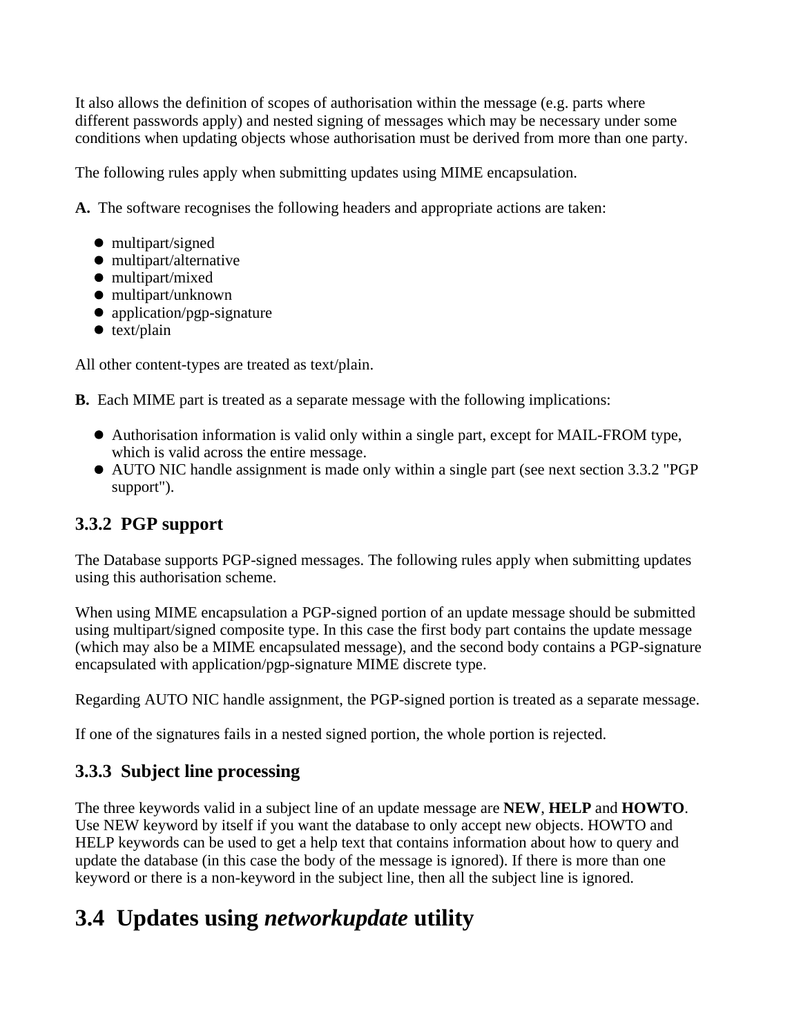It also allows the definition of scopes of authorisation within the message (e.g. parts where different passwords apply) and nested signing of messages which may be necessary under some conditions when updating objects whose authorisation must be derived from more than one party.

The following rules apply when submitting updates using MIME encapsulation.

**A.** The software recognises the following headers and appropriate actions are taken:

- multipart/signed
- multipart/alternative
- multipart/mixed
- multipart/unknown
- application/pgp-signature
- text/plain

All other content-types are treated as text/plain.

**B.** Each MIME part is treated as a separate message with the following implications:

- Authorisation information is valid only within a single part, except for MAIL-FROM type, which is valid across the entire message.
- AUTO NIC handle assignment is made only within a single part (see next section 3.3.2 "PGP support").

### 3.3.2 PGP support

The Database supports PGP-signed messages. The following rules apply when submitting updates using this authorisation scheme.

When using MIME encapsulation a PGP-signed portion of an update message should be submitted using multipart/signed composite type. In this case the first body part contains the update message (which may also be a MIME encapsulated message), and the second body contains a PGP-signature encapsulated with application/pgp-signature MIME discrete type.

Regarding AUTO NIC handle assignment, the PGP-signed portion is treated as a separate message.

If one of the signatures fails in a nested signed portion, the whole portion is rejected.

### 3.3.3 Subject line processing

The three keywords valid in a subject line of an update message are **NEW**, **HELP** and **HOWTO**. Use NEW keyword by itself if you want the database to only accept new objects. HOWTO and HELP keywords can be used to get a help text that contains information about how to query and update the database (in this case the body of the message is ignored). If there is more than one keyword or there is a non-keyword in the subject line, then all the subject line is ignored.

## 3.4 Updates using *networkupdate* utility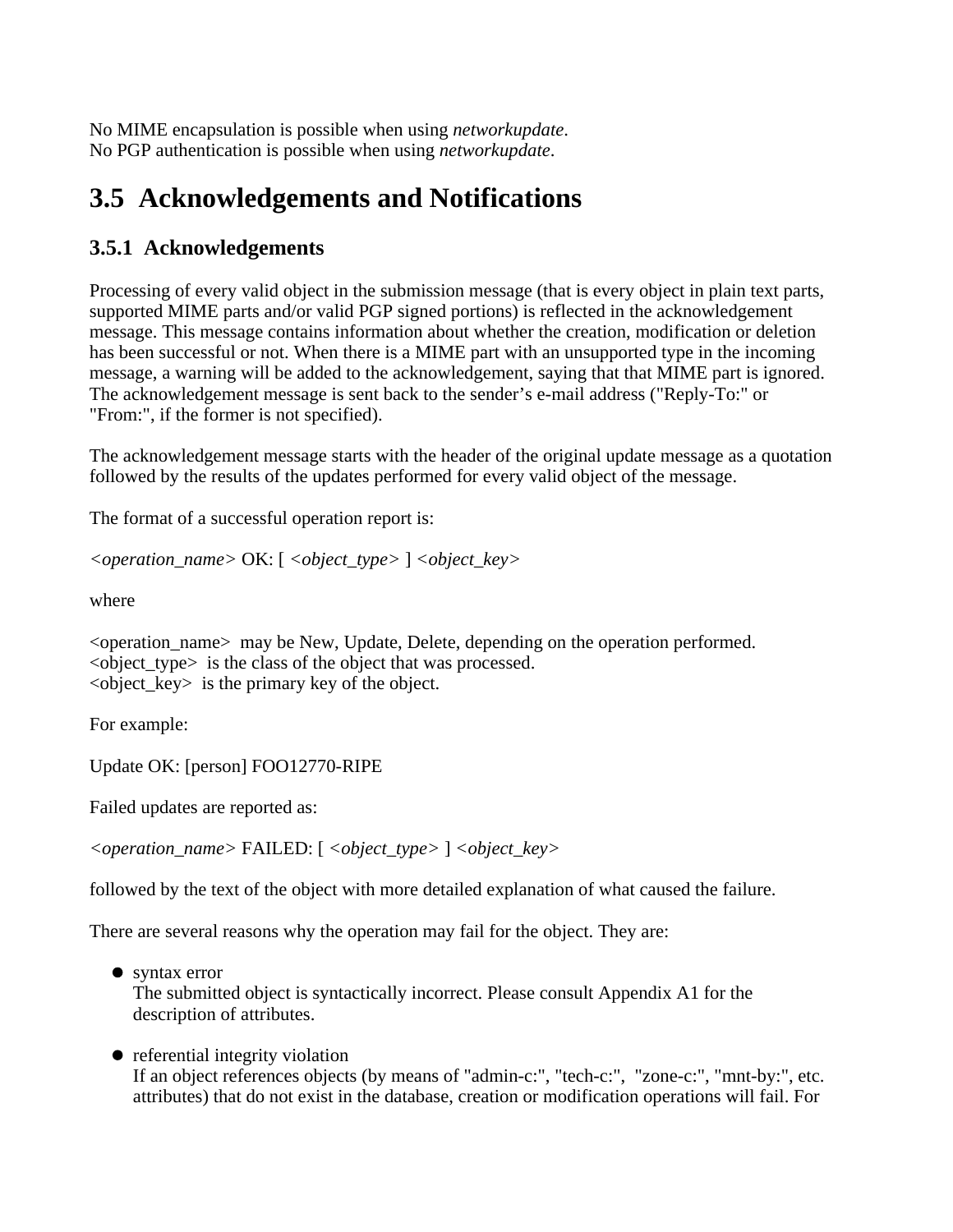No MIME encapsulation is possible when using *networkupdate*.
No PGP authentication is possible when using *networkupdate*.

## 3.5 Acknowledgements and Notifications

### 3.5.1 Acknowledgements

Processing of every valid object in the submission message (that is every object in plain text parts, supported MIME parts and/or valid PGP signed portions) is reflected in the acknowledgement message. This message contains information about whether the creation, modification or deletion has been successful or not. When there is a MIME part with an unsupported type in the incoming message, a warning will be added to the acknowledgement, saying that that MIME part is ignored. The acknowledgement message is sent back to the sender's e-mail address ("Reply-To:" or "From:", if the former is not specified).

The acknowledgement message starts with the header of the original update message as a quotation followed by the results of the updates performed for every valid object of the message.

The format of a successful operation report is:

*<operation_name>* OK: [ *<object_type>* ] *<object_key>*

where

<operation_name> may be New, Update, Delete, depending on the operation performed.
<object_type> is the class of the object that was processed.
<object_key> is the primary key of the object.

For example:

Update OK: [person] FOO12770-RIPE

Failed updates are reported as:

*<operation_name>* FAILED: [ *<object_type>* ] *<object_key>*

followed by the text of the object with more detailed explanation of what caused the failure.

There are several reasons why the operation may fail for the object. They are:

- syntax error
  The submitted object is syntactically incorrect. Please consult Appendix A1 for the description of attributes.

- referential integrity violation
  If an object references objects (by means of "admin-c:", "tech-c:", "zone-c:", "mnt-by:", etc. attributes) that do not exist in the database, creation or modification operations will fail. For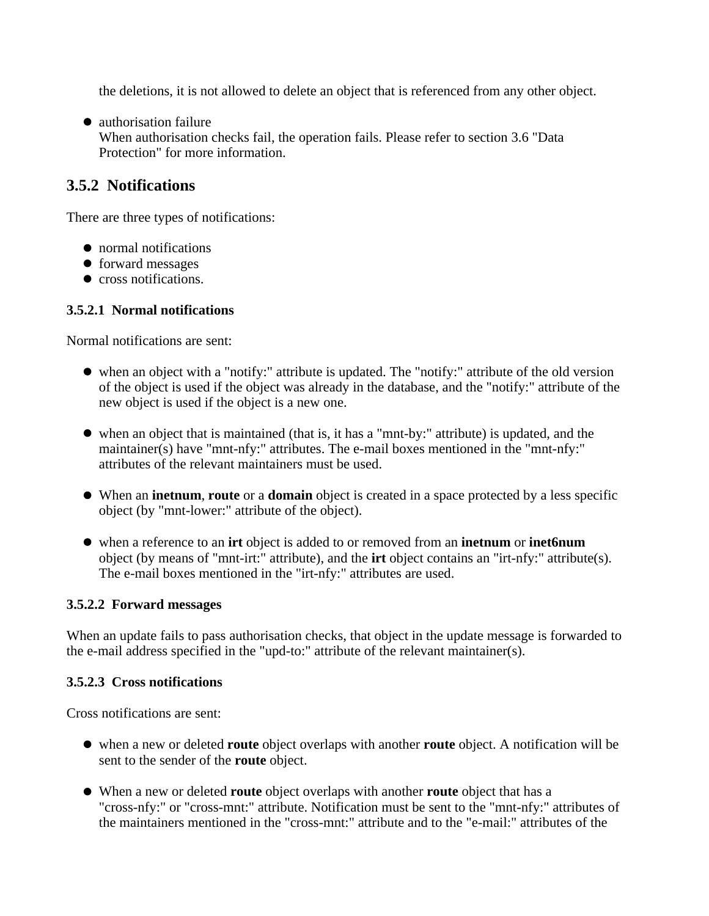the deletions, it is not allowed to delete an object that is referenced from any other object.

- authorisation failure
  When authorisation checks fail, the operation fails. Please refer to section 3.6 "Data Protection" for more information.

## 3.5.2 Notifications

There are three types of notifications:

- normal notifications
- forward messages
- cross notifications.

### 3.5.2.1 Normal notifications

Normal notifications are sent:

- when an object with a "notify:" attribute is updated. The "notify:" attribute of the old version of the object is used if the object was already in the database, and the "notify:" attribute of the new object is used if the object is a new one.

- when an object that is maintained (that is, it has a "mnt-by:" attribute) is updated, and the maintainer(s) have "mnt-nfy:" attributes. The e-mail boxes mentioned in the "mnt-nfy:" attributes of the relevant maintainers must be used.

- When an **inetnum**, **route** or a **domain** object is created in a space protected by a less specific object (by "mnt-lower:" attribute of the object).

- when a reference to an **irt** object is added to or removed from an **inetnum** or **inet6num** object (by means of "mnt-irt:" attribute), and the **irt** object contains an "irt-nfy:" attribute(s). The e-mail boxes mentioned in the "irt-nfy:" attributes are used.

### 3.5.2.2 Forward messages

When an update fails to pass authorisation checks, that object in the update message is forwarded to the e-mail address specified in the "upd-to:" attribute of the relevant maintainer(s).

### 3.5.2.3 Cross notifications

Cross notifications are sent:

- when a new or deleted **route** object overlaps with another **route** object. A notification will be sent to the sender of the **route** object.

- When a new or deleted **route** object overlaps with another **route** object that has a "cross-nfy:" or "cross-mnt:" attribute. Notification must be sent to the "mnt-nfy:" attributes of the maintainers mentioned in the "cross-mnt:" attribute and to the "e-mail:" attributes of the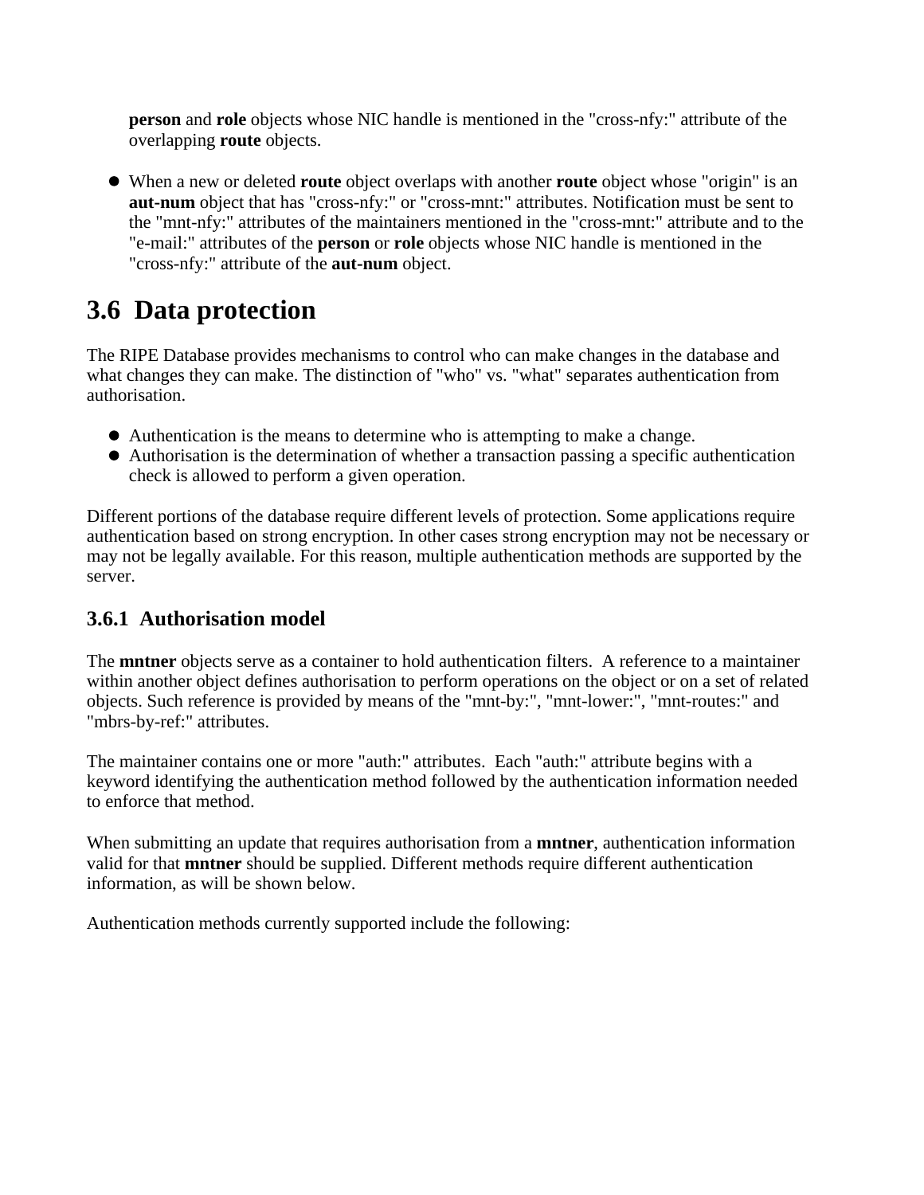**person** and **role** objects whose NIC handle is mentioned in the "cross-nfy:" attribute of the overlapping **route** objects.

- When a new or deleted **route** object overlaps with another **route** object whose "origin" is an **aut-num** object that has "cross-nfy:" or "cross-mnt:" attributes. Notification must be sent to the "mnt-nfy:" attributes of the maintainers mentioned in the "cross-mnt:" attribute and to the "e-mail:" attributes of the **person** or **role** objects whose NIC handle is mentioned in the "cross-nfy:" attribute of the **aut-num** object.

# 3.6 Data protection

The RIPE Database provides mechanisms to control who can make changes in the database and what changes they can make. The distinction of "who" vs. "what" separates authentication from authorisation.

- Authentication is the means to determine who is attempting to make a change.
- Authorisation is the determination of whether a transaction passing a specific authentication check is allowed to perform a given operation.

Different portions of the database require different levels of protection. Some applications require authentication based on strong encryption. In other cases strong encryption may not be necessary or may not be legally available. For this reason, multiple authentication methods are supported by the server.

## 3.6.1 Authorisation model

The **mntner** objects serve as a container to hold authentication filters. A reference to a maintainer within another object defines authorisation to perform operations on the object or on a set of related objects. Such reference is provided by means of the "mnt-by:", "mnt-lower:", "mnt-routes:" and "mbrs-by-ref:" attributes.

The maintainer contains one or more "auth:" attributes. Each "auth:" attribute begins with a keyword identifying the authentication method followed by the authentication information needed to enforce that method.

When submitting an update that requires authorisation from a **mntner**, authentication information valid for that **mntner** should be supplied. Different methods require different authentication information, as will be shown below.

Authentication methods currently supported include the following: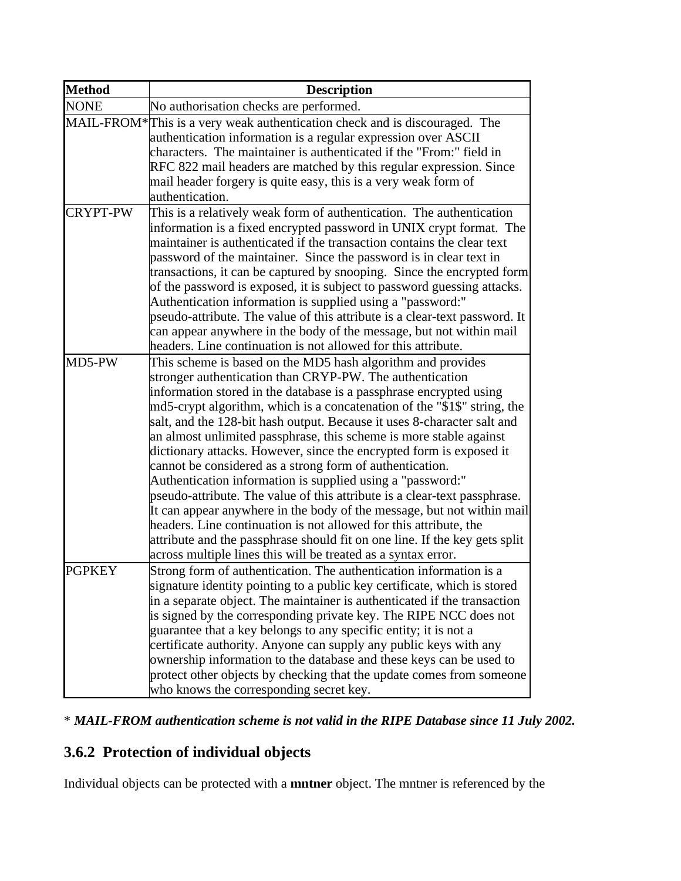| Method | Description |
|---|---|
| NONE | No authorisation checks are performed. |
| MAIL-FROM* | This is a very weak authentication check and is discouraged. The authentication information is a regular expression over ASCII characters. The maintainer is authenticated if the "From:" field in RFC 822 mail headers are matched by this regular expression. Since mail header forgery is quite easy, this is a very weak form of authentication. |
| CRYPT-PW | This is a relatively weak form of authentication. The authentication information is a fixed encrypted password in UNIX crypt format. The maintainer is authenticated if the transaction contains the clear text password of the maintainer. Since the password is in clear text in transactions, it can be captured by snooping. Since the encrypted form of the password is exposed, it is subject to password guessing attacks. Authentication information is supplied using a "password:" pseudo-attribute. The value of this attribute is a clear-text password. It can appear anywhere in the body of the message, but not within mail headers. Line continuation is not allowed for this attribute. |
| MD5-PW | This scheme is based on the MD5 hash algorithm and provides stronger authentication than CRYP-PW. The authentication information stored in the database is a passphrase encrypted using md5-crypt algorithm, which is a concatenation of the "$1$" string, the salt, and the 128-bit hash output. Because it uses 8-character salt and an almost unlimited passphrase, this scheme is more stable against dictionary attacks. However, since the encrypted form is exposed it cannot be considered as a strong form of authentication. Authentication information is supplied using a "password:" pseudo-attribute. The value of this attribute is a clear-text passphrase. It can appear anywhere in the body of the message, but not within mail headers. Line continuation is not allowed for this attribute, the attribute and the passphrase should fit on one line. If the key gets split across multiple lines this will be treated as a syntax error. |
| PGPKEY | Strong form of authentication. The authentication information is a signature identity pointing to a public key certificate, which is stored in a separate object. The maintainer is authenticated if the transaction is signed by the corresponding private key. The RIPE NCC does not guarantee that a key belongs to any specific entity; it is not a certificate authority. Anyone can supply any public keys with any ownership information to the database and these keys can be used to protect other objects by checking that the update comes from someone who knows the corresponding secret key. |

* ***MAIL-FROM authentication scheme is not valid in the RIPE Database since 11 July 2002.***

### 3.6.2 Protection of individual objects

Individual objects can be protected with a **mntner** object. The mntner is referenced by the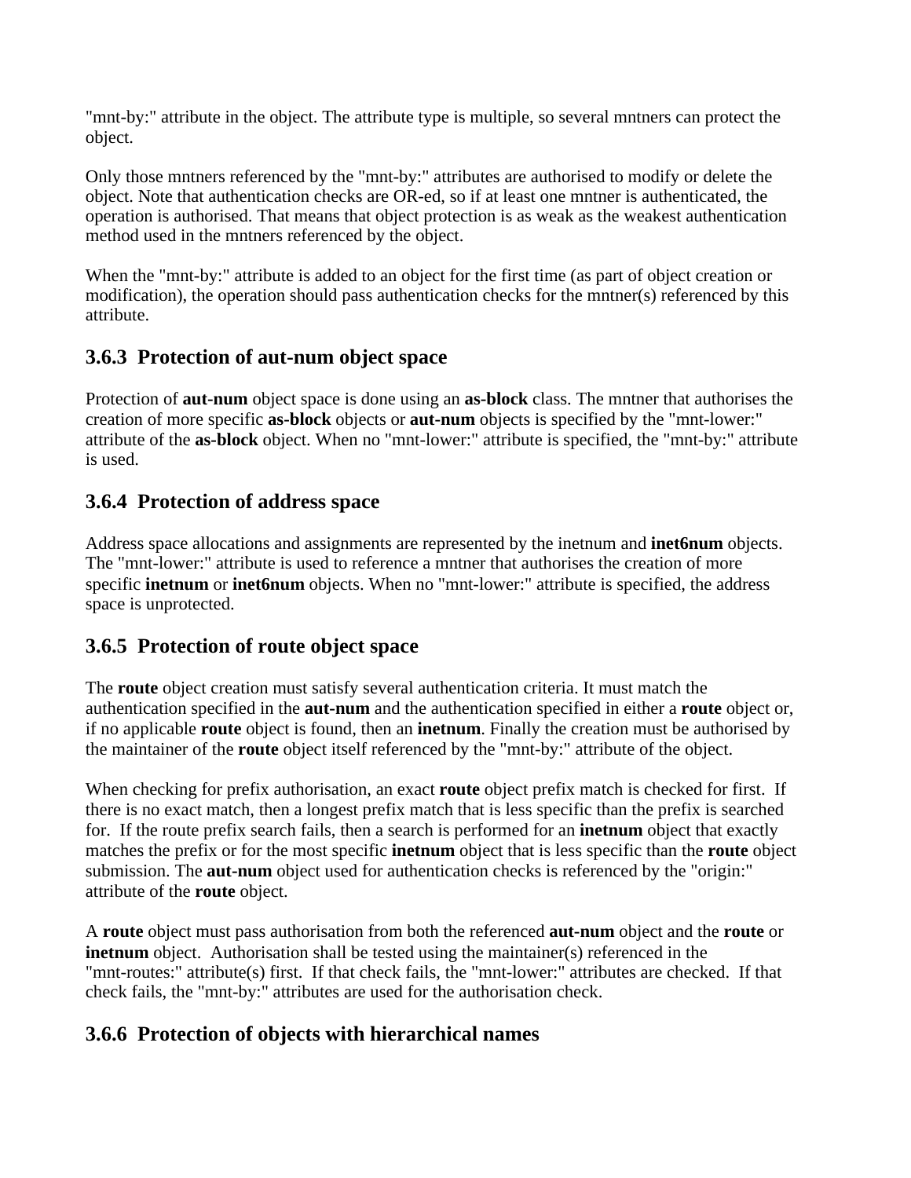"mnt-by:" attribute in the object. The attribute type is multiple, so several mntners can protect the object.

Only those mntners referenced by the "mnt-by:" attributes are authorised to modify or delete the object. Note that authentication checks are OR-ed, so if at least one mntner is authenticated, the operation is authorised. That means that object protection is as weak as the weakest authentication method used in the mntners referenced by the object.

When the "mnt-by:" attribute is added to an object for the first time (as part of object creation or modification), the operation should pass authentication checks for the mntner(s) referenced by this attribute.

### 3.6.3 Protection of aut-num object space

Protection of **aut-num** object space is done using an **as-block** class. The mntner that authorises the creation of more specific **as-block** objects or **aut-num** objects is specified by the "mnt-lower:" attribute of the **as-block** object. When no "mnt-lower:" attribute is specified, the "mnt-by:" attribute is used.

### 3.6.4 Protection of address space

Address space allocations and assignments are represented by the inetnum and **inet6num** objects. The "mnt-lower:" attribute is used to reference a mntner that authorises the creation of more specific **inetnum** or **inet6num** objects. When no "mnt-lower:" attribute is specified, the address space is unprotected.

### 3.6.5 Protection of route object space

The **route** object creation must satisfy several authentication criteria. It must match the authentication specified in the **aut-num** and the authentication specified in either a **route** object or, if no applicable **route** object is found, then an **inetnum**. Finally the creation must be authorised by the maintainer of the **route** object itself referenced by the "mnt-by:" attribute of the object.

When checking for prefix authorisation, an exact **route** object prefix match is checked for first. If there is no exact match, then a longest prefix match that is less specific than the prefix is searched for. If the route prefix search fails, then a search is performed for an **inetnum** object that exactly matches the prefix or for the most specific **inetnum** object that is less specific than the **route** object submission. The **aut-num** object used for authentication checks is referenced by the "origin:" attribute of the **route** object.

A **route** object must pass authorisation from both the referenced **aut-num** object and the **route** or **inetnum** object. Authorisation shall be tested using the maintainer(s) referenced in the "mnt-routes:" attribute(s) first. If that check fails, the "mnt-lower:" attributes are checked. If that check fails, the "mnt-by:" attributes are used for the authorisation check.

### 3.6.6 Protection of objects with hierarchical names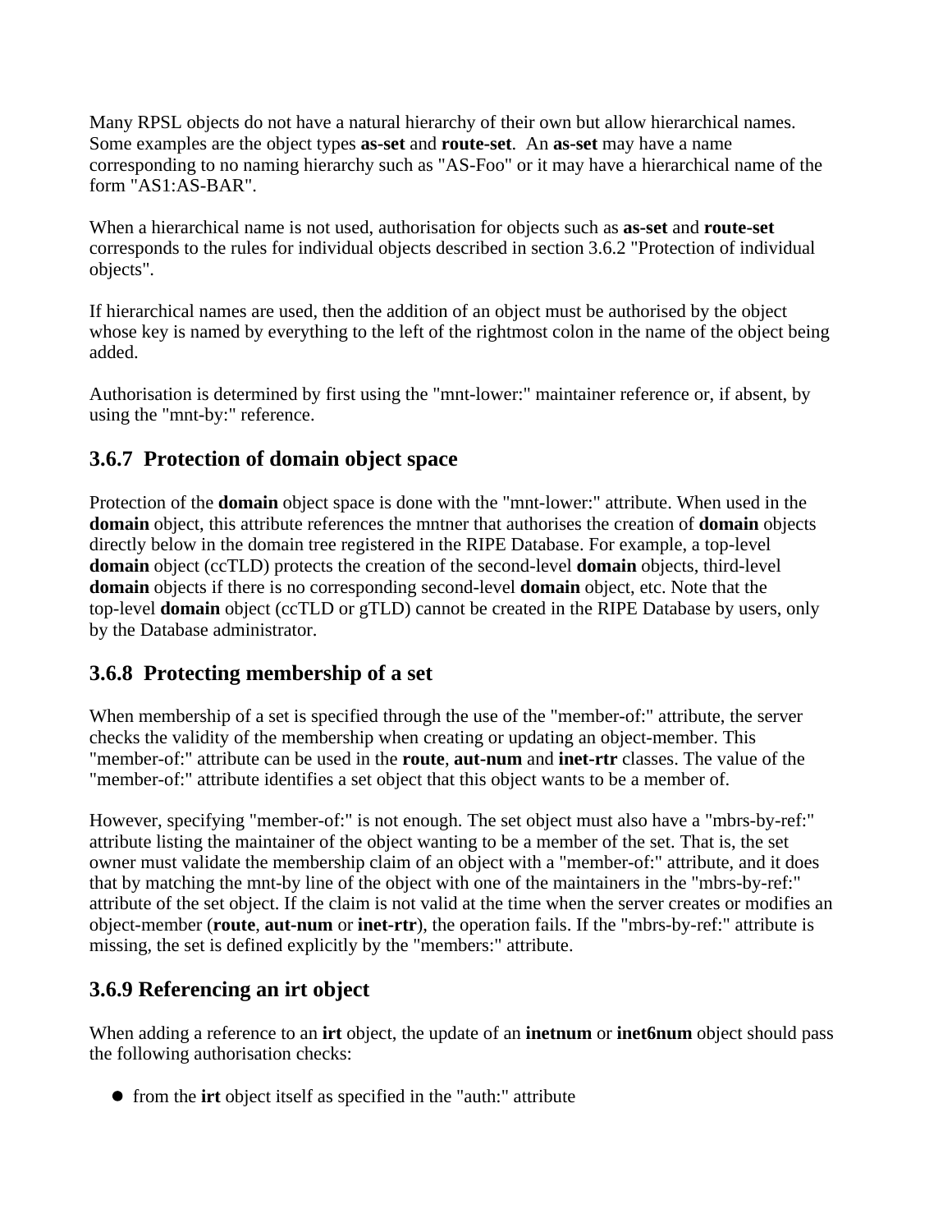Many RPSL objects do not have a natural hierarchy of their own but allow hierarchical names. Some examples are the object types **as-set** and **route-set**. An **as-set** may have a name corresponding to no naming hierarchy such as "AS-Foo" or it may have a hierarchical name of the form "AS1:AS-BAR".

When a hierarchical name is not used, authorisation for objects such as **as-set** and **route-set** corresponds to the rules for individual objects described in section 3.6.2 "Protection of individual objects".

If hierarchical names are used, then the addition of an object must be authorised by the object whose key is named by everything to the left of the rightmost colon in the name of the object being added.

Authorisation is determined by first using the "mnt-lower:" maintainer reference or, if absent, by using the "mnt-by:" reference.

### 3.6.7 Protection of domain object space

Protection of the **domain** object space is done with the "mnt-lower:" attribute. When used in the **domain** object, this attribute references the mntner that authorises the creation of **domain** objects directly below in the domain tree registered in the RIPE Database. For example, a top-level **domain** object (ccTLD) protects the creation of the second-level **domain** objects, third-level **domain** objects if there is no corresponding second-level **domain** object, etc. Note that the top-level **domain** object (ccTLD or gTLD) cannot be created in the RIPE Database by users, only by the Database administrator.

### 3.6.8 Protecting membership of a set

When membership of a set is specified through the use of the "member-of:" attribute, the server checks the validity of the membership when creating or updating an object-member. This "member-of:" attribute can be used in the **route**, **aut-num** and **inet-rtr** classes. The value of the "member-of:" attribute identifies a set object that this object wants to be a member of.

However, specifying "member-of:" is not enough. The set object must also have a "mbrs-by-ref:" attribute listing the maintainer of the object wanting to be a member of the set. That is, the set owner must validate the membership claim of an object with a "member-of:" attribute, and it does that by matching the mnt-by line of the object with one of the maintainers in the "mbrs-by-ref:" attribute of the set object. If the claim is not valid at the time when the server creates or modifies an object-member (**route**, **aut-num** or **inet-rtr**), the operation fails. If the "mbrs-by-ref:" attribute is missing, the set is defined explicitly by the "members:" attribute.

### 3.6.9 Referencing an irt object

When adding a reference to an **irt** object, the update of an **inetnum** or **inet6num** object should pass the following authorisation checks:

- from the **irt** object itself as specified in the "auth:" attribute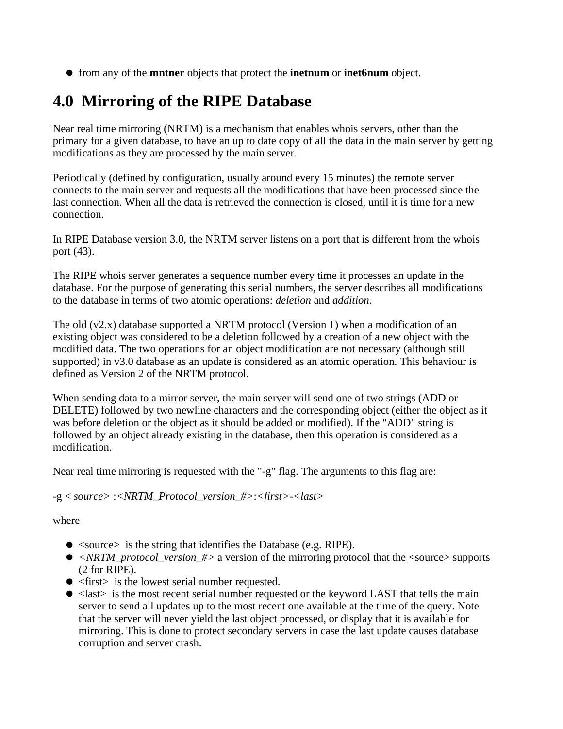- from any of the **mntner** objects that protect the **inetnum** or **inet6num** object.

# 4.0 Mirroring of the RIPE Database

Near real time mirroring (NRTM) is a mechanism that enables whois servers, other than the primary for a given database, to have an up to date copy of all the data in the main server by getting modifications as they are processed by the main server.

Periodically (defined by configuration, usually around every 15 minutes) the remote server connects to the main server and requests all the modifications that have been processed since the last connection. When all the data is retrieved the connection is closed, until it is time for a new connection.

In RIPE Database version 3.0, the NRTM server listens on a port that is different from the whois port (43).

The RIPE whois server generates a sequence number every time it processes an update in the database. For the purpose of generating this serial numbers, the server describes all modifications to the database in terms of two atomic operations: *deletion* and *addition*.

The old (v2.x) database supported a NRTM protocol (Version 1) when a modification of an existing object was considered to be a deletion followed by a creation of a new object with the modified data. The two operations for an object modification are not necessary (although still supported) in v3.0 database as an update is considered as an atomic operation. This behaviour is defined as Version 2 of the NRTM protocol.

When sending data to a mirror server, the main server will send one of two strings (ADD or DELETE) followed by two newline characters and the corresponding object (either the object as it was before deletion or the object as it should be added or modified). If the "ADD" string is followed by an object already existing in the database, then this operation is considered as a modification.

Near real time mirroring is requested with the "-g" flag. The arguments to this flag are:

-g < *source*> :<*NRTM_Protocol_version_#*>:<*first*>-<*last*>

where

- <source> is the string that identifies the Database (e.g. RIPE).
- <*NRTM_protocol_version_#*> a version of the mirroring protocol that the <source> supports (2 for RIPE).
- <first> is the lowest serial number requested.
- <last> is the most recent serial number requested or the keyword LAST that tells the main server to send all updates up to the most recent one available at the time of the query. Note that the server will never yield the last object processed, or display that it is available for mirroring. This is done to protect secondary servers in case the last update causes database corruption and server crash.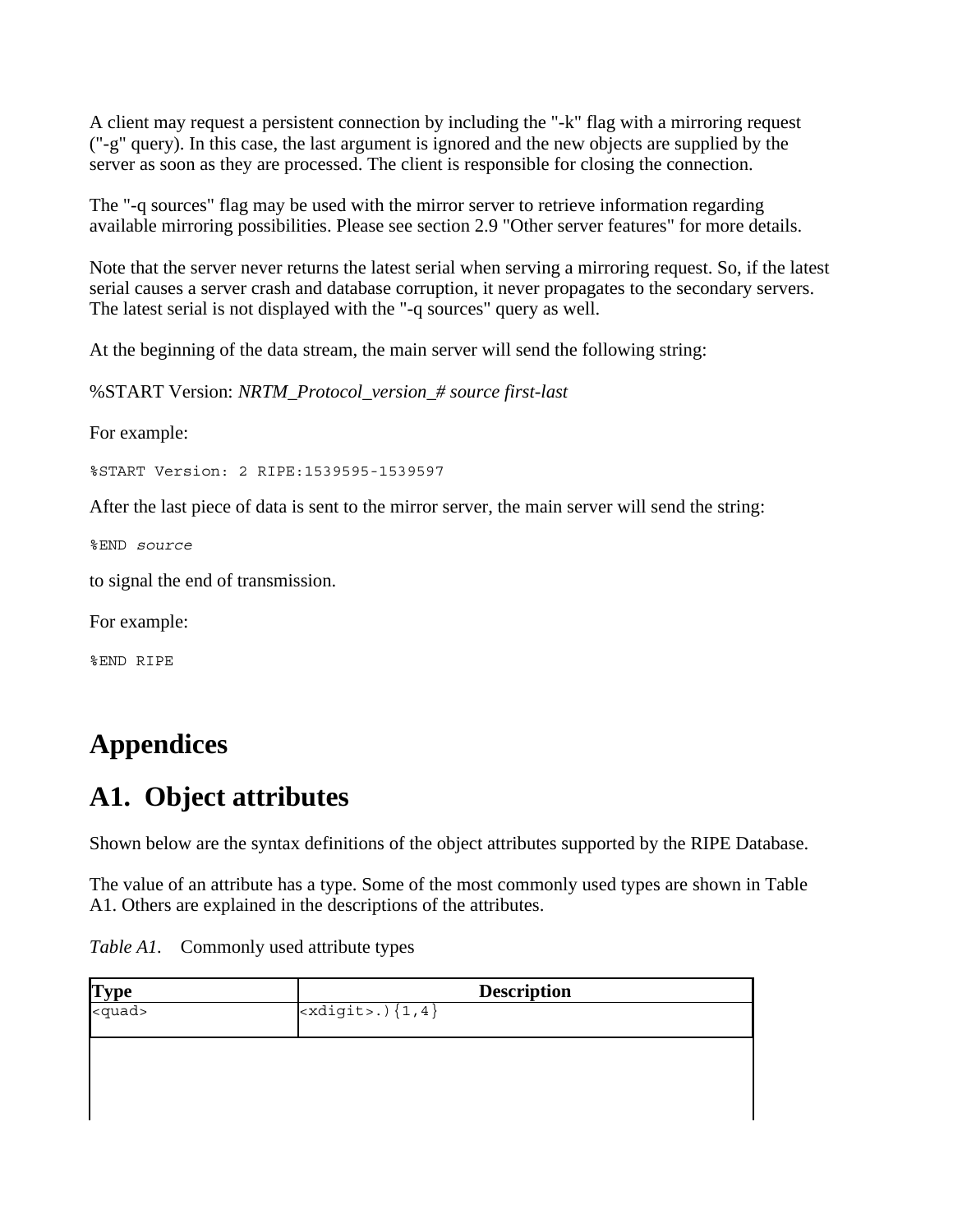A client may request a persistent connection by including the "-k" flag with a mirroring request ("-g" query). In this case, the last argument is ignored and the new objects are supplied by the server as soon as they are processed. The client is responsible for closing the connection.

The "-q sources" flag may be used with the mirror server to retrieve information regarding available mirroring possibilities. Please see section 2.9 "Other server features" for more details.

Note that the server never returns the latest serial when serving a mirroring request. So, if the latest serial causes a server crash and database corruption, it never propagates to the secondary servers. The latest serial is not displayed with the "-q sources" query as well.

At the beginning of the data stream, the main server will send the following string:

%START Version: *NRTM_Protocol_version_# source first-last*

For example:

```
%START Version: 2 RIPE:1539595-1539597
```

After the last piece of data is sent to the mirror server, the main server will send the string:

```
%END source
```

to signal the end of transmission.

For example:

```
%END RIPE
```

# Appendices

# A1. Object attributes

Shown below are the syntax definitions of the object attributes supported by the RIPE Database.

The value of an attribute has a type. Some of the most commonly used types are shown in Table A1. Others are explained in the descriptions of the attributes.

*Table A1.* Commonly used attribute types

| Type | Description |
|---|---|
| <quad> | <xdigit>.){1,4} |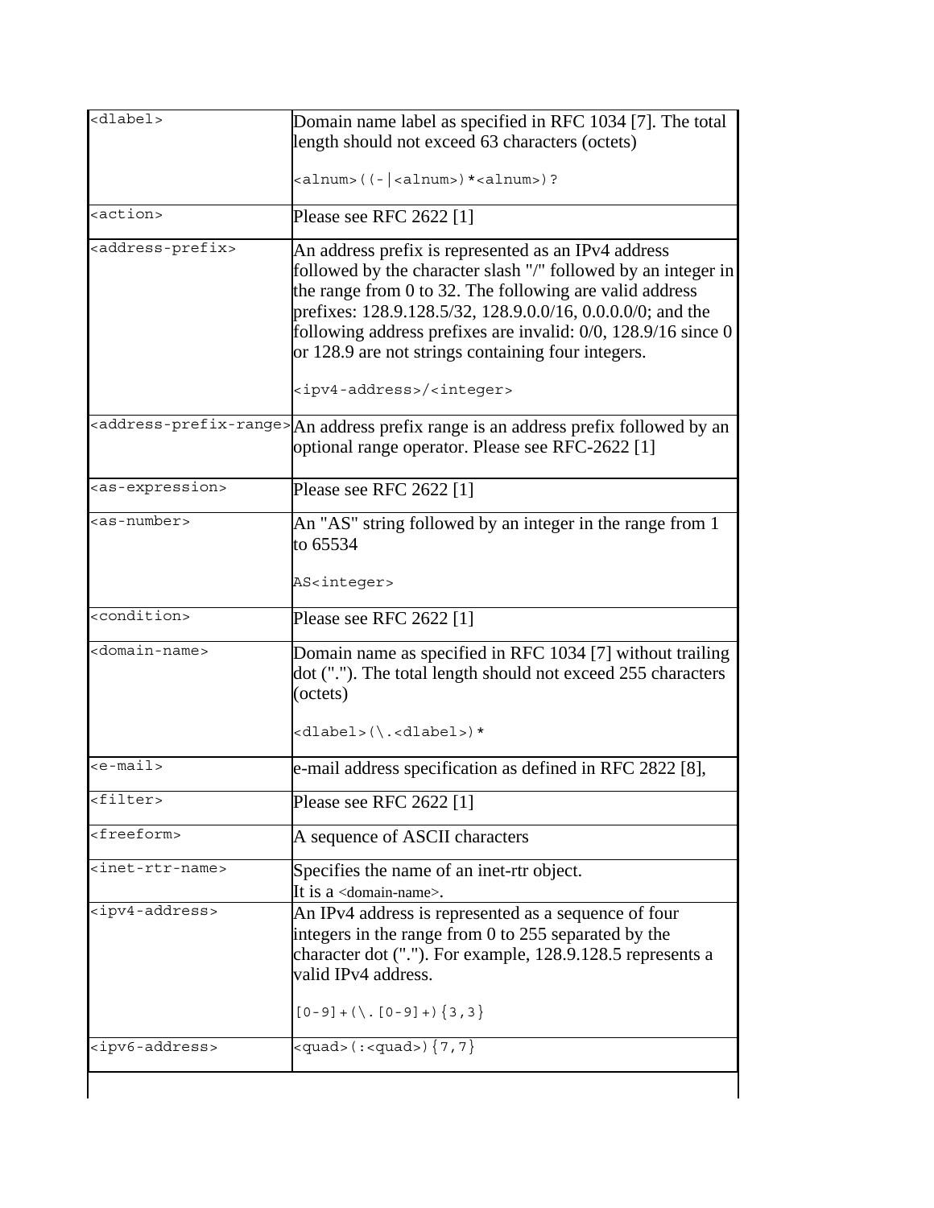| | |
|---|---|
| `<dlabel>` | Domain name label as specified in RFC 1034 [7]. The total length should not exceed 63 characters (octets)<br><br>`<alnum>((-\|<alnum>)*<alnum>)?` |
| `<action>` | Please see RFC 2622 [1] |
| `<address-prefix>` | An address prefix is represented as an IPv4 address followed by the character slash "/" followed by an integer in the range from 0 to 32. The following are valid address prefixes: 128.9.128.5/32, 128.9.0.0/16, 0.0.0.0/0; and the following address prefixes are invalid: 0/0, 128.9/16 since 0 or 128.9 are not strings containing four integers.<br><br>`<ipv4-address>/<integer>` |
| `<address-prefix-range>` | An address prefix range is an address prefix followed by an optional range operator. Please see RFC-2622 [1] |
| `<as-expression>` | Please see RFC 2622 [1] |
| `<as-number>` | An "AS" string followed by an integer in the range from 1 to 65534<br><br>`AS<integer>` |
| `<condition>` | Please see RFC 2622 [1] |
| `<domain-name>` | Domain name as specified in RFC 1034 [7] without trailing dot ("."). The total length should not exceed 255 characters (octets)<br><br>`<dlabel>(\.<dlabel>)*` |
| `<e-mail>` | e-mail address specification as defined in RFC 2822 [8], |
| `<filter>` | Please see RFC 2622 [1] |
| `<freeform>` | A sequence of ASCII characters |
| `<inet-rtr-name>` | Specifies the name of an inet-rtr object.<br>It is a <domain-name>. |
| `<ipv4-address>` | An IPv4 address is represented as a sequence of four integers in the range from 0 to 255 separated by the character dot ("."). For example, 128.9.128.5 represents a valid IPv4 address.<br><br>`[0-9]+(\.[0-9]+){3,3}` |
| `<ipv6-address>` | `<quad>(:<quad>){7,7}` |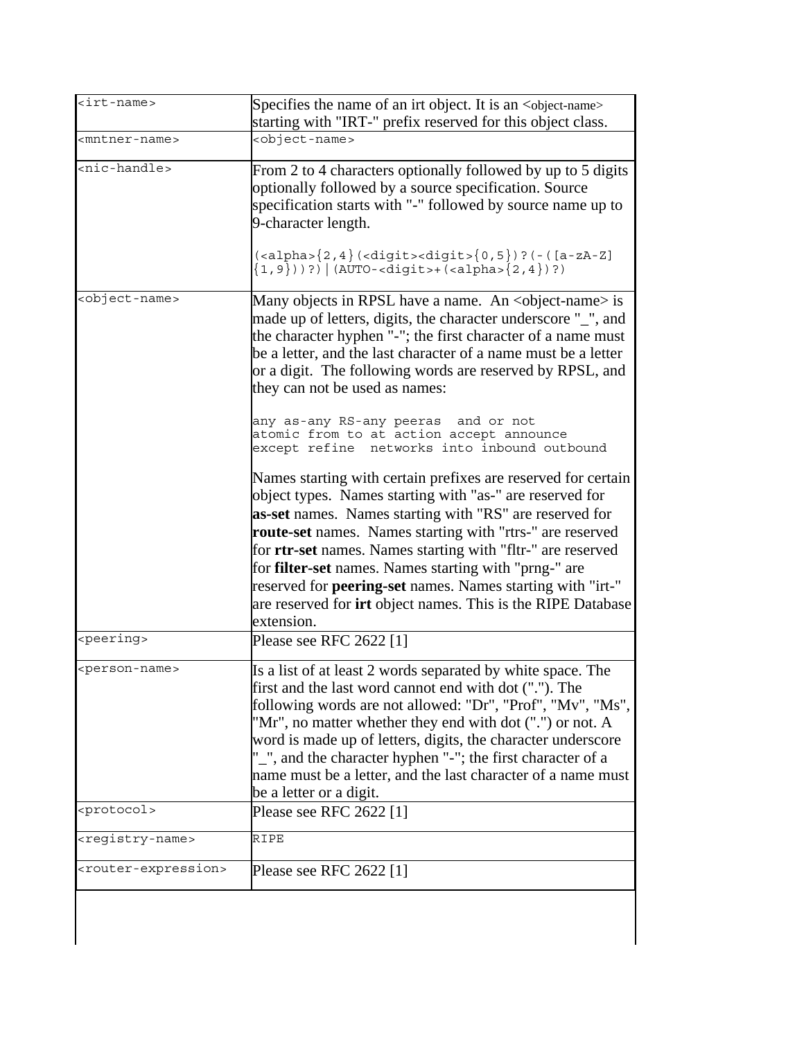| | |
|---|---|
| `<irt-name>` | Specifies the name of an irt object. It is an `<object-name>` starting with "IRT-" prefix reserved for this object class. |
| `<mntner-name>` | `<object-name>` |
| `<nic-handle>` | From 2 to 4 characters optionally followed by up to 5 digits optionally followed by a source specification. Source specification starts with "-" followed by source name up to 9-character length.<br><br>`(<alpha>{2,4}(<digit><digit>{0,5})?(-([a-zA-Z]{1,9}))?)|(AUTO-<digit>+(<alpha>{2,4})?)` |
| `<object-name>` | Many objects in RPSL have a name. An `<object-name>` is made up of letters, digits, the character underscore "_", and the character hyphen "-"; the first character of a name must be a letter, and the last character of a name must be a letter or a digit. The following words are reserved by RPSL, and they can not be used as names:<br><br>`any as-any RS-any peeras and or not`<br>`atomic from to at action accept announce`<br>`except refine networks into inbound outbound`<br><br>Names starting with certain prefixes are reserved for certain object types. Names starting with "as-" are reserved for **as-set** names. Names starting with "RS" are reserved for **route-set** names. Names starting with "rtrs-" are reserved for **rtr-set** names. Names starting with "fltr-" are reserved for **filter-set** names. Names starting with "prng-" are reserved for **peering-set** names. Names starting with "irt-" are reserved for **irt** object names. This is the RIPE Database extension. |
| `<peering>` | Please see RFC 2622 [1] |
| `<person-name>` | Is a list of at least 2 words separated by white space. The first and the last word cannot end with dot ("."). The following words are not allowed: "Dr", "Prof", "Mv", "Ms", "Mr", no matter whether they end with dot (".") or not. A word is made up of letters, digits, the character underscore "_", and the character hyphen "-"; the first character of a name must be a letter, and the last character of a name must be a letter or a digit. |
| `<protocol>` | Please see RFC 2622 [1] |
| `<registry-name>` | `RIPE` |
| `<router-expression>` | Please see RFC 2622 [1] |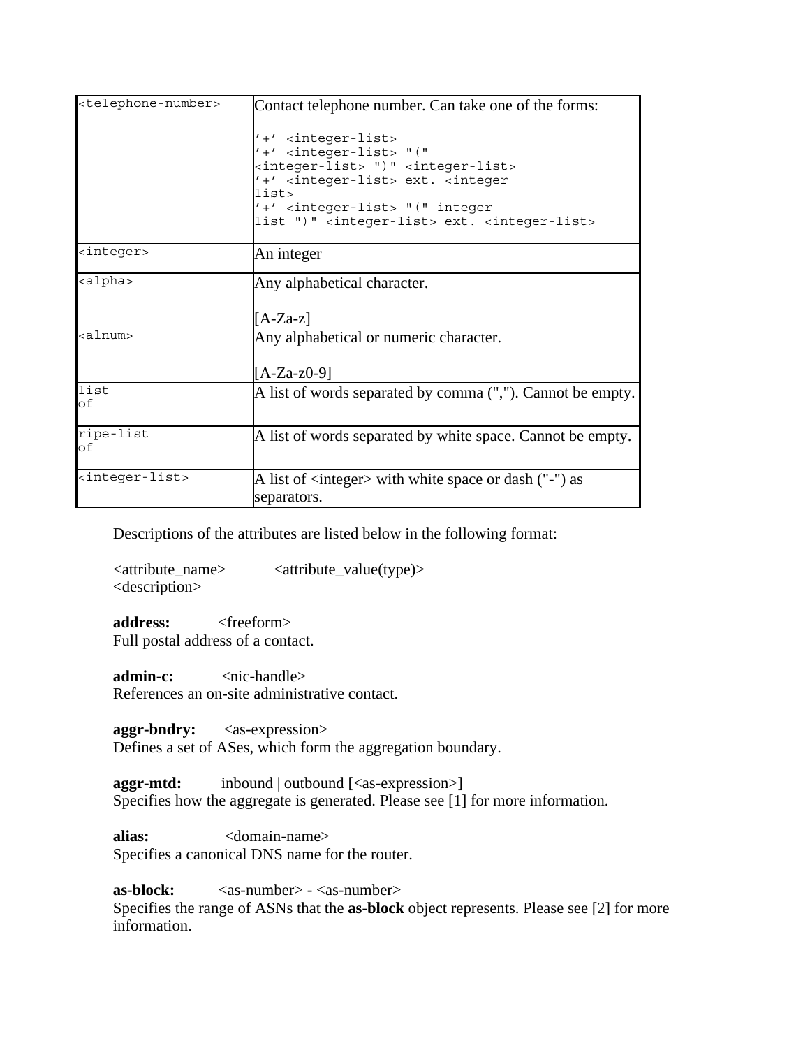| | |
|---|---|
| `<telephone-number>` | Contact telephone number. Can take one of the forms:<br><br>`'+' <integer-list>`<br>`'+' <integer-list> "(" <integer-list> ")" <integer-list>`<br>`'+' <integer-list> ext. <integer list>`<br>`'+' <integer-list> "(" integer list ")" <integer-list> ext. <integer-list>` |
| `<integer>` | An integer |
| `<alpha>` | Any alphabetical character.<br><br>[A-Za-z] |
| `<alnum>` | Any alphabetical or numeric character.<br><br>[A-Za-z0-9] |
| `list of` | A list of words separated by comma (","). Cannot be empty. |
| `ripe-list of` | A list of words separated by white space. Cannot be empty. |
| `<integer-list>` | A list of <integer> with white space or dash ("-") as separators. |

Descriptions of the attributes are listed below in the following format:

<attribute_name> <attribute_value(type)>
<description>

**address:** <freeform>
Full postal address of a contact.

**admin-c:** <nic-handle>
References an on-site administrative contact.

**aggr-bndry:** <as-expression>
Defines a set of ASes, which form the aggregation boundary.

**aggr-mtd:** inbound | outbound [<as-expression>]
Specifies how the aggregate is generated. Please see [1] for more information.

**alias:** <domain-name>
Specifies a canonical DNS name for the router.

**as-block:** <as-number> - <as-number>
Specifies the range of ASNs that the **as-block** object represents. Please see [2] for more information.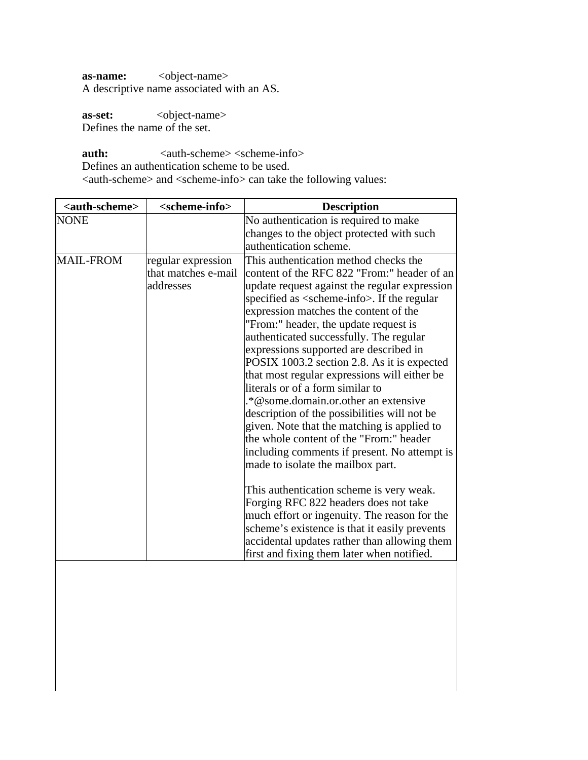**as-name:** <object-name>
A descriptive name associated with an AS.

**as-set:** <object-name>
Defines the name of the set.

**auth:** <auth-scheme> <scheme-info>
Defines an authentication scheme to be used.
<auth-scheme> and <scheme-info> can take the following values:

| <auth-scheme> | <scheme-info> | Description |
|---|---|---|
| NONE | | No authentication is required to make changes to the object protected with such authentication scheme. |
| MAIL-FROM | regular expression that matches e-mail addresses | This authentication method checks the content of the RFC 822 "From:" header of an update request against the regular expression specified as <scheme-info>. If the regular expression matches the content of the "From:" header, the update request is authenticated successfully. The regular expressions supported are described in POSIX 1003.2 section 2.8. As it is expected that most regular expressions will either be literals or of a form similar to .*@some.domain.or.other an extensive description of the possibilities will not be given. Note that the matching is applied to the whole content of the "From:" header including comments if present. No attempt is made to isolate the mailbox part.<br><br>This authentication scheme is very weak. Forging RFC 822 headers does not take much effort or ingenuity. The reason for the scheme's existence is that it easily prevents accidental updates rather than allowing them first and fixing them later when notified. |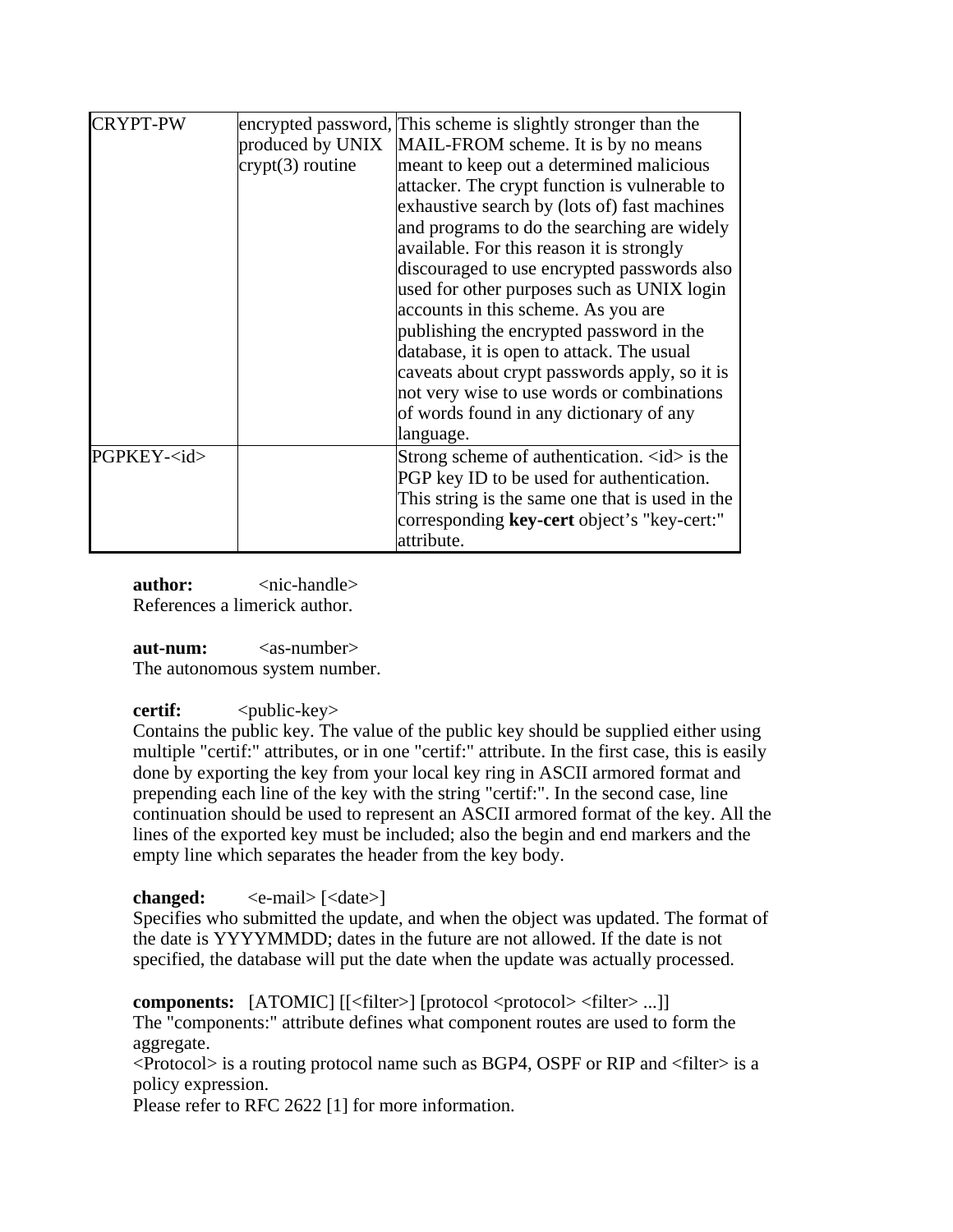| CRYPT-PW | encrypted password, produced by UNIX crypt(3) routine | This scheme is slightly stronger than the MAIL-FROM scheme. It is by no means meant to keep out a determined malicious attacker. The crypt function is vulnerable to exhaustive search by (lots of) fast machines and programs to do the searching are widely available. For this reason it is strongly discouraged to use encrypted passwords also used for other purposes such as UNIX login accounts in this scheme. As you are publishing the encrypted password in the database, it is open to attack. The usual caveats about crypt passwords apply, so it is not very wise to use words or combinations of words found in any dictionary of any language. |
|---|---|---|
| PGPKEY-<id> | | Strong scheme of authentication. <id> is the PGP key ID to be used for authentication. This string is the same one that is used in the corresponding **key-cert** object's "key-cert:" attribute. |

**author:** <nic-handle>
References a limerick author.

**aut-num:** <as-number>
The autonomous system number.

**certif:** <public-key>
Contains the public key. The value of the public key should be supplied either using multiple "certif:" attributes, or in one "certif:" attribute. In the first case, this is easily done by exporting the key from your local key ring in ASCII armored format and prepending each line of the key with the string "certif:". In the second case, line continuation should be used to represent an ASCII armored format of the key. All the lines of the exported key must be included; also the begin and end markers and the empty line which separates the header from the key body.

**changed:** <e-mail> [<date>]
Specifies who submitted the update, and when the object was updated. The format of the date is YYYYMMDD; dates in the future are not allowed. If the date is not specified, the database will put the date when the update was actually processed.

**components:** [ATOMIC] [[<filter>] [protocol <protocol> <filter> ...]]
The "components:" attribute defines what component routes are used to form the aggregate.
<Protocol> is a routing protocol name such as BGP4, OSPF or RIP and <filter> is a policy expression.
Please refer to RFC 2622 [1] for more information.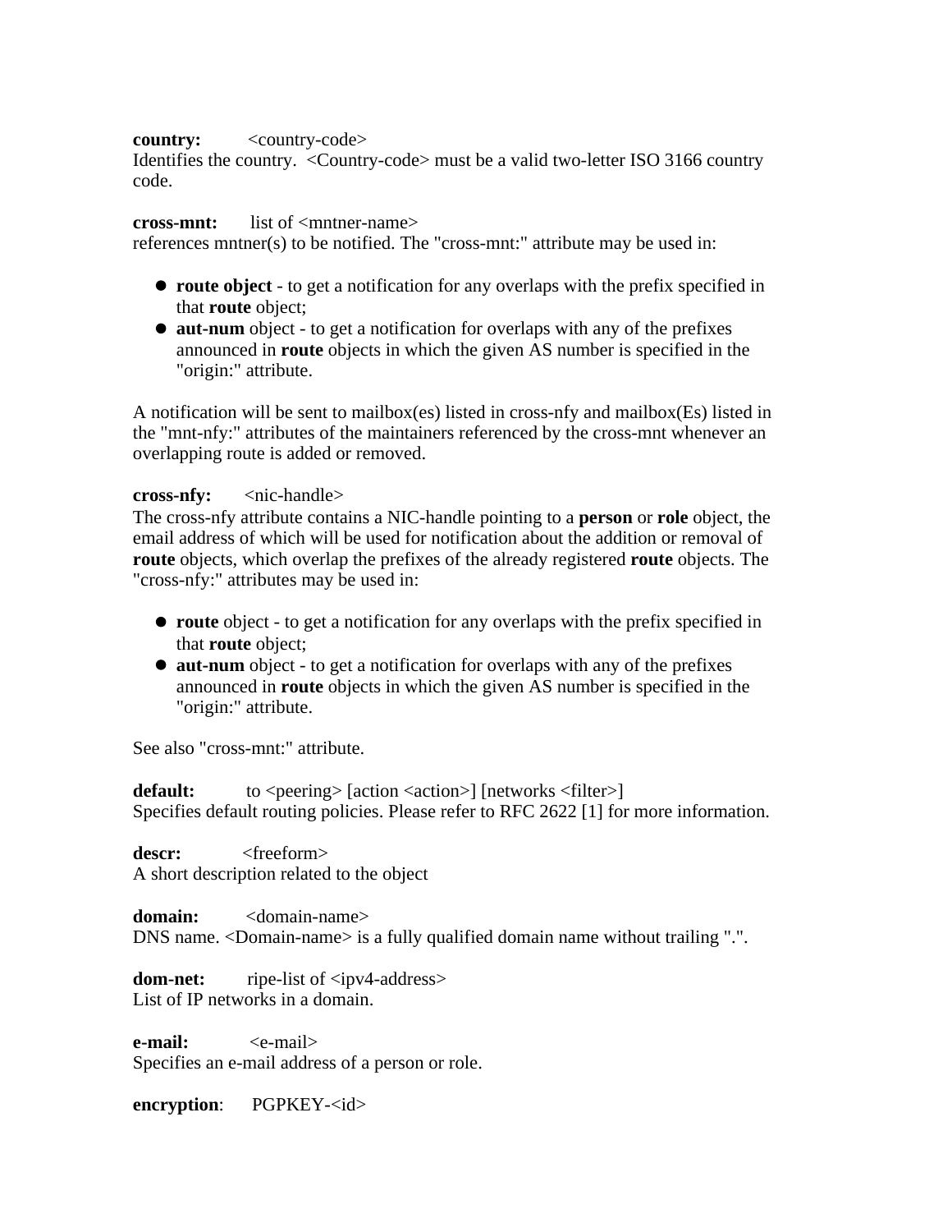**country:** <country-code>
Identifies the country. <Country-code> must be a valid two-letter ISO 3166 country code.

**cross-mnt:** list of <mntner-name>
references mntner(s) to be notified. The "cross-mnt:" attribute may be used in:

- **route object** - to get a notification for any overlaps with the prefix specified in that **route** object;
- **aut-num** object - to get a notification for overlaps with any of the prefixes announced in **route** objects in which the given AS number is specified in the "origin:" attribute.

A notification will be sent to mailbox(es) listed in cross-nfy and mailbox(Es) listed in the "mnt-nfy:" attributes of the maintainers referenced by the cross-mnt whenever an overlapping route is added or removed.

**cross-nfy:** <nic-handle>
The cross-nfy attribute contains a NIC-handle pointing to a **person** or **role** object, the email address of which will be used for notification about the addition or removal of **route** objects, which overlap the prefixes of the already registered **route** objects. The "cross-nfy:" attributes may be used in:

- **route** object - to get a notification for any overlaps with the prefix specified in that **route** object;
- **aut-num** object - to get a notification for overlaps with any of the prefixes announced in **route** objects in which the given AS number is specified in the "origin:" attribute.

See also "cross-mnt:" attribute.

**default:** to <peering> [action <action>] [networks <filter>]
Specifies default routing policies. Please refer to RFC 2622 [1] for more information.

**descr:** <freeform>
A short description related to the object

**domain:** <domain-name>
DNS name. <Domain-name> is a fully qualified domain name without trailing ".".

**dom-net:** ripe-list of <ipv4-address>
List of IP networks in a domain.

**e-mail:** <e-mail>
Specifies an e-mail address of a person or role.

**encryption**: PGPKEY-<id>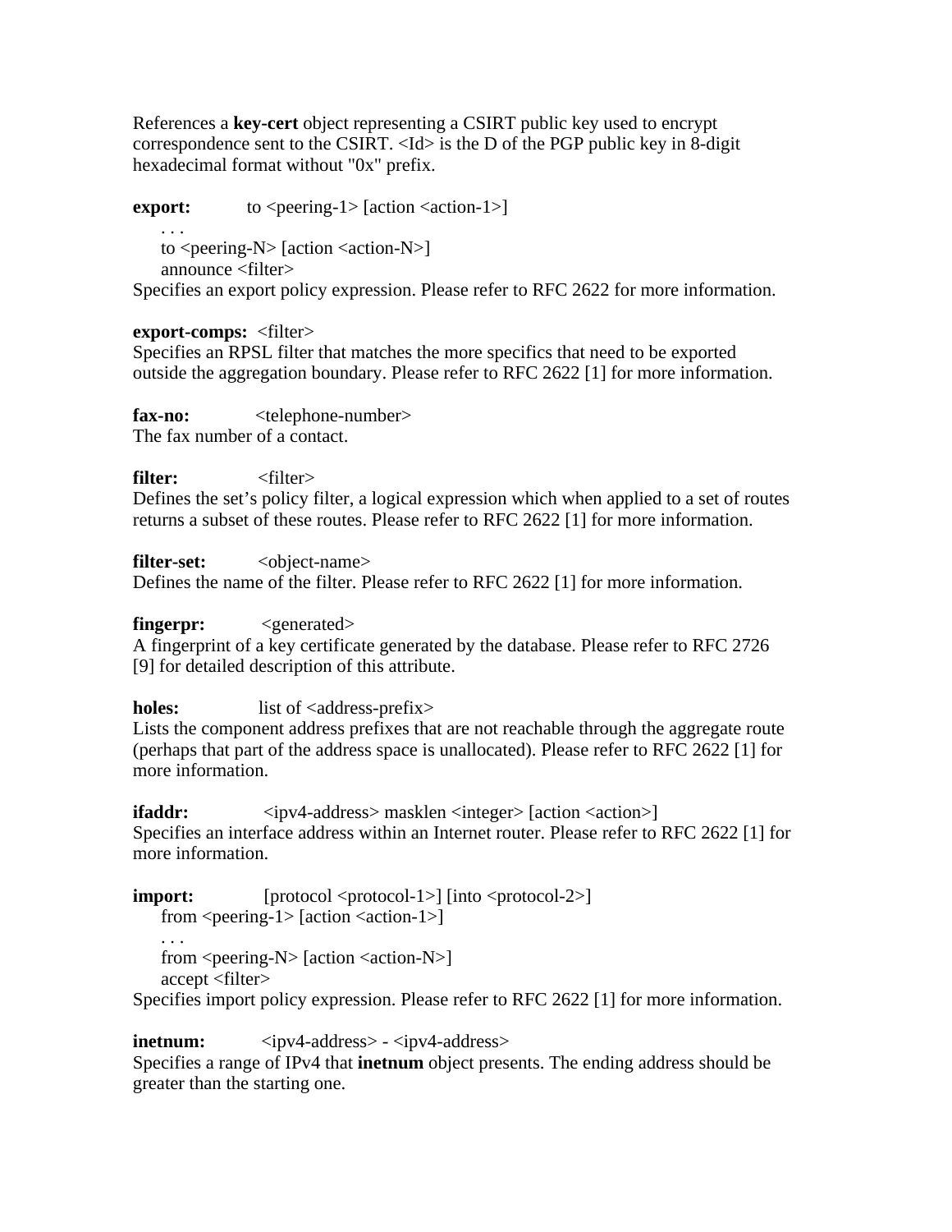References a **key-cert** object representing a CSIRT public key used to encrypt correspondence sent to the CSIRT. <Id> is the D of the PGP public key in 8-digit hexadecimal format without "0x" prefix.

**export:** to <peering-1> [action <action-1>]
. . .
to <peering-N> [action <action-N>]
announce <filter>
Specifies an export policy expression. Please refer to RFC 2622 for more information.

**export-comps:** <filter>
Specifies an RPSL filter that matches the more specifics that need to be exported outside the aggregation boundary. Please refer to RFC 2622 [1] for more information.

**fax-no:** <telephone-number>
The fax number of a contact.

**filter:** <filter>
Defines the set's policy filter, a logical expression which when applied to a set of routes returns a subset of these routes. Please refer to RFC 2622 [1] for more information.

**filter-set:** <object-name>
Defines the name of the filter. Please refer to RFC 2622 [1] for more information.

**fingerpr:** <generated>
A fingerprint of a key certificate generated by the database. Please refer to RFC 2726 [9] for detailed description of this attribute.

**holes:** list of <address-prefix>
Lists the component address prefixes that are not reachable through the aggregate route (perhaps that part of the address space is unallocated). Please refer to RFC 2622 [1] for more information.

**ifaddr:** <ipv4-address> masklen <integer> [action <action>]
Specifies an interface address within an Internet router. Please refer to RFC 2622 [1] for more information.

**import:** [protocol <protocol-1>] [into <protocol-2>]
from <peering-1> [action <action-1>]
. . .
from <peering-N> [action <action-N>]
accept <filter>
Specifies import policy expression. Please refer to RFC 2622 [1] for more information.

**inetnum:** <ipv4-address> - <ipv4-address>
Specifies a range of IPv4 that **inetnum** object presents. The ending address should be greater than the starting one.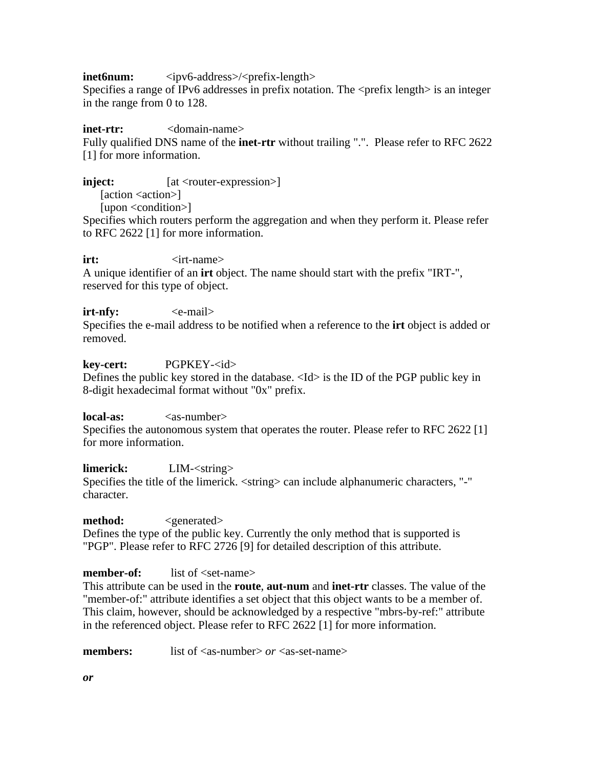**inet6num:** <ipv6-address>/<prefix-length>
Specifies a range of IPv6 addresses in prefix notation. The <prefix length> is an integer in the range from 0 to 128.

**inet-rtr:** <domain-name>
Fully qualified DNS name of the **inet-rtr** without trailing ".". Please refer to RFC 2622 [1] for more information.

**inject:** [at <router-expression>]
[action <action>]
[upon <condition>]
Specifies which routers perform the aggregation and when they perform it. Please refer to RFC 2622 [1] for more information.

**irt:** <irt-name>
A unique identifier of an **irt** object. The name should start with the prefix "IRT-", reserved for this type of object.

**irt-nfy:** <e-mail>
Specifies the e-mail address to be notified when a reference to the **irt** object is added or removed.

**key-cert:** PGPKEY-<id>
Defines the public key stored in the database. <Id> is the ID of the PGP public key in 8-digit hexadecimal format without "0x" prefix.

**local-as:** <as-number>
Specifies the autonomous system that operates the router. Please refer to RFC 2622 [1] for more information.

**limerick:** LIM-<string>
Specifies the title of the limerick. <string> can include alphanumeric characters, "-" character.

**method:** <generated>
Defines the type of the public key. Currently the only method that is supported is "PGP". Please refer to RFC 2726 [9] for detailed description of this attribute.

**member-of:** list of <set-name>
This attribute can be used in the **route**, **aut-num** and **inet-rtr** classes. The value of the "member-of:" attribute identifies a set object that this object wants to be a member of. This claim, however, should be acknowledged by a respective "mbrs-by-ref:" attribute in the referenced object. Please refer to RFC 2622 [1] for more information.

**members:** list of <as-number> *or* <as-set-name>

***or***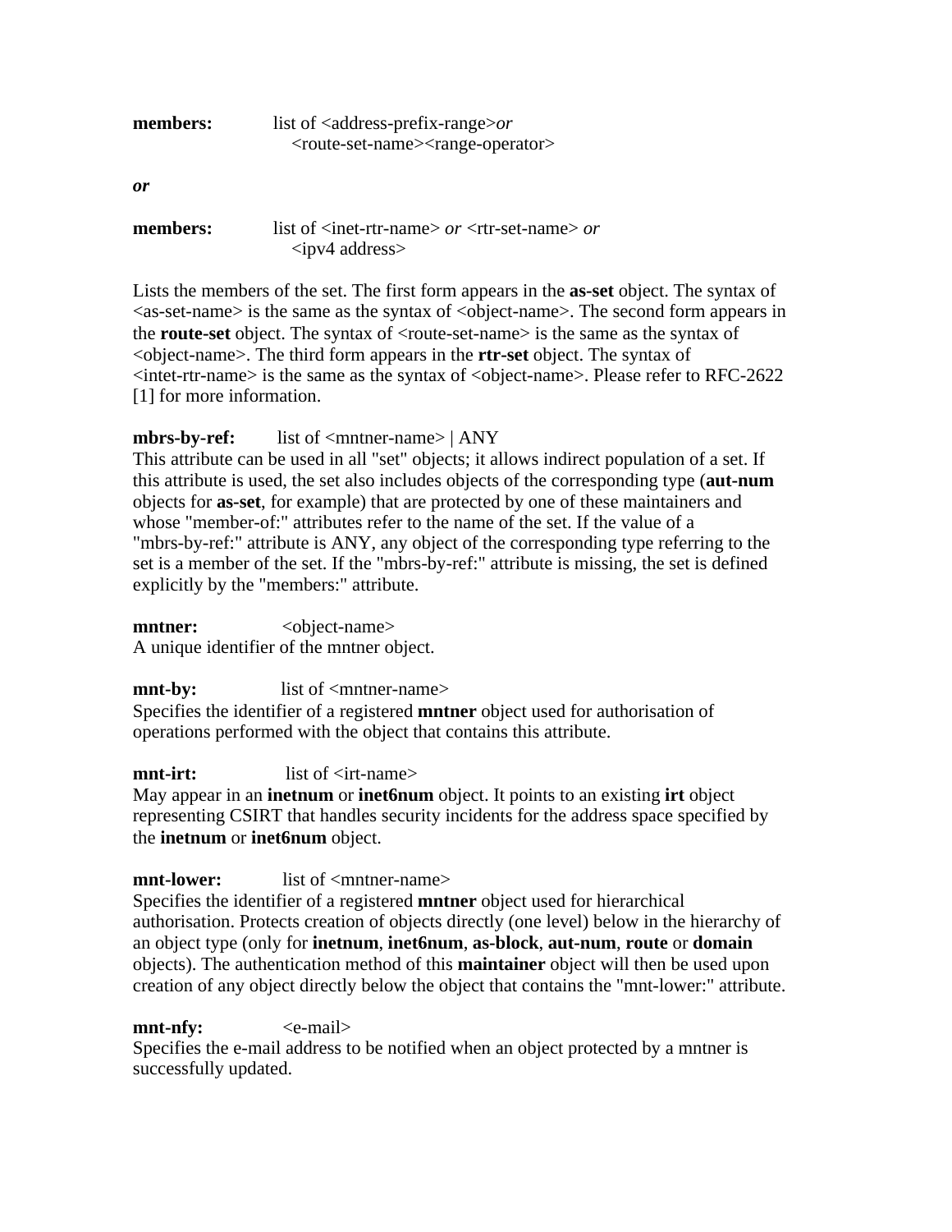**members:** list of <address-prefix-range>*or* <route-set-name><range-operator>

*or*

**members:** list of <inet-rtr-name> *or* <rtr-set-name> *or* <ipv4 address>

Lists the members of the set. The first form appears in the **as-set** object. The syntax of <as-set-name> is the same as the syntax of <object-name>. The second form appears in the **route-set** object. The syntax of <route-set-name> is the same as the syntax of <object-name>. The third form appears in the **rtr-set** object. The syntax of <intet-rtr-name> is the same as the syntax of <object-name>. Please refer to RFC-2622 [1] for more information.

**mbrs-by-ref:** list of <mntner-name> | ANY
This attribute can be used in all "set" objects; it allows indirect population of a set. If this attribute is used, the set also includes objects of the corresponding type (**aut-num** objects for **as-set**, for example) that are protected by one of these maintainers and whose "member-of:" attributes refer to the name of the set. If the value of a "mbrs-by-ref:" attribute is ANY, any object of the corresponding type referring to the set is a member of the set. If the "mbrs-by-ref:" attribute is missing, the set is defined explicitly by the "members:" attribute.

**mntner:** <object-name>
A unique identifier of the mntner object.

**mnt-by:** list of <mntner-name>
Specifies the identifier of a registered **mntner** object used for authorisation of operations performed with the object that contains this attribute.

**mnt-irt:** list of <irt-name>
May appear in an **inetnum** or **inet6num** object. It points to an existing **irt** object representing CSIRT that handles security incidents for the address space specified by the **inetnum** or **inet6num** object.

**mnt-lower:** list of <mntner-name>
Specifies the identifier of a registered **mntner** object used for hierarchical authorisation. Protects creation of objects directly (one level) below in the hierarchy of an object type (only for **inetnum**, **inet6num**, **as-block**, **aut-num**, **route** or **domain** objects). The authentication method of this **maintainer** object will then be used upon creation of any object directly below the object that contains the "mnt-lower:" attribute.

**mnt-nfy:** <e-mail>
Specifies the e-mail address to be notified when an object protected by a mntner is successfully updated.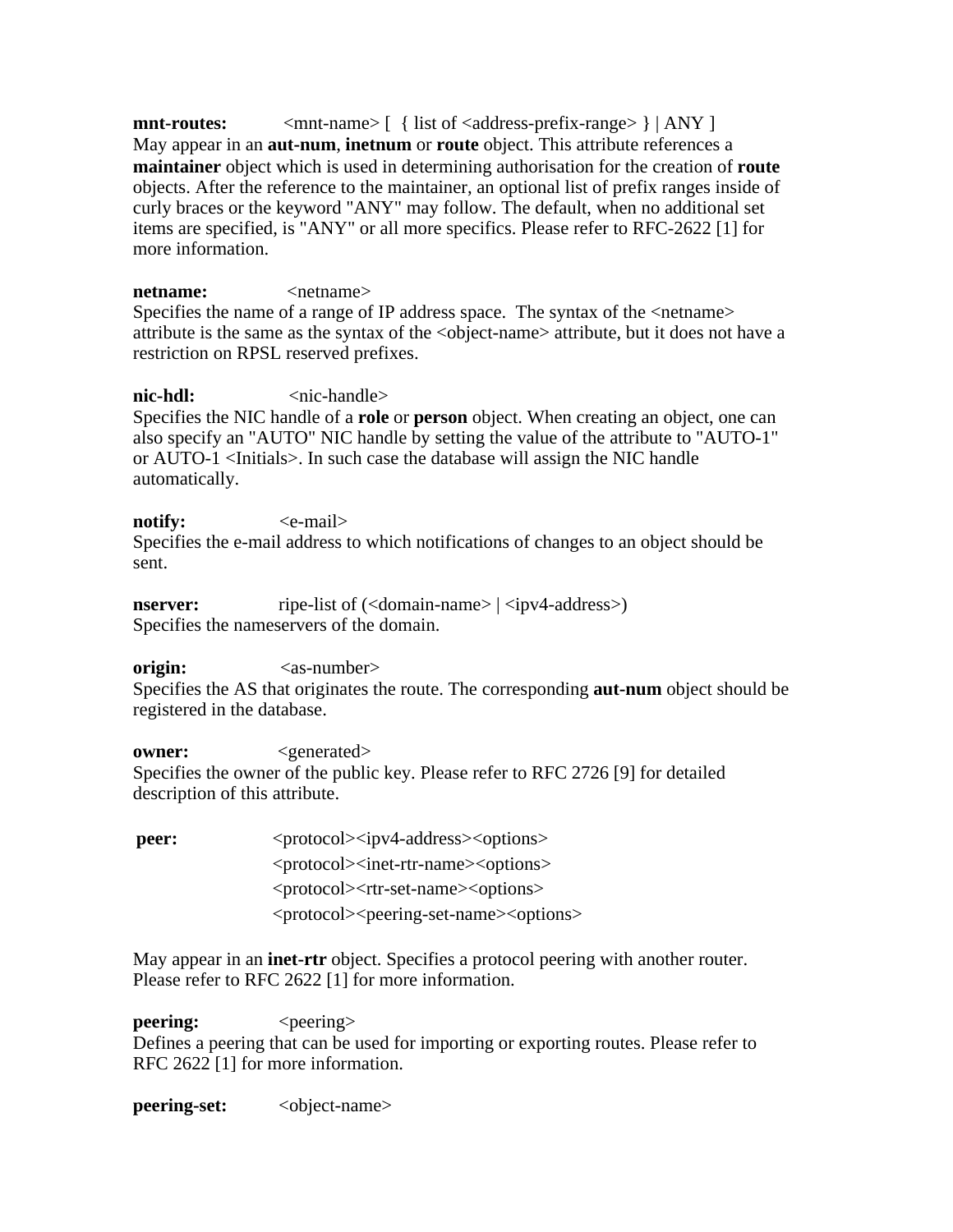**mnt-routes:** <mnt-name> [ { list of <address-prefix-range> } | ANY ]
May appear in an **aut-num**, **inetnum** or **route** object. This attribute references a **maintainer** object which is used in determining authorisation for the creation of **route** objects. After the reference to the maintainer, an optional list of prefix ranges inside of curly braces or the keyword "ANY" may follow. The default, when no additional set items are specified, is "ANY" or all more specifics. Please refer to RFC-2622 [1] for more information.

**netname:** <netname>
Specifies the name of a range of IP address space. The syntax of the <netname> attribute is the same as the syntax of the <object-name> attribute, but it does not have a restriction on RPSL reserved prefixes.

**nic-hdl:** <nic-handle>
Specifies the NIC handle of a **role** or **person** object. When creating an object, one can also specify an "AUTO" NIC handle by setting the value of the attribute to "AUTO-1" or AUTO-1 <Initials>. In such case the database will assign the NIC handle automatically.

**notify:** <e-mail>
Specifies the e-mail address to which notifications of changes to an object should be sent.

**nserver:** ripe-list of (<domain-name> | <ipv4-address>)
Specifies the nameservers of the domain.

**origin:** <as-number>
Specifies the AS that originates the route. The corresponding **aut-num** object should be registered in the database.

**owner:** <generated>
Specifies the owner of the public key. Please refer to RFC 2726 [9] for detailed description of this attribute.

**peer:** <protocol><ipv4-address><options>
<protocol><inet-rtr-name><options>
<protocol><rtr-set-name><options>
<protocol><peering-set-name><options>

May appear in an **inet-rtr** object. Specifies a protocol peering with another router. Please refer to RFC 2622 [1] for more information.

**peering:** <peering>
Defines a peering that can be used for importing or exporting routes. Please refer to RFC 2622 [1] for more information.

**peering-set:** <object-name>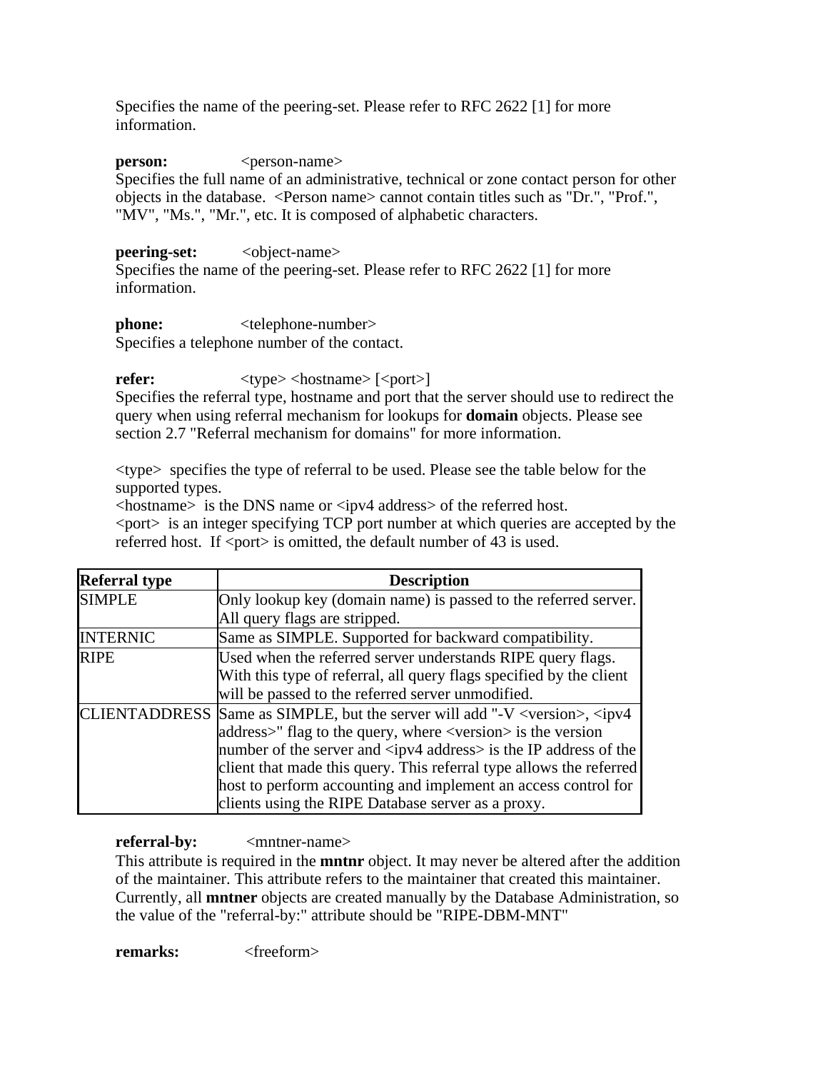Specifies the name of the peering-set. Please refer to RFC 2622 [1] for more information.

**person:** <person-name>
Specifies the full name of an administrative, technical or zone contact person for other objects in the database. <Person name> cannot contain titles such as "Dr.", "Prof.", "MV", "Ms.", "Mr.", etc. It is composed of alphabetic characters.

**peering-set:** <object-name>
Specifies the name of the peering-set. Please refer to RFC 2622 [1] for more information.

**phone:** <telephone-number>
Specifies a telephone number of the contact.

**refer:** <type> <hostname> [<port>]
Specifies the referral type, hostname and port that the server should use to redirect the query when using referral mechanism for lookups for **domain** objects. Please see section 2.7 "Referral mechanism for domains" for more information.

<type> specifies the type of referral to be used. Please see the table below for the supported types.
<hostname> is the DNS name or <ipv4 address> of the referred host.
<port> is an integer specifying TCP port number at which queries are accepted by the referred host. If <port> is omitted, the default number of 43 is used.

| Referral type | Description |
|---|---|
| SIMPLE | Only lookup key (domain name) is passed to the referred server. All query flags are stripped. |
| INTERNIC | Same as SIMPLE. Supported for backward compatibility. |
| RIPE | Used when the referred server understands RIPE query flags. With this type of referral, all query flags specified by the client will be passed to the referred server unmodified. |
| CLIENTADDRESS | Same as SIMPLE, but the server will add "-V <version>, <ipv4 address>" flag to the query, where <version> is the version number of the server and <ipv4 address> is the IP address of the client that made this query. This referral type allows the referred host to perform accounting and implement an access control for clients using the RIPE Database server as a proxy. |

**referral-by:** <mntner-name>
This attribute is required in the **mntnr** object. It may never be altered after the addition of the maintainer. This attribute refers to the maintainer that created this maintainer. Currently, all **mntner** objects are created manually by the Database Administration, so the value of the "referral-by:" attribute should be "RIPE-DBM-MNT"

**remarks:** <freeform>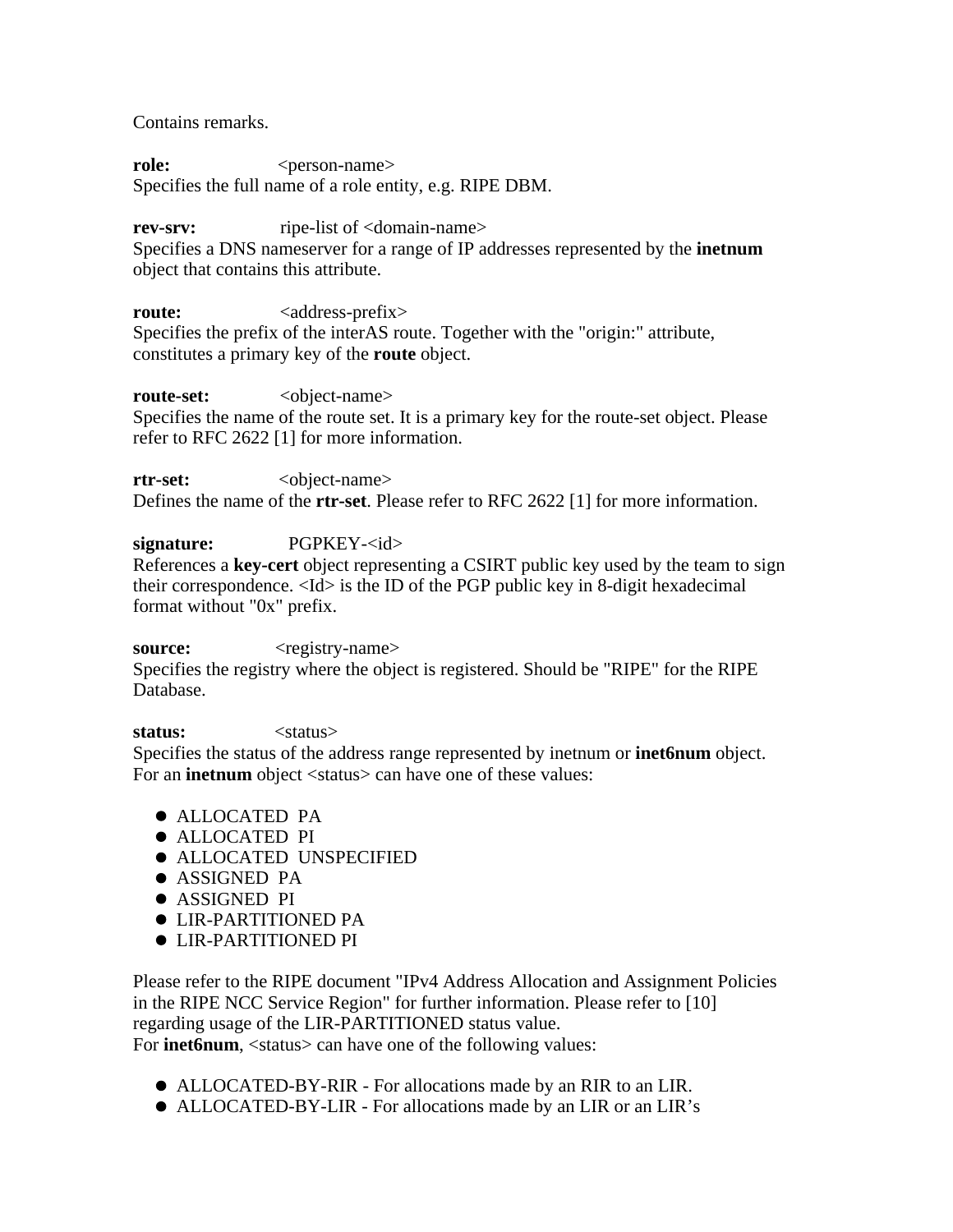Contains remarks.

**role:** <person-name>
Specifies the full name of a role entity, e.g. RIPE DBM.

**rev-srv:** ripe-list of <domain-name>
Specifies a DNS nameserver for a range of IP addresses represented by the **inetnum** object that contains this attribute.

**route:** <address-prefix>
Specifies the prefix of the interAS route. Together with the "origin:" attribute, constitutes a primary key of the **route** object.

**route-set:** <object-name>
Specifies the name of the route set. It is a primary key for the route-set object. Please refer to RFC 2622 [1] for more information.

**rtr-set:** <object-name>
Defines the name of the **rtr-set**. Please refer to RFC 2622 [1] for more information.

**signature:** PGPKEY-<id>
References a **key-cert** object representing a CSIRT public key used by the team to sign their correspondence. <Id> is the ID of the PGP public key in 8-digit hexadecimal format without "0x" prefix.

**source:** <registry-name>
Specifies the registry where the object is registered. Should be "RIPE" for the RIPE Database.

**status:** <status>
Specifies the status of the address range represented by inetnum or **inet6num** object. For an **inetnum** object <status> can have one of these values:

- ALLOCATED PA
- ALLOCATED PI
- ALLOCATED UNSPECIFIED
- ASSIGNED PA
- ASSIGNED PI
- LIR-PARTITIONED PA
- LIR-PARTITIONED PI

Please refer to the RIPE document "IPv4 Address Allocation and Assignment Policies in the RIPE NCC Service Region" for further information. Please refer to [10] regarding usage of the LIR-PARTITIONED status value.
For **inet6num**, <status> can have one of the following values:

- ALLOCATED-BY-RIR - For allocations made by an RIR to an LIR.
- ALLOCATED-BY-LIR - For allocations made by an LIR or an LIR's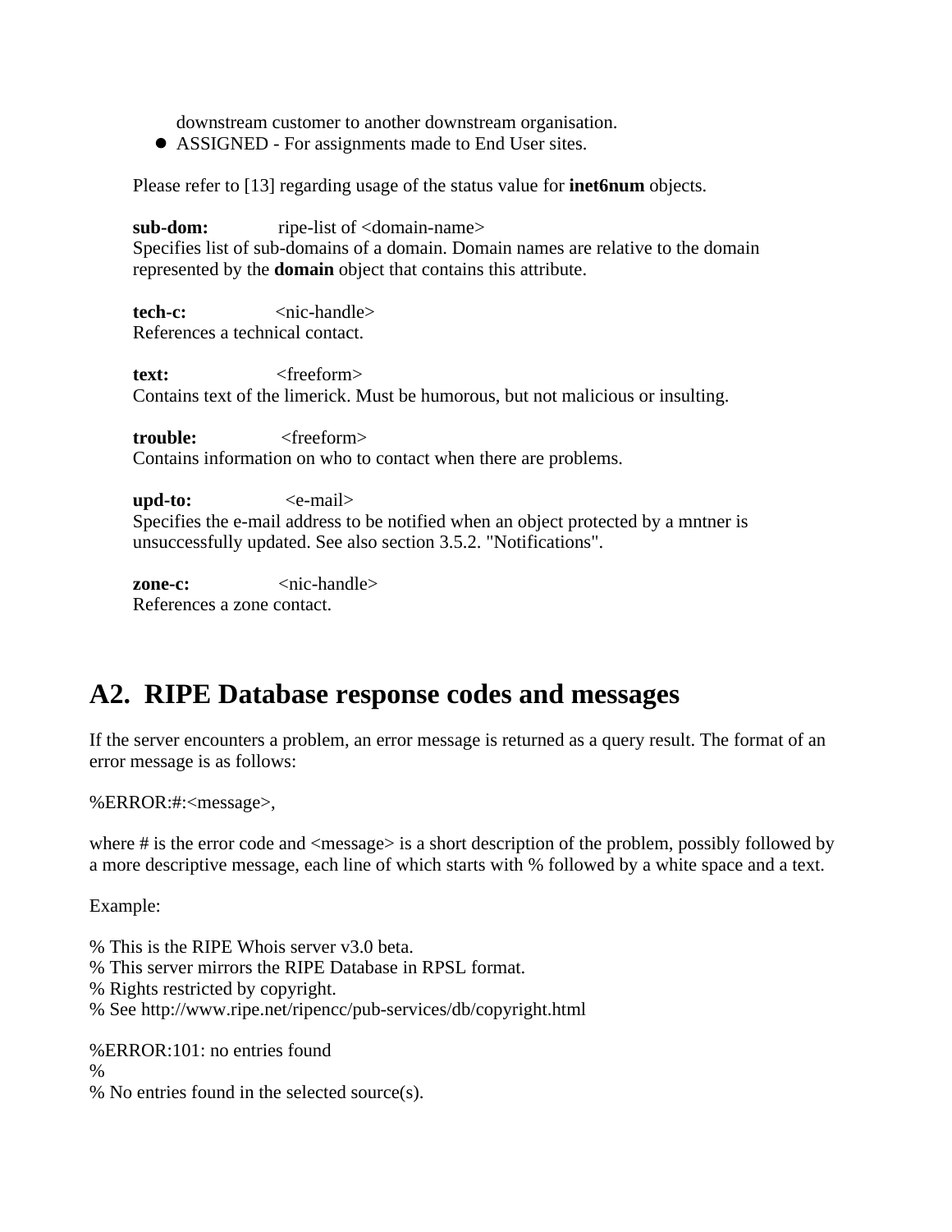downstream customer to another downstream organisation.
- ASSIGNED - For assignments made to End User sites.

Please refer to [13] regarding usage of the status value for **inet6num** objects.

**sub-dom:** ripe-list of <domain-name>
Specifies list of sub-domains of a domain. Domain names are relative to the domain represented by the **domain** object that contains this attribute.

**tech-c:** <nic-handle>
References a technical contact.

**text:** <freeform>
Contains text of the limerick. Must be humorous, but not malicious or insulting.

**trouble:** <freeform>
Contains information on who to contact when there are problems.

**upd-to:** <e-mail>
Specifies the e-mail address to be notified when an object protected by a mntner is unsuccessfully updated. See also section 3.5.2. "Notifications".

**zone-c:** <nic-handle>
References a zone contact.

# A2. RIPE Database response codes and messages

If the server encounters a problem, an error message is returned as a query result. The format of an error message is as follows:

%ERROR:#:<message>,

where # is the error code and <message> is a short description of the problem, possibly followed by a more descriptive message, each line of which starts with % followed by a white space and a text.

Example:

```
% This is the RIPE Whois server v3.0 beta.
% This server mirrors the RIPE Database in RPSL format.
% Rights restricted by copyright.
% See http://www.ripe.net/ripencc/pub-services/db/copyright.html

%ERROR:101: no entries found
%
% No entries found in the selected source(s).
```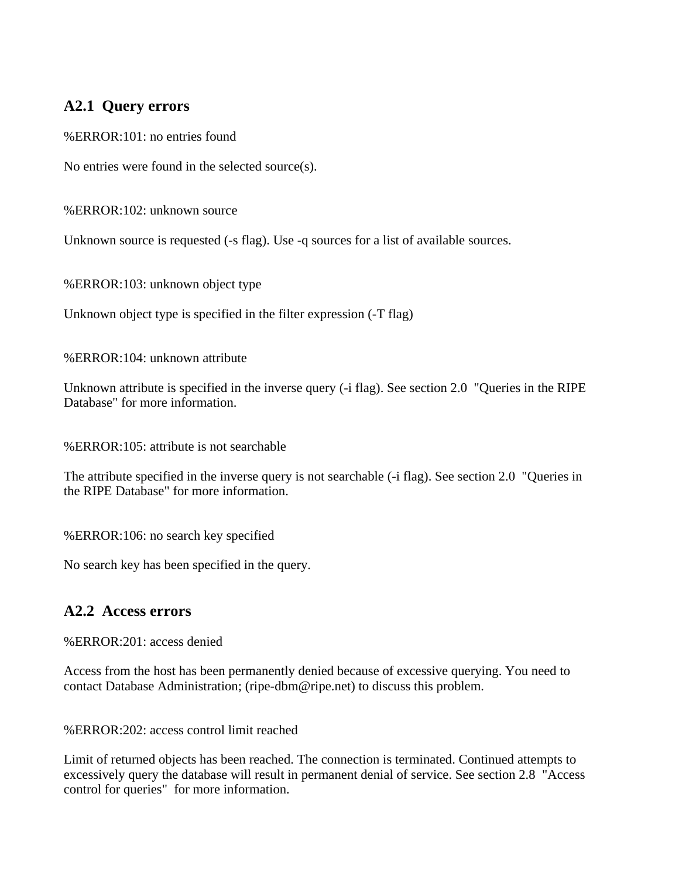## A2.1 Query errors

%ERROR:101: no entries found

No entries were found in the selected source(s).

%ERROR:102: unknown source

Unknown source is requested (-s flag). Use -q sources for a list of available sources.

%ERROR:103: unknown object type

Unknown object type is specified in the filter expression (-T flag)

%ERROR:104: unknown attribute

Unknown attribute is specified in the inverse query (-i flag). See section 2.0 "Queries in the RIPE Database" for more information.

%ERROR:105: attribute is not searchable

The attribute specified in the inverse query is not searchable (-i flag). See section 2.0 "Queries in the RIPE Database" for more information.

%ERROR:106: no search key specified

No search key has been specified in the query.

## A2.2 Access errors

%ERROR:201: access denied

Access from the host has been permanently denied because of excessive querying. You need to contact Database Administration; (ripe-dbm@ripe.net) to discuss this problem.

%ERROR:202: access control limit reached

Limit of returned objects has been reached. The connection is terminated. Continued attempts to excessively query the database will result in permanent denial of service. See section 2.8 "Access control for queries" for more information.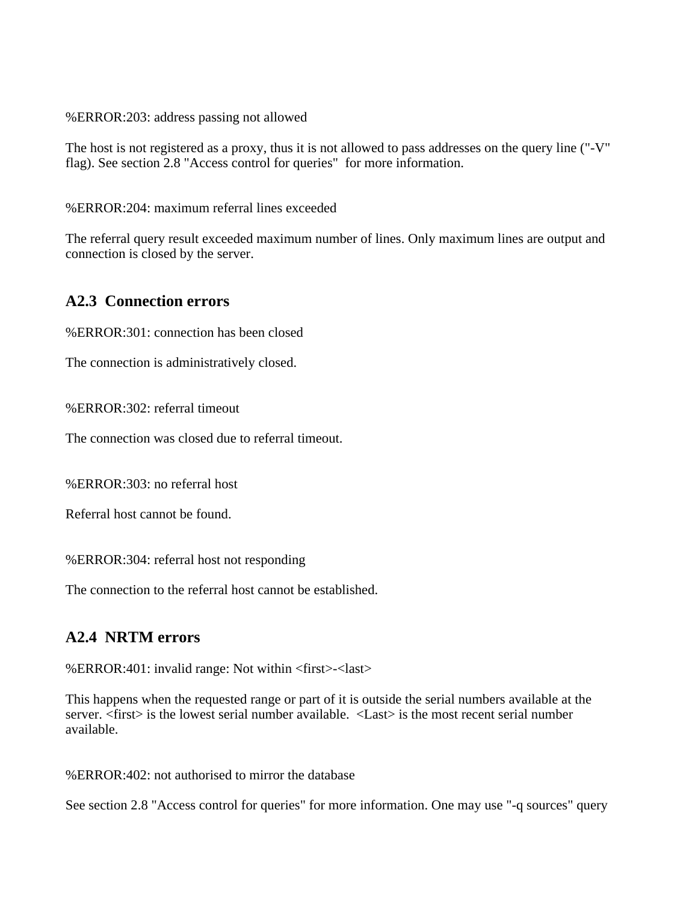%ERROR:203: address passing not allowed

The host is not registered as a proxy, thus it is not allowed to pass addresses on the query line ("-V" flag). See section 2.8 "Access control for queries"  for more information.

%ERROR:204: maximum referral lines exceeded

The referral query result exceeded maximum number of lines. Only maximum lines are output and connection is closed by the server.

### A2.3  Connection errors

%ERROR:301: connection has been closed

The connection is administratively closed.

%ERROR:302: referral timeout

The connection was closed due to referral timeout.

%ERROR:303: no referral host

Referral host cannot be found.

%ERROR:304: referral host not responding

The connection to the referral host cannot be established.

### A2.4  NRTM errors

%ERROR:401: invalid range: Not within <first>-<last>

This happens when the requested range or part of it is outside the serial numbers available at the server. <first> is the lowest serial number available.  <Last> is the most recent serial number available.

%ERROR:402: not authorised to mirror the database

See section 2.8 "Access control for queries" for more information. One may use "-q sources" query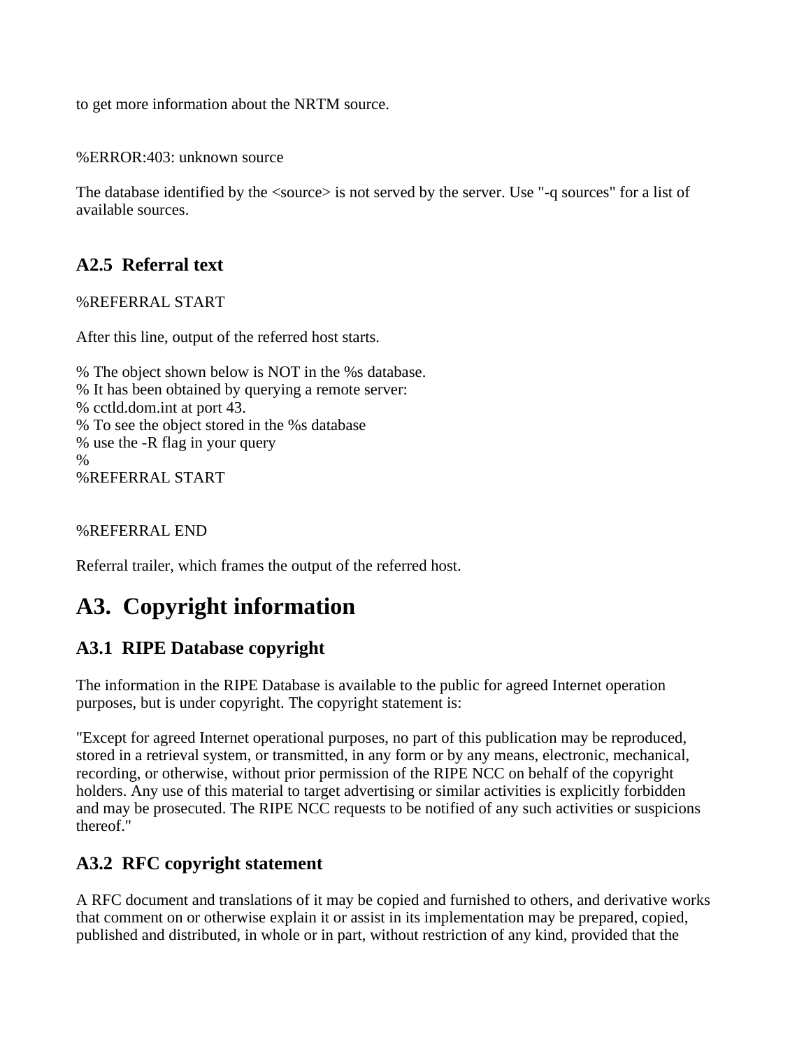to get more information about the NRTM source.

%ERROR:403: unknown source

The database identified by the <source> is not served by the server. Use "-q sources" for a list of available sources.

### A2.5  Referral text

%REFERRAL START

After this line, output of the referred host starts.

% The object shown below is NOT in the %s database.
% It has been obtained by querying a remote server:
% cctld.dom.int at port 43.
% To see the object stored in the %s database
% use the -R flag in your query
%
%REFERRAL START

%REFERRAL END

Referral trailer, which frames the output of the referred host.

## A3.  Copyright information

### A3.1  RIPE Database copyright

The information in the RIPE Database is available to the public for agreed Internet operation purposes, but is under copyright. The copyright statement is:

"Except for agreed Internet operational purposes, no part of this publication may be reproduced, stored in a retrieval system, or transmitted, in any form or by any means, electronic, mechanical, recording, or otherwise, without prior permission of the RIPE NCC on behalf of the copyright holders. Any use of this material to target advertising or similar activities is explicitly forbidden and may be prosecuted. The RIPE NCC requests to be notified of any such activities or suspicions thereof."

### A3.2  RFC copyright statement

A RFC document and translations of it may be copied and furnished to others, and derivative works that comment on or otherwise explain it or assist in its implementation may be prepared, copied, published and distributed, in whole or in part, without restriction of any kind, provided that the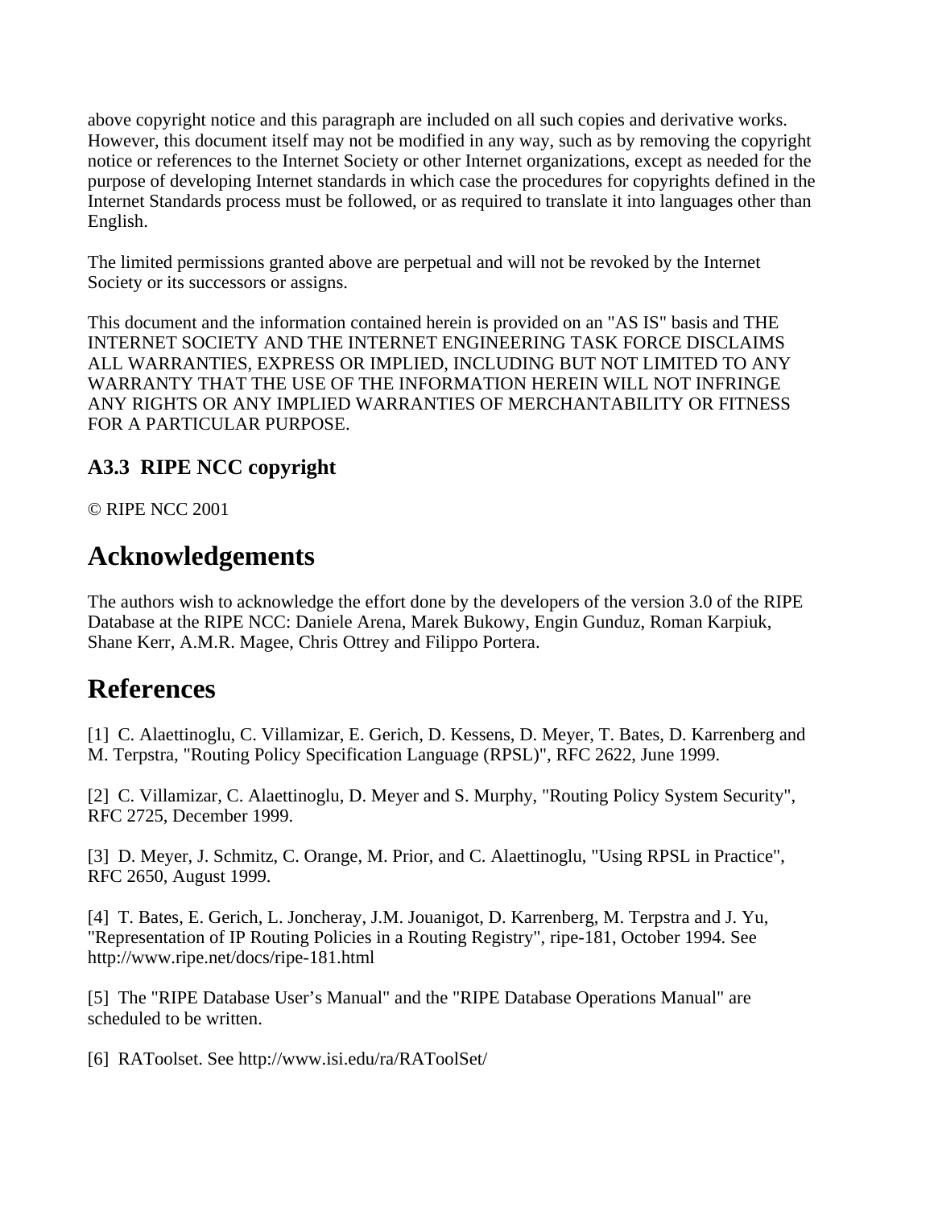above copyright notice and this paragraph are included on all such copies and derivative works. However, this document itself may not be modified in any way, such as by removing the copyright notice or references to the Internet Society or other Internet organizations, except as needed for the purpose of developing Internet standards in which case the procedures for copyrights defined in the Internet Standards process must be followed, or as required to translate it into languages other than English.

The limited permissions granted above are perpetual and will not be revoked by the Internet Society or its successors or assigns.

This document and the information contained herein is provided on an "AS IS" basis and THE INTERNET SOCIETY AND THE INTERNET ENGINEERING TASK FORCE DISCLAIMS ALL WARRANTIES, EXPRESS OR IMPLIED, INCLUDING BUT NOT LIMITED TO ANY WARRANTY THAT THE USE OF THE INFORMATION HEREIN WILL NOT INFRINGE ANY RIGHTS OR ANY IMPLIED WARRANTIES OF MERCHANTABILITY OR FITNESS FOR A PARTICULAR PURPOSE.

### A3.3 RIPE NCC copyright

© RIPE NCC 2001

## Acknowledgements

The authors wish to acknowledge the effort done by the developers of the version 3.0 of the RIPE Database at the RIPE NCC: Daniele Arena, Marek Bukowy, Engin Gunduz, Roman Karpiuk, Shane Kerr, A.M.R. Magee, Chris Ottrey and Filippo Portera.

## References

[1] C. Alaettinoglu, C. Villamizar, E. Gerich, D. Kessens, D. Meyer, T. Bates, D. Karrenberg and M. Terpstra, "Routing Policy Specification Language (RPSL)", RFC 2622, June 1999.

[2] C. Villamizar, C. Alaettinoglu, D. Meyer and S. Murphy, "Routing Policy System Security", RFC 2725, December 1999.

[3] D. Meyer, J. Schmitz, C. Orange, M. Prior, and C. Alaettinoglu, "Using RPSL in Practice", RFC 2650, August 1999.

[4] T. Bates, E. Gerich, L. Joncheray, J.M. Jouanigot, D. Karrenberg, M. Terpstra and J. Yu, "Representation of IP Routing Policies in a Routing Registry", ripe-181, October 1994. See http://www.ripe.net/docs/ripe-181.html

[5] The "RIPE Database User's Manual" and the "RIPE Database Operations Manual" are scheduled to be written.

[6] RAToolset. See http://www.isi.edu/ra/RAToolSet/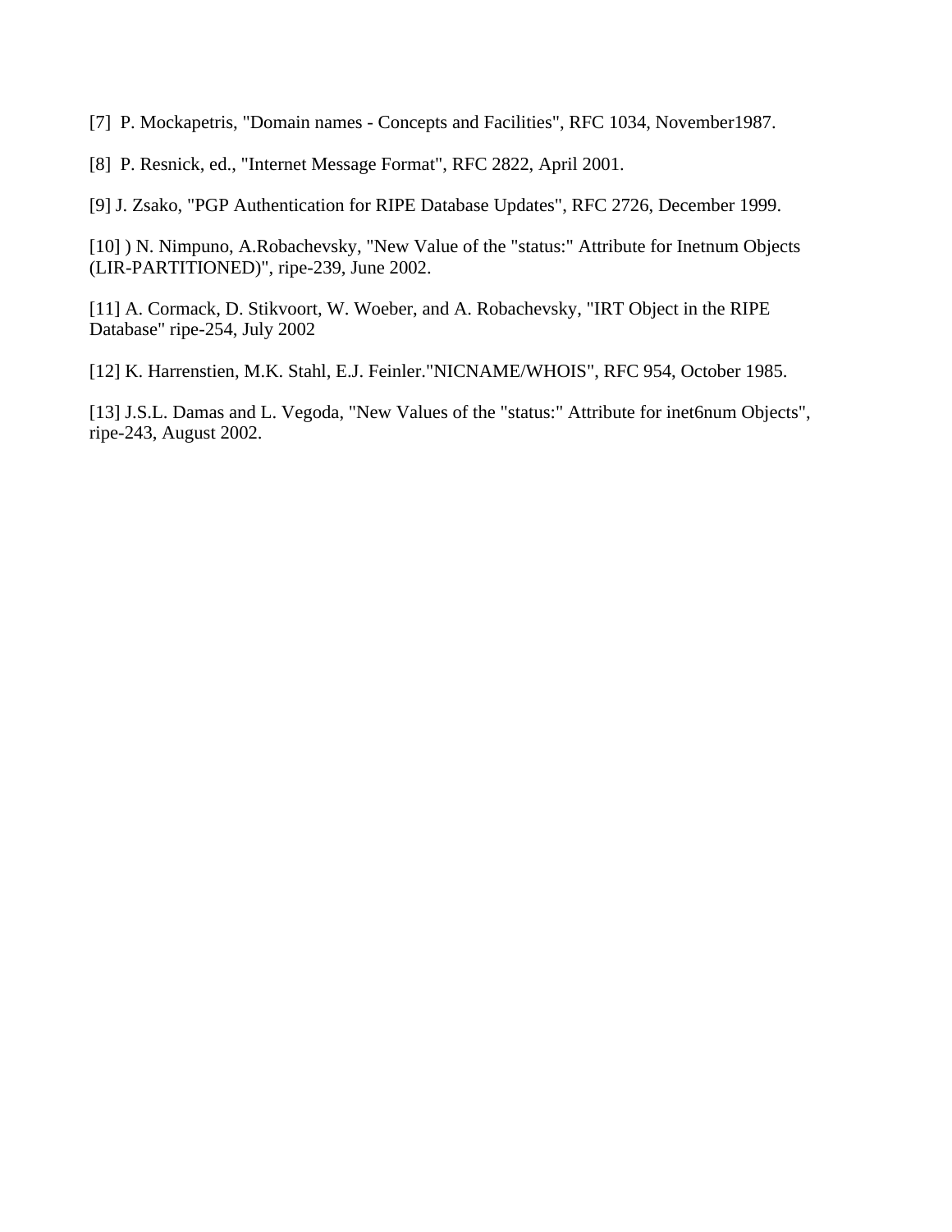[7]  P. Mockapetris, "Domain names - Concepts and Facilities", RFC 1034, November1987.

[8]  P. Resnick, ed., "Internet Message Format", RFC 2822, April 2001.

[9] J. Zsako, "PGP Authentication for RIPE Database Updates", RFC 2726, December 1999.

[10] ) N. Nimpuno, A.Robachevsky, "New Value of the "status:" Attribute for Inetnum Objects (LIR-PARTITIONED)", ripe-239, June 2002.

[11] A. Cormack, D. Stikvoort, W. Woeber, and A. Robachevsky, "IRT Object in the RIPE Database" ripe-254, July 2002

[12] K. Harrenstien, M.K. Stahl, E.J. Feinler."NICNAME/WHOIS", RFC 954, October 1985.

[13] J.S.L. Damas and L. Vegoda, "New Values of the "status:" Attribute for inet6num Objects", ripe-243, August 2002.